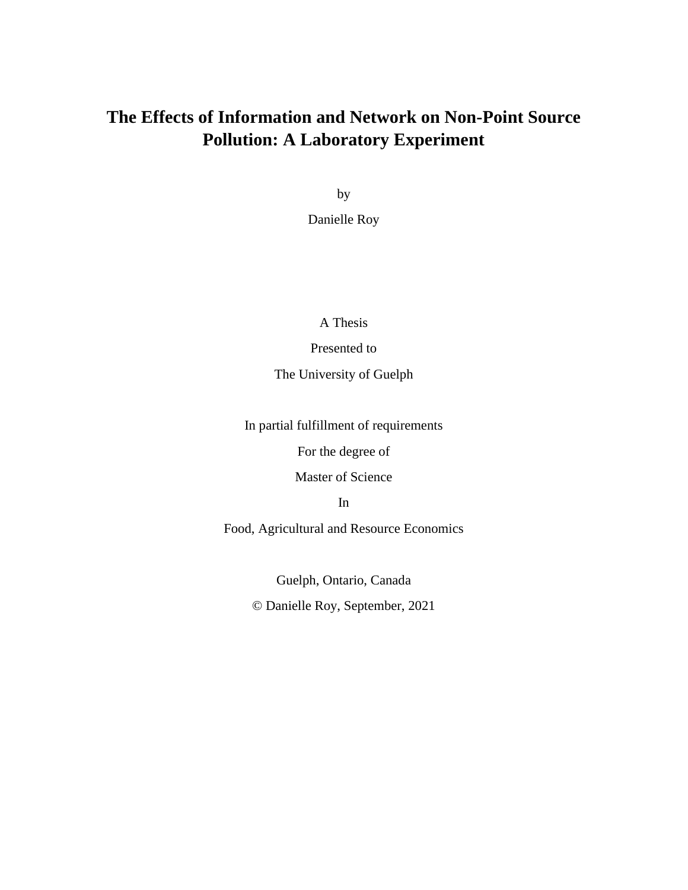# The Effects of Information and Network on Non-Point Source Pollution: A Laboratory Experiment

by

Danielle Roy

A Thesis

Presented to

The University of Guelph

In partial fulfillment of requirements

For the degree of

Master of Science

In

Food, Agricultural and Resource Economics

Guelph, Ontario, Canada

© Danielle Roy, September, 2021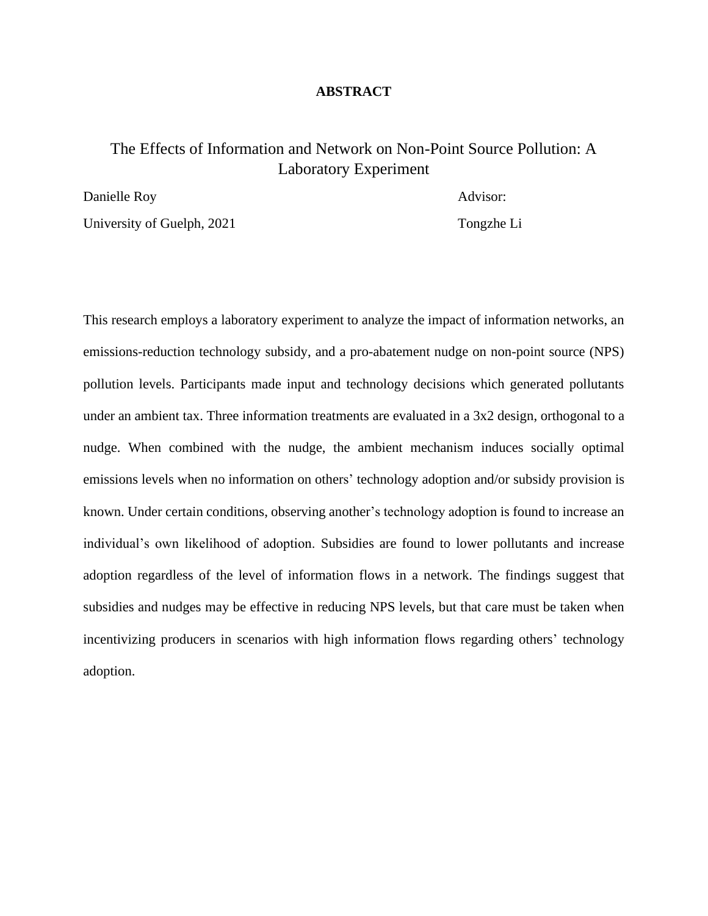# ABSTRACT

## The Effects of Information and Network on Non-Point Source Pollution: A Laboratory Experiment

Danielle Roy  
University of Guelph, 2021

Advisor:  
Tongzhe Li

This research employs a laboratory experiment to analyze the impact of information networks, an emissions-reduction technology subsidy, and a pro-abatement nudge on non-point source (NPS) pollution levels. Participants made input and technology decisions which generated pollutants under an ambient tax. Three information treatments are evaluated in a 3x2 design, orthogonal to a nudge. When combined with the nudge, the ambient mechanism induces socially optimal emissions levels when no information on others' technology adoption and/or subsidy provision is known. Under certain conditions, observing another's technology adoption is found to increase an individual's own likelihood of adoption. Subsidies are found to lower pollutants and increase adoption regardless of the level of information flows in a network. The findings suggest that subsidies and nudges may be effective in reducing NPS levels, but that care must be taken when incentivizing producers in scenarios with high information flows regarding others' technology adoption.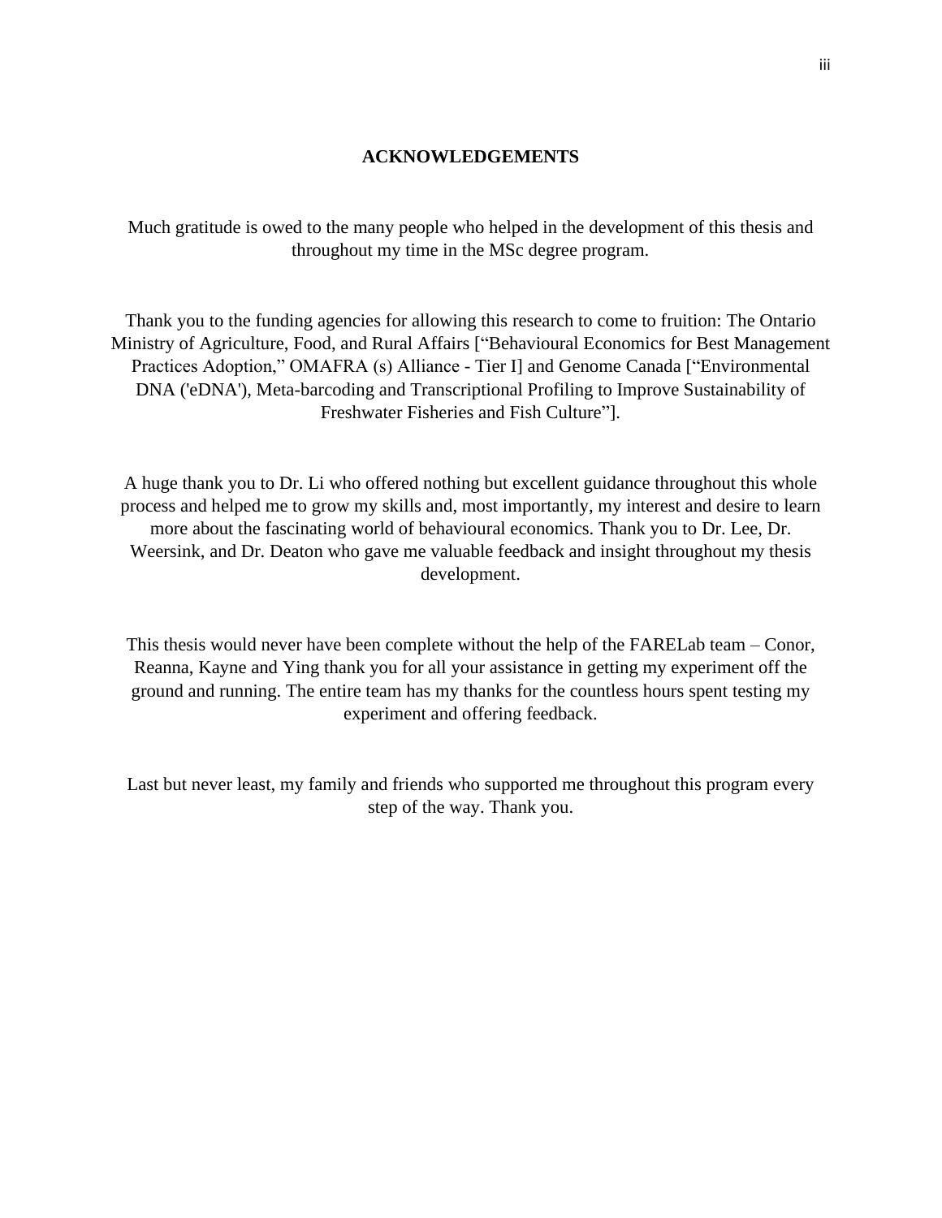## ACKNOWLEDGEMENTS

Much gratitude is owed to the many people who helped in the development of this thesis and throughout my time in the MSc degree program.

Thank you to the funding agencies for allowing this research to come to fruition: The Ontario Ministry of Agriculture, Food, and Rural Affairs ["Behavioural Economics for Best Management Practices Adoption," OMAFRA (s) Alliance - Tier I] and Genome Canada ["Environmental DNA ('eDNA'), Meta-barcoding and Transcriptional Profiling to Improve Sustainability of Freshwater Fisheries and Fish Culture"].

A huge thank you to Dr. Li who offered nothing but excellent guidance throughout this whole process and helped me to grow my skills and, most importantly, my interest and desire to learn more about the fascinating world of behavioural economics. Thank you to Dr. Lee, Dr. Weersink, and Dr. Deaton who gave me valuable feedback and insight throughout my thesis development.

This thesis would never have been complete without the help of the FARELab team – Conor, Reanna, Kayne and Ying thank you for all your assistance in getting my experiment off the ground and running. The entire team has my thanks for the countless hours spent testing my experiment and offering feedback.

Last but never least, my family and friends who supported me throughout this program every step of the way. Thank you.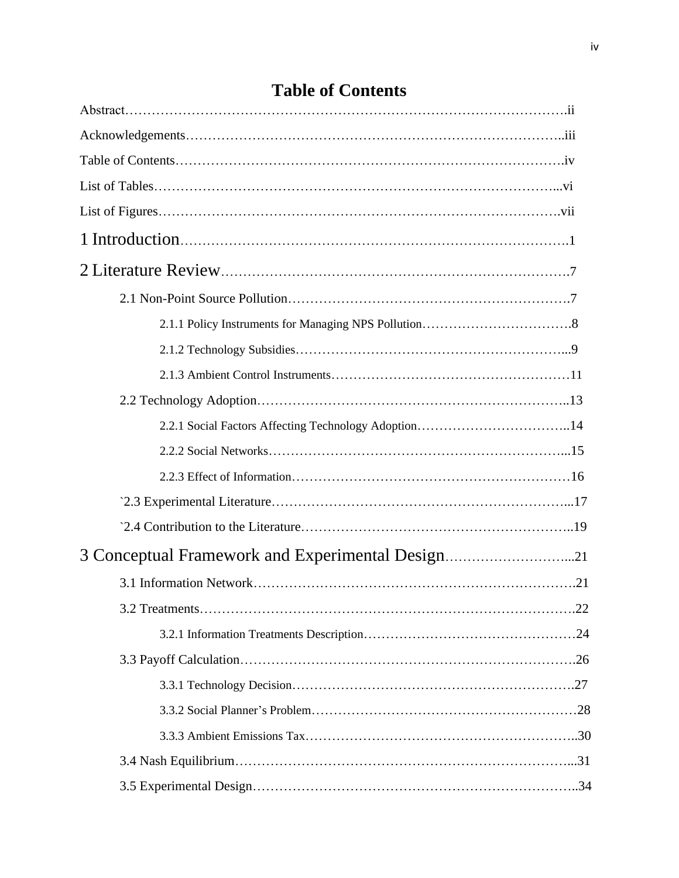# Table of Contents

Abstract……………………………………………………………………………………….ii

Acknowledgements…………………………………………………………………………..iii

Table of Contents…………………………………………………………………………….iv

List of Tables………………………………………………………………………………...vi

List of Figures……………………………………………………………………………….vii

1 Introduction……………………………………………………………………………….1

2 Literature Review………………………………………………………………………….7

2.1 Non-Point Source Pollution…………………………………………………………….7

2.1.1 Policy Instruments for Managing NPS Pollution…………………………….8

2.1.2 Technology Subsidies……………………………………………………...9

2.1.3 Ambient Control Instruments………………………………………………11

2.2 Technology Adoption…………………………………………………………..13

2.2.1 Social Factors Affecting Technology Adoption……………………………..14

2.2.2 Social Networks…………………………………………………………...15

2.2.3 Effect of Information……………………………………………………16

`2.3 Experimental Literature……………………………………………………………...17

`2.4 Contribution to the Literature………………………………………………………..19

3 Conceptual Framework and Experimental Design………………………...21

3.1 Information Network…………………………………………………………………….21

3.2 Treatments……………………………………………………………………………….22

3.2.1 Information Treatments Description…………………………………………24

3.3 Payoff Calculation……………………………………………………………………….26

3.3.1 Technology Decision……………………………………………………….27

3.3.2 Social Planner's Problem……………………………………………………28

3.3.3 Ambient Emissions Tax……………………………………………………..30

3.4 Nash Equilibrium……………………………………………………………………...31

3.5 Experimental Design……………………………………………………………………..34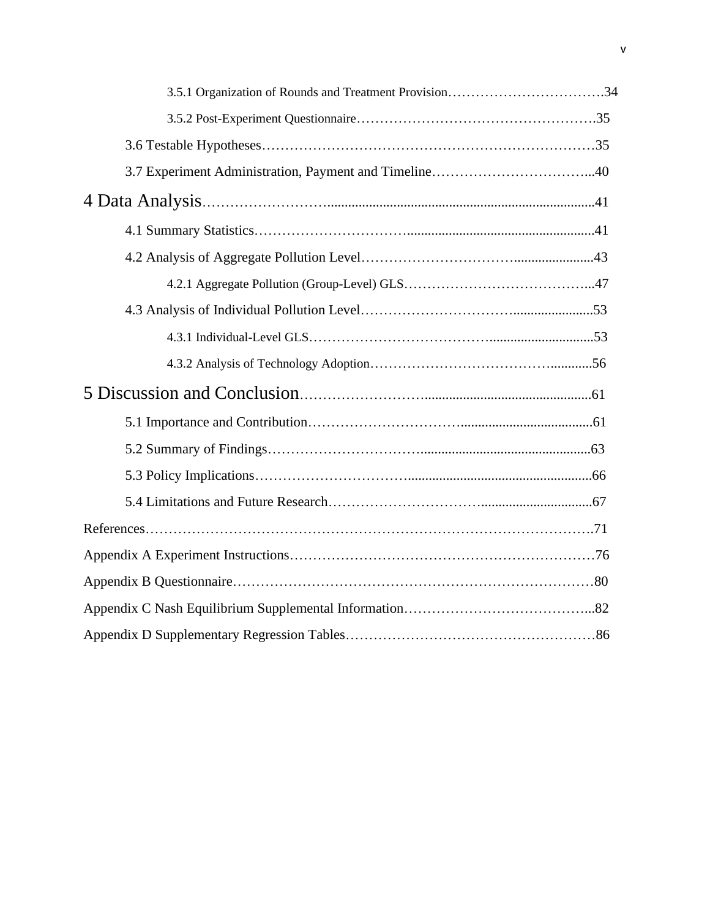3.5.1 Organization of Rounds and Treatment Provision……………………………….34

3.5.2 Post-Experiment Questionnaire…………………………………………….35

3.6 Testable Hypotheses………………………………………………………………35

3.7 Experiment Administration, Payment and Timeline……………………………...40

4 Data Analysis……………………………………………………………………41

4.1 Summary Statistics………………………………………………………………41

4.2 Analysis of Aggregate Pollution Level…………………………………………43

4.2.1 Aggregate Pollution (Group-Level) GLS……………………………………...47

4.3 Analysis of Individual Pollution Level……………………………………………53

4.3.1 Individual-Level GLS……………………………………………………53

4.3.2 Analysis of Technology Adoption………………………………………56

5 Discussion and Conclusion……………………………………………………61

5.1 Importance and Contribution……………………………………………………61

5.2 Summary of Findings……………………………………………………………63

5.3 Policy Implications………………………………………………………………66

5.4 Limitations and Future Research…………………………………………………67

References……………………………………………………………………………….71

Appendix A Experiment Instructions……………………………………………………76

Appendix B Questionnaire………………………………………………………………80

Appendix C Nash Equilibrium Supplemental Information………………………………...82

Appendix D Supplementary Regression Tables…………………………………………86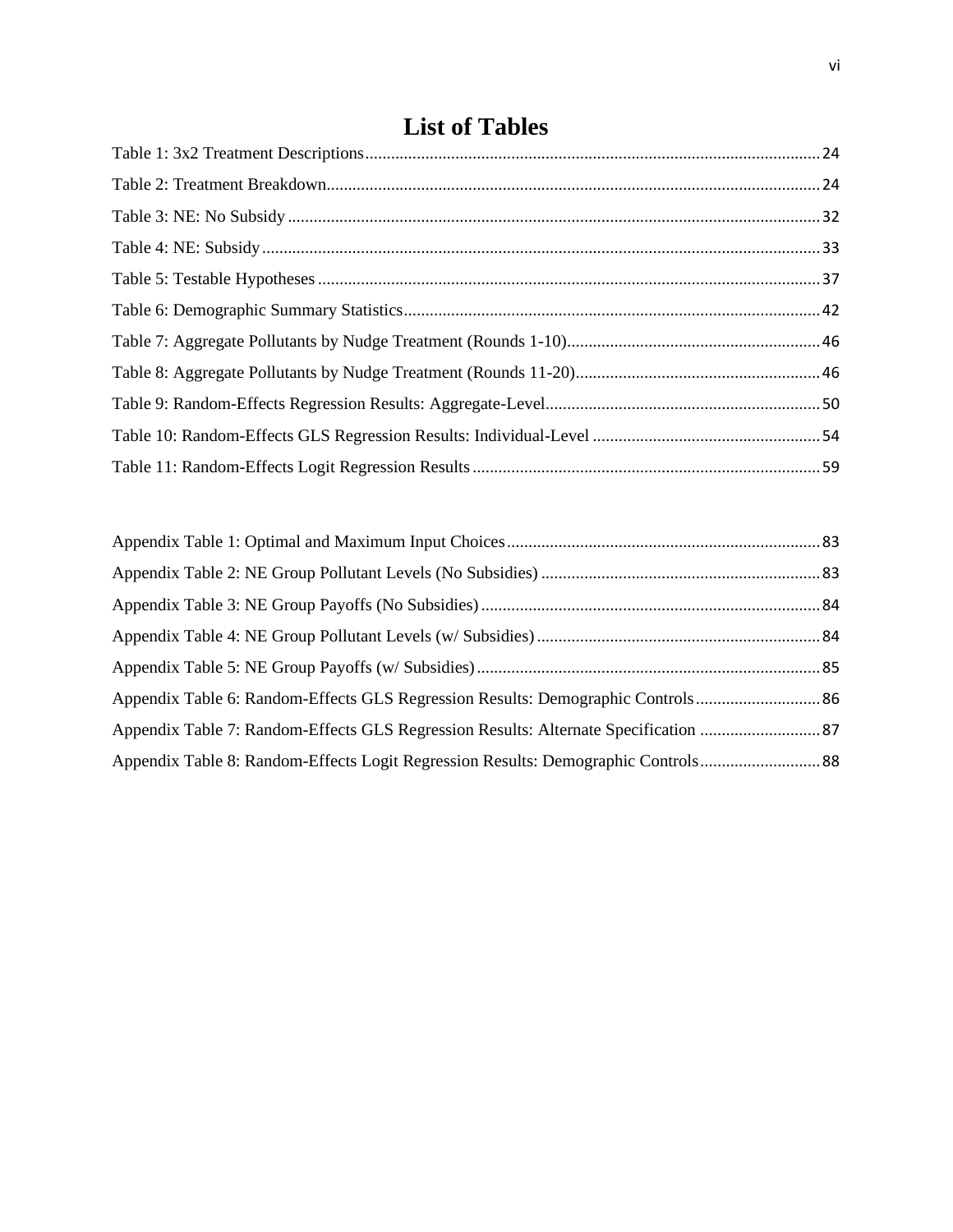# List of Tables

Table 1: 3x2 Treatment Descriptions ........................................................................................................ 24

Table 2: Treatment Breakdown................................................................................................................ 24

Table 3: NE: No Subsidy .......................................................................................................................... 32

Table 4: NE: Subsidy ................................................................................................................................ 33

Table 5: Testable Hypotheses .................................................................................................................. 37

Table 6: Demographic Summary Statistics ............................................................................................... 42

Table 7: Aggregate Pollutants by Nudge Treatment (Rounds 1-10).......................................................... 46

Table 8: Aggregate Pollutants by Nudge Treatment (Rounds 11-20)........................................................ 46

Table 9: Random-Effects Regression Results: Aggregate-Level............................................................... 50

Table 10: Random-Effects GLS Regression Results: Individual-Level .................................................... 54

Table 11: Random-Effects Logit Regression Results ................................................................................ 59

Appendix Table 1: Optimal and Maximum Input Choices ........................................................................ 83

Appendix Table 2: NE Group Pollutant Levels (No Subsidies) ................................................................ 83

Appendix Table 3: NE Group Payoffs (No Subsidies) .............................................................................. 84

Appendix Table 4: NE Group Pollutant Levels (w/ Subsidies) ................................................................. 84

Appendix Table 5: NE Group Payoffs (w/ Subsidies) ............................................................................... 85

Appendix Table 6: Random-Effects GLS Regression Results: Demographic Controls ............................ 86

Appendix Table 7: Random-Effects GLS Regression Results: Alternate Specification ........................... 87

Appendix Table 8: Random-Effects Logit Regression Results: Demographic Controls ........................... 88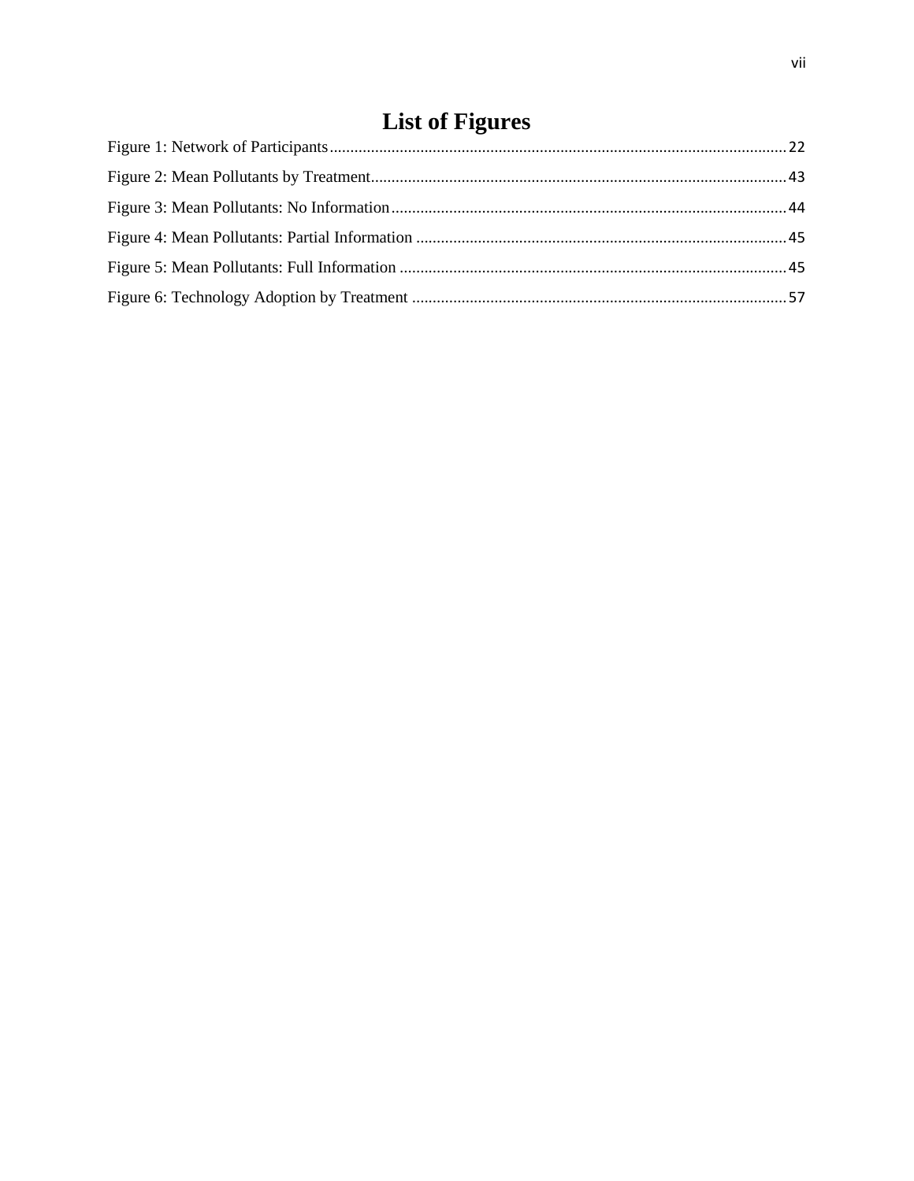# List of Figures

Figure 1: Network of Participants ............................................................................................. 22

Figure 2: Mean Pollutants by Treatment ..................................................................................... 43

Figure 3: Mean Pollutants: No Information ................................................................................ 44

Figure 4: Mean Pollutants: Partial Information .......................................................................... 45

Figure 5: Mean Pollutants: Full Information .............................................................................. 45

Figure 6: Technology Adoption by Treatment ............................................................................ 57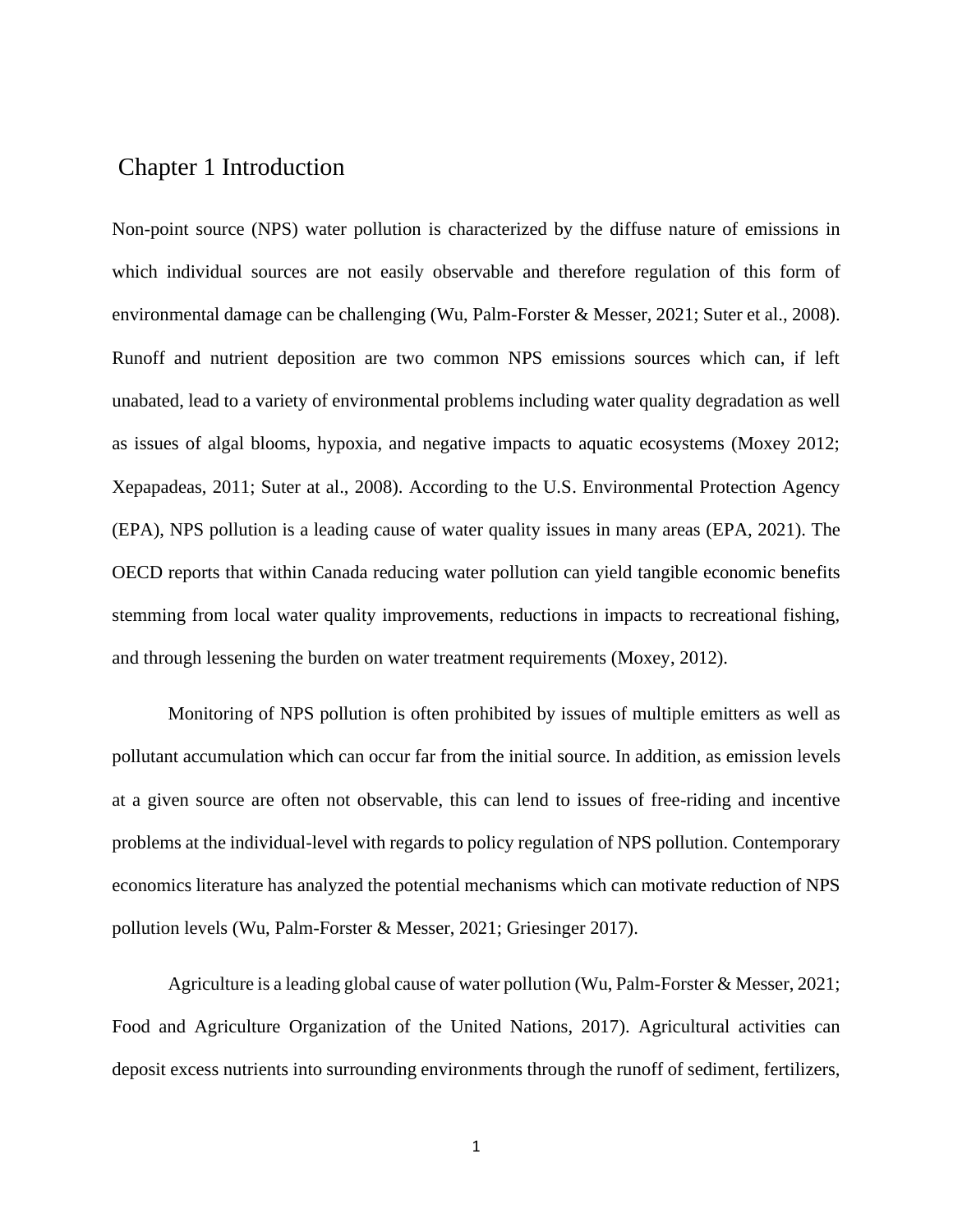# Chapter 1 Introduction

Non-point source (NPS) water pollution is characterized by the diffuse nature of emissions in which individual sources are not easily observable and therefore regulation of this form of environmental damage can be challenging (Wu, Palm-Forster & Messer, 2021; Suter et al., 2008). Runoff and nutrient deposition are two common NPS emissions sources which can, if left unabated, lead to a variety of environmental problems including water quality degradation as well as issues of algal blooms, hypoxia, and negative impacts to aquatic ecosystems (Moxey 2012; Xepapadeas, 2011; Suter at al., 2008). According to the U.S. Environmental Protection Agency (EPA), NPS pollution is a leading cause of water quality issues in many areas (EPA, 2021). The OECD reports that within Canada reducing water pollution can yield tangible economic benefits stemming from local water quality improvements, reductions in impacts to recreational fishing, and through lessening the burden on water treatment requirements (Moxey, 2012).

Monitoring of NPS pollution is often prohibited by issues of multiple emitters as well as pollutant accumulation which can occur far from the initial source. In addition, as emission levels at a given source are often not observable, this can lend to issues of free-riding and incentive problems at the individual-level with regards to policy regulation of NPS pollution. Contemporary economics literature has analyzed the potential mechanisms which can motivate reduction of NPS pollution levels (Wu, Palm-Forster & Messer, 2021; Griesinger 2017).

Agriculture is a leading global cause of water pollution (Wu, Palm-Forster & Messer, 2021; Food and Agriculture Organization of the United Nations, 2017). Agricultural activities can deposit excess nutrients into surrounding environments through the runoff of sediment, fertilizers,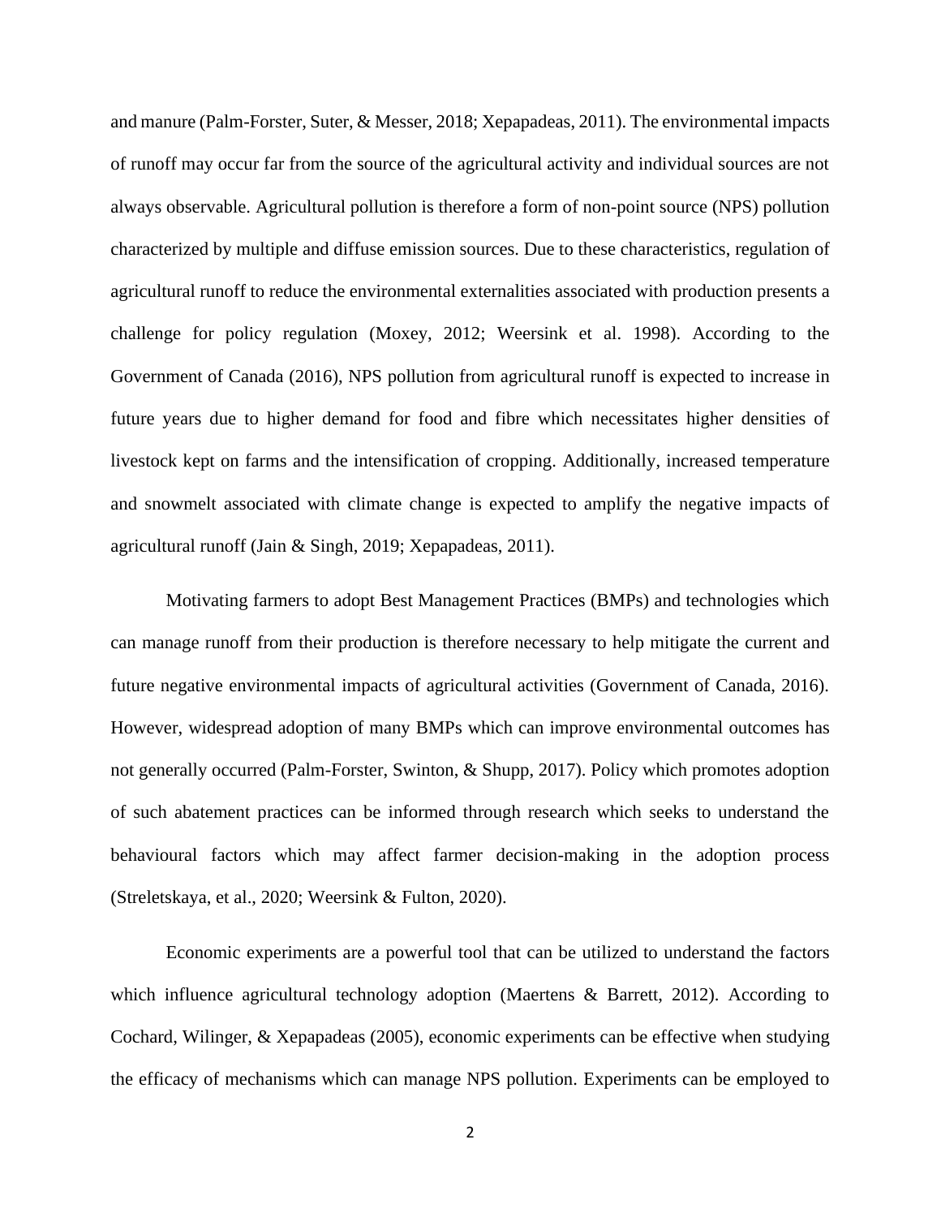and manure (Palm-Forster, Suter, & Messer, 2018; Xepapadeas, 2011). The environmental impacts of runoff may occur far from the source of the agricultural activity and individual sources are not always observable. Agricultural pollution is therefore a form of non-point source (NPS) pollution characterized by multiple and diffuse emission sources. Due to these characteristics, regulation of agricultural runoff to reduce the environmental externalities associated with production presents a challenge for policy regulation (Moxey, 2012; Weersink et al. 1998). According to the Government of Canada (2016), NPS pollution from agricultural runoff is expected to increase in future years due to higher demand for food and fibre which necessitates higher densities of livestock kept on farms and the intensification of cropping. Additionally, increased temperature and snowmelt associated with climate change is expected to amplify the negative impacts of agricultural runoff (Jain & Singh, 2019; Xepapadeas, 2011).

Motivating farmers to adopt Best Management Practices (BMPs) and technologies which can manage runoff from their production is therefore necessary to help mitigate the current and future negative environmental impacts of agricultural activities (Government of Canada, 2016). However, widespread adoption of many BMPs which can improve environmental outcomes has not generally occurred (Palm-Forster, Swinton, & Shupp, 2017). Policy which promotes adoption of such abatement practices can be informed through research which seeks to understand the behavioural factors which may affect farmer decision-making in the adoption process (Streletskaya, et al., 2020; Weersink & Fulton, 2020).

Economic experiments are a powerful tool that can be utilized to understand the factors which influence agricultural technology adoption (Maertens & Barrett, 2012). According to Cochard, Wilinger, & Xepapadeas (2005), economic experiments can be effective when studying the efficacy of mechanisms which can manage NPS pollution. Experiments can be employed to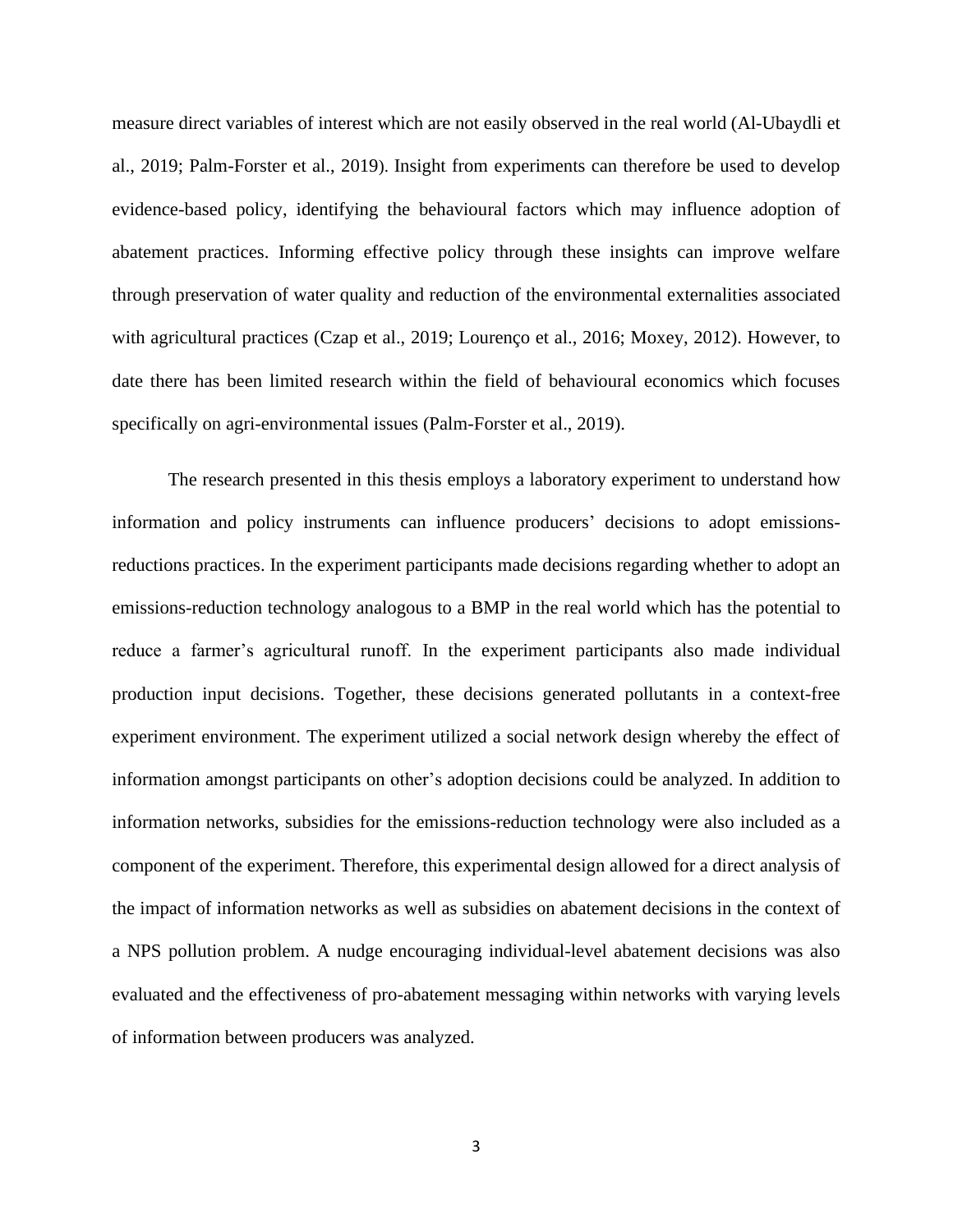measure direct variables of interest which are not easily observed in the real world (Al-Ubaydli et al., 2019; Palm-Forster et al., 2019). Insight from experiments can therefore be used to develop evidence-based policy, identifying the behavioural factors which may influence adoption of abatement practices. Informing effective policy through these insights can improve welfare through preservation of water quality and reduction of the environmental externalities associated with agricultural practices (Czap et al., 2019; Lourenço et al., 2016; Moxey, 2012). However, to date there has been limited research within the field of behavioural economics which focuses specifically on agri-environmental issues (Palm-Forster et al., 2019).

The research presented in this thesis employs a laboratory experiment to understand how information and policy instruments can influence producers' decisions to adopt emissions-reductions practices. In the experiment participants made decisions regarding whether to adopt an emissions-reduction technology analogous to a BMP in the real world which has the potential to reduce a farmer's agricultural runoff. In the experiment participants also made individual production input decisions. Together, these decisions generated pollutants in a context-free experiment environment. The experiment utilized a social network design whereby the effect of information amongst participants on other's adoption decisions could be analyzed. In addition to information networks, subsidies for the emissions-reduction technology were also included as a component of the experiment. Therefore, this experimental design allowed for a direct analysis of the impact of information networks as well as subsidies on abatement decisions in the context of a NPS pollution problem. A nudge encouraging individual-level abatement decisions was also evaluated and the effectiveness of pro-abatement messaging within networks with varying levels of information between producers was analyzed.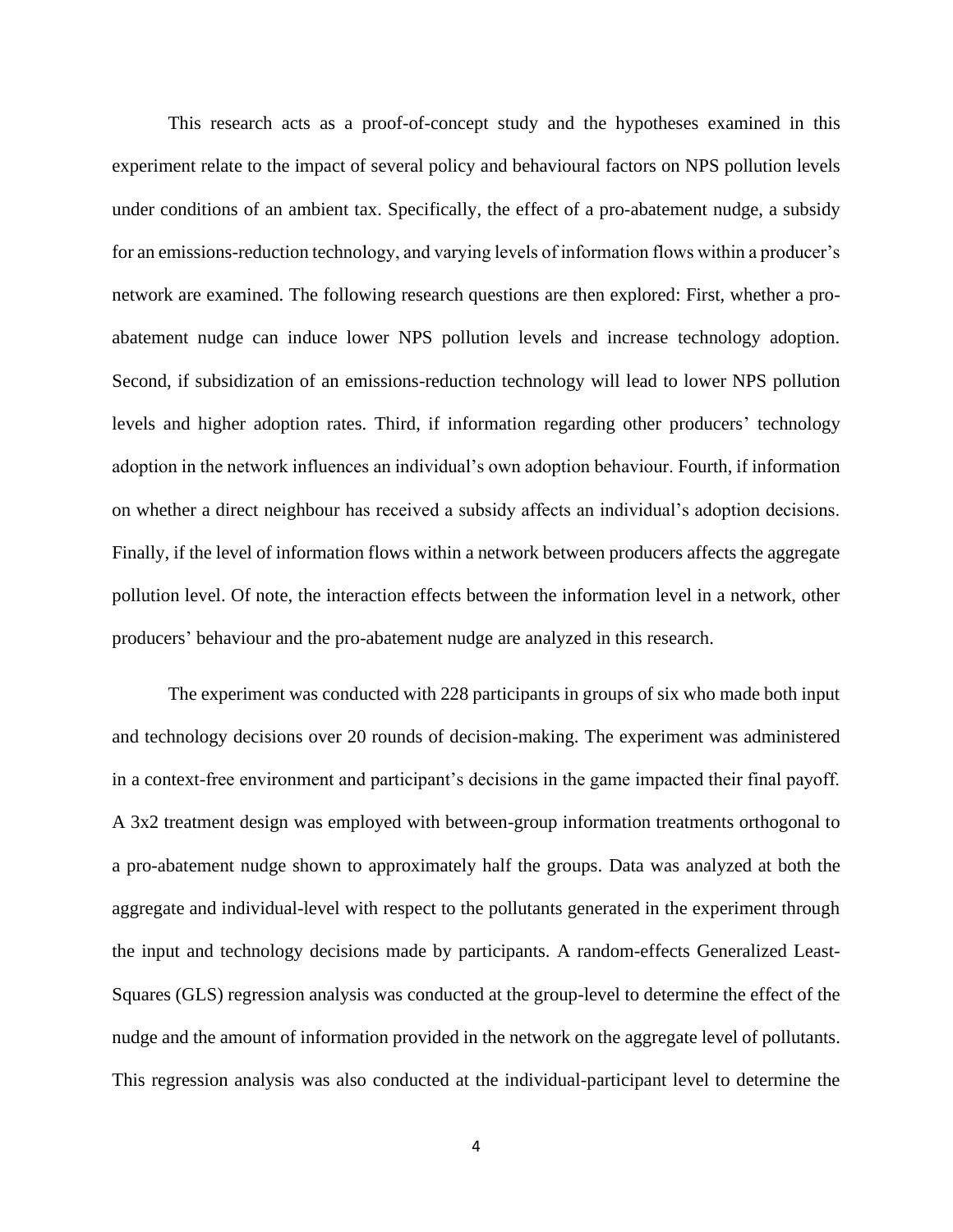This research acts as a proof-of-concept study and the hypotheses examined in this experiment relate to the impact of several policy and behavioural factors on NPS pollution levels under conditions of an ambient tax. Specifically, the effect of a pro-abatement nudge, a subsidy for an emissions-reduction technology, and varying levels of information flows within a producer's network are examined. The following research questions are then explored: First, whether a pro-abatement nudge can induce lower NPS pollution levels and increase technology adoption. Second, if subsidization of an emissions-reduction technology will lead to lower NPS pollution levels and higher adoption rates. Third, if information regarding other producers' technology adoption in the network influences an individual's own adoption behaviour. Fourth, if information on whether a direct neighbour has received a subsidy affects an individual's adoption decisions. Finally, if the level of information flows within a network between producers affects the aggregate pollution level. Of note, the interaction effects between the information level in a network, other producers' behaviour and the pro-abatement nudge are analyzed in this research.

The experiment was conducted with 228 participants in groups of six who made both input and technology decisions over 20 rounds of decision-making. The experiment was administered in a context-free environment and participant's decisions in the game impacted their final payoff. A 3x2 treatment design was employed with between-group information treatments orthogonal to a pro-abatement nudge shown to approximately half the groups. Data was analyzed at both the aggregate and individual-level with respect to the pollutants generated in the experiment through the input and technology decisions made by participants. A random-effects Generalized Least-Squares (GLS) regression analysis was conducted at the group-level to determine the effect of the nudge and the amount of information provided in the network on the aggregate level of pollutants. This regression analysis was also conducted at the individual-participant level to determine the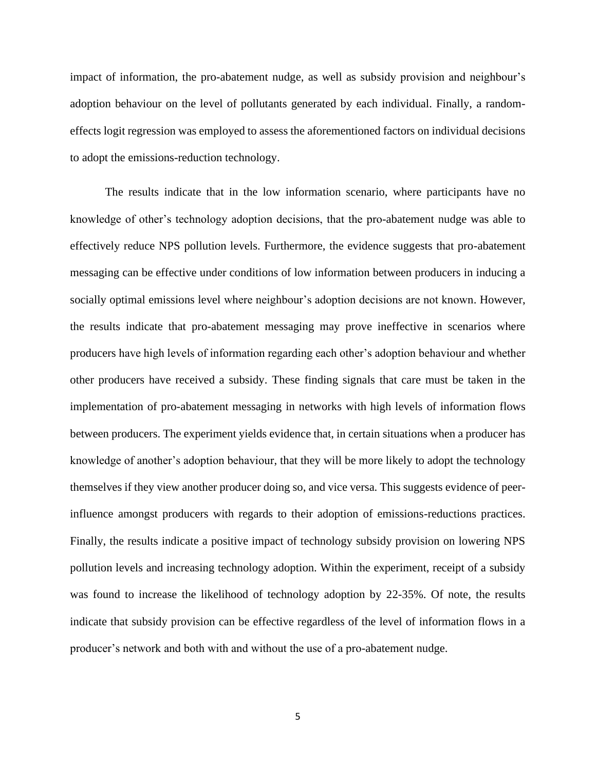impact of information, the pro-abatement nudge, as well as subsidy provision and neighbour's adoption behaviour on the level of pollutants generated by each individual. Finally, a random-effects logit regression was employed to assess the aforementioned factors on individual decisions to adopt the emissions-reduction technology.

The results indicate that in the low information scenario, where participants have no knowledge of other's technology adoption decisions, that the pro-abatement nudge was able to effectively reduce NPS pollution levels. Furthermore, the evidence suggests that pro-abatement messaging can be effective under conditions of low information between producers in inducing a socially optimal emissions level where neighbour's adoption decisions are not known. However, the results indicate that pro-abatement messaging may prove ineffective in scenarios where producers have high levels of information regarding each other's adoption behaviour and whether other producers have received a subsidy. These finding signals that care must be taken in the implementation of pro-abatement messaging in networks with high levels of information flows between producers. The experiment yields evidence that, in certain situations when a producer has knowledge of another's adoption behaviour, that they will be more likely to adopt the technology themselves if they view another producer doing so, and vice versa. This suggests evidence of peer-influence amongst producers with regards to their adoption of emissions-reductions practices. Finally, the results indicate a positive impact of technology subsidy provision on lowering NPS pollution levels and increasing technology adoption. Within the experiment, receipt of a subsidy was found to increase the likelihood of technology adoption by 22-35%. Of note, the results indicate that subsidy provision can be effective regardless of the level of information flows in a producer's network and both with and without the use of a pro-abatement nudge.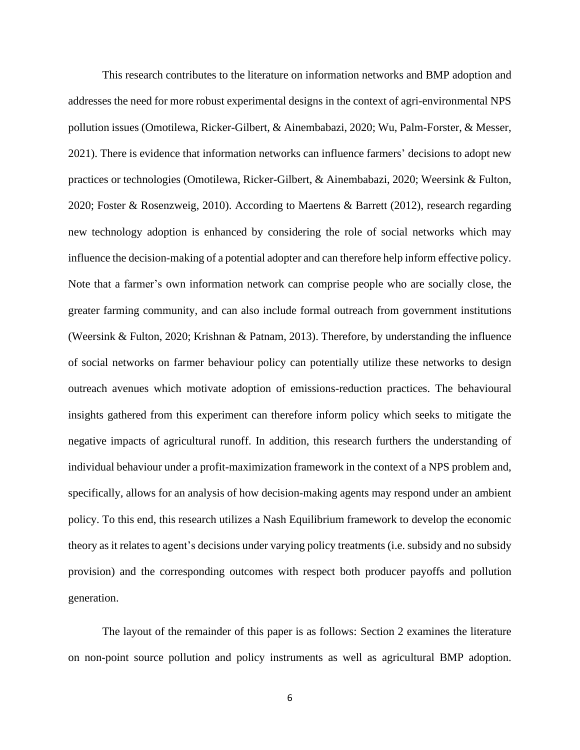This research contributes to the literature on information networks and BMP adoption and addresses the need for more robust experimental designs in the context of agri-environmental NPS pollution issues (Omotilewa, Ricker-Gilbert, & Ainembabazi, 2020; Wu, Palm-Forster, & Messer, 2021). There is evidence that information networks can influence farmers' decisions to adopt new practices or technologies (Omotilewa, Ricker-Gilbert, & Ainembabazi, 2020; Weersink & Fulton, 2020; Foster & Rosenzweig, 2010). According to Maertens & Barrett (2012), research regarding new technology adoption is enhanced by considering the role of social networks which may influence the decision-making of a potential adopter and can therefore help inform effective policy. Note that a farmer's own information network can comprise people who are socially close, the greater farming community, and can also include formal outreach from government institutions (Weersink & Fulton, 2020; Krishnan & Patnam, 2013). Therefore, by understanding the influence of social networks on farmer behaviour policy can potentially utilize these networks to design outreach avenues which motivate adoption of emissions-reduction practices. The behavioural insights gathered from this experiment can therefore inform policy which seeks to mitigate the negative impacts of agricultural runoff. In addition, this research furthers the understanding of individual behaviour under a profit-maximization framework in the context of a NPS problem and, specifically, allows for an analysis of how decision-making agents may respond under an ambient policy. To this end, this research utilizes a Nash Equilibrium framework to develop the economic theory as it relates to agent's decisions under varying policy treatments (i.e. subsidy and no subsidy provision) and the corresponding outcomes with respect both producer payoffs and pollution generation.

The layout of the remainder of this paper is as follows: Section 2 examines the literature on non-point source pollution and policy instruments as well as agricultural BMP adoption.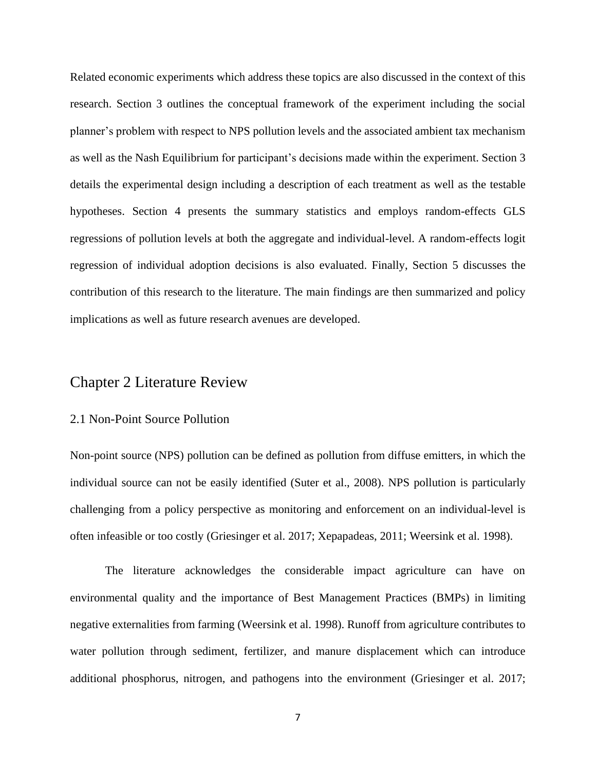Related economic experiments which address these topics are also discussed in the context of this research. Section 3 outlines the conceptual framework of the experiment including the social planner's problem with respect to NPS pollution levels and the associated ambient tax mechanism as well as the Nash Equilibrium for participant's decisions made within the experiment. Section 3 details the experimental design including a description of each treatment as well as the testable hypotheses. Section 4 presents the summary statistics and employs random-effects GLS regressions of pollution levels at both the aggregate and individual-level. A random-effects logit regression of individual adoption decisions is also evaluated. Finally, Section 5 discusses the contribution of this research to the literature. The main findings are then summarized and policy implications as well as future research avenues are developed.

# Chapter 2 Literature Review

## 2.1 Non-Point Source Pollution

Non-point source (NPS) pollution can be defined as pollution from diffuse emitters, in which the individual source can not be easily identified (Suter et al., 2008). NPS pollution is particularly challenging from a policy perspective as monitoring and enforcement on an individual-level is often infeasible or too costly (Griesinger et al. 2017; Xepapadeas, 2011; Weersink et al. 1998).

The literature acknowledges the considerable impact agriculture can have on environmental quality and the importance of Best Management Practices (BMPs) in limiting negative externalities from farming (Weersink et al. 1998). Runoff from agriculture contributes to water pollution through sediment, fertilizer, and manure displacement which can introduce additional phosphorus, nitrogen, and pathogens into the environment (Griesinger et al. 2017;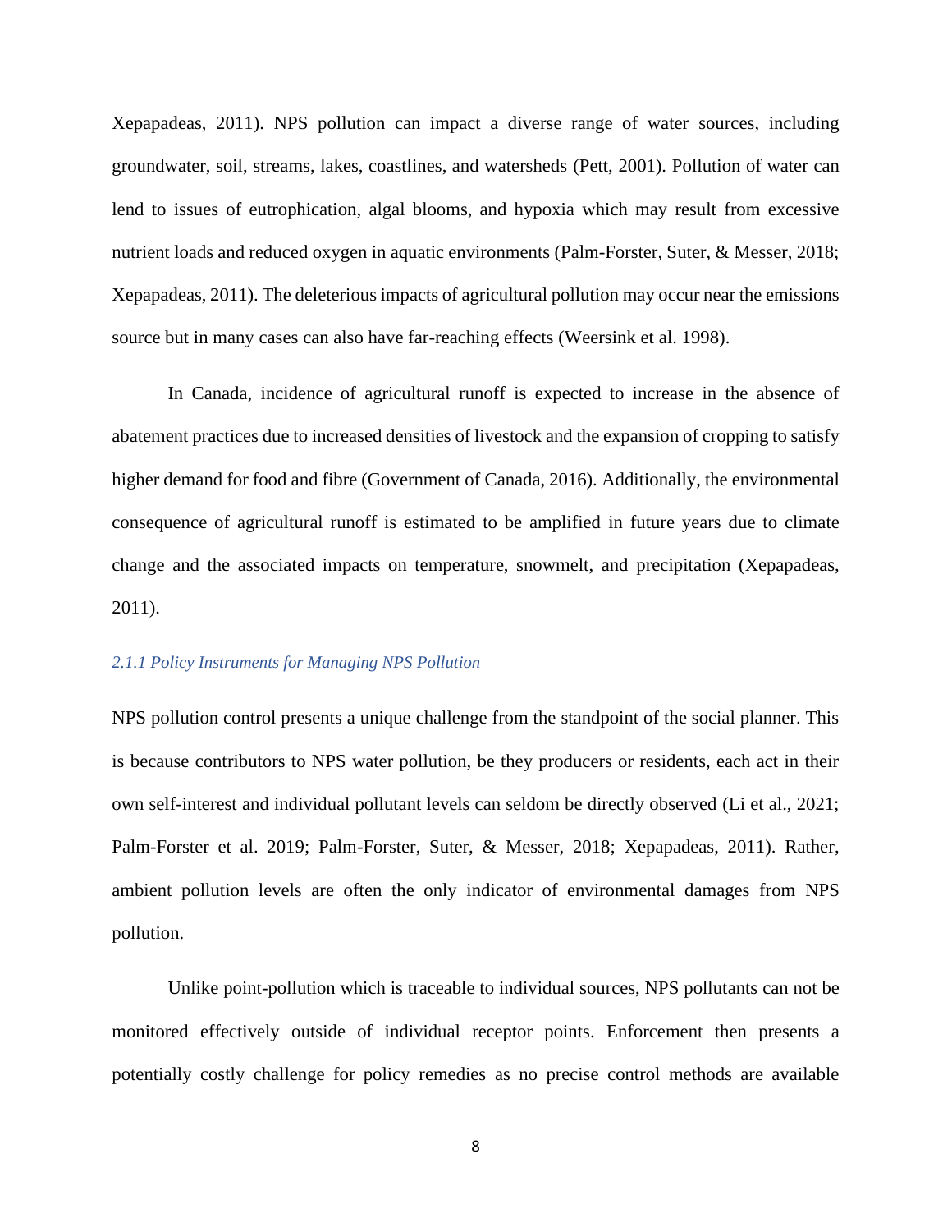Xepapadeas, 2011). NPS pollution can impact a diverse range of water sources, including groundwater, soil, streams, lakes, coastlines, and watersheds (Pett, 2001). Pollution of water can lend to issues of eutrophication, algal blooms, and hypoxia which may result from excessive nutrient loads and reduced oxygen in aquatic environments (Palm-Forster, Suter, & Messer, 2018; Xepapadeas, 2011). The deleterious impacts of agricultural pollution may occur near the emissions source but in many cases can also have far-reaching effects (Weersink et al. 1998).

In Canada, incidence of agricultural runoff is expected to increase in the absence of abatement practices due to increased densities of livestock and the expansion of cropping to satisfy higher demand for food and fibre (Government of Canada, 2016). Additionally, the environmental consequence of agricultural runoff is estimated to be amplified in future years due to climate change and the associated impacts on temperature, snowmelt, and precipitation (Xepapadeas, 2011).

#### *2.1.1 Policy Instruments for Managing NPS Pollution*

NPS pollution control presents a unique challenge from the standpoint of the social planner. This is because contributors to NPS water pollution, be they producers or residents, each act in their own self-interest and individual pollutant levels can seldom be directly observed (Li et al., 2021; Palm-Forster et al. 2019; Palm-Forster, Suter, & Messer, 2018; Xepapadeas, 2011). Rather, ambient pollution levels are often the only indicator of environmental damages from NPS pollution.

Unlike point-pollution which is traceable to individual sources, NPS pollutants can not be monitored effectively outside of individual receptor points. Enforcement then presents a potentially costly challenge for policy remedies as no precise control methods are available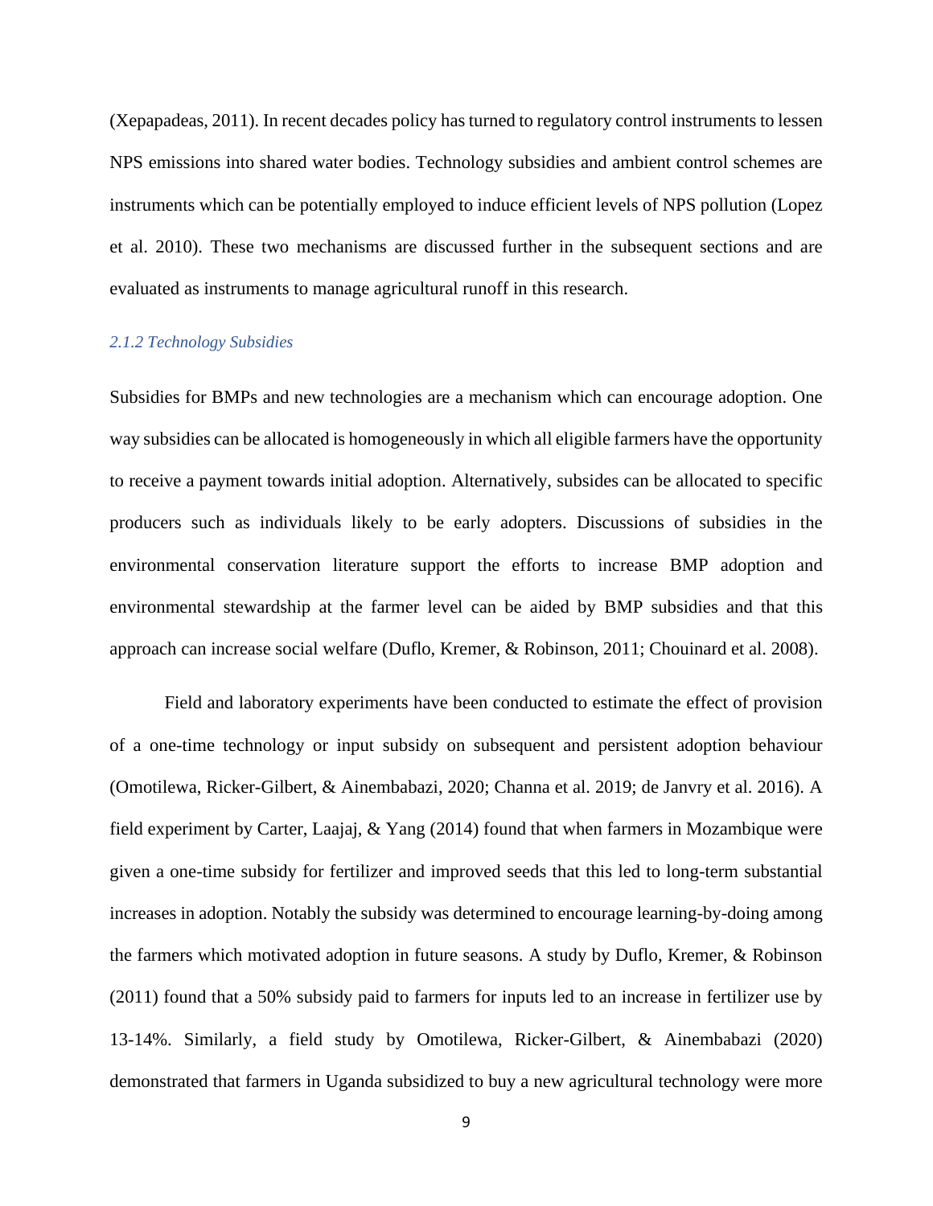(Xepapadeas, 2011). In recent decades policy has turned to regulatory control instruments to lessen NPS emissions into shared water bodies. Technology subsidies and ambient control schemes are instruments which can be potentially employed to induce efficient levels of NPS pollution (Lopez et al. 2010). These two mechanisms are discussed further in the subsequent sections and are evaluated as instruments to manage agricultural runoff in this research.

### *2.1.2 Technology Subsidies*

Subsidies for BMPs and new technologies are a mechanism which can encourage adoption. One way subsidies can be allocated is homogeneously in which all eligible farmers have the opportunity to receive a payment towards initial adoption. Alternatively, subsides can be allocated to specific producers such as individuals likely to be early adopters. Discussions of subsidies in the environmental conservation literature support the efforts to increase BMP adoption and environmental stewardship at the farmer level can be aided by BMP subsidies and that this approach can increase social welfare (Duflo, Kremer, & Robinson, 2011; Chouinard et al. 2008).

Field and laboratory experiments have been conducted to estimate the effect of provision of a one-time technology or input subsidy on subsequent and persistent adoption behaviour (Omotilewa, Ricker-Gilbert, & Ainembabazi, 2020; Channa et al. 2019; de Janvry et al. 2016). A field experiment by Carter, Laajaj, & Yang (2014) found that when farmers in Mozambique were given a one-time subsidy for fertilizer and improved seeds that this led to long-term substantial increases in adoption. Notably the subsidy was determined to encourage learning-by-doing among the farmers which motivated adoption in future seasons. A study by Duflo, Kremer, & Robinson (2011) found that a 50% subsidy paid to farmers for inputs led to an increase in fertilizer use by 13-14%. Similarly, a field study by Omotilewa, Ricker-Gilbert, & Ainembabazi (2020) demonstrated that farmers in Uganda subsidized to buy a new agricultural technology were more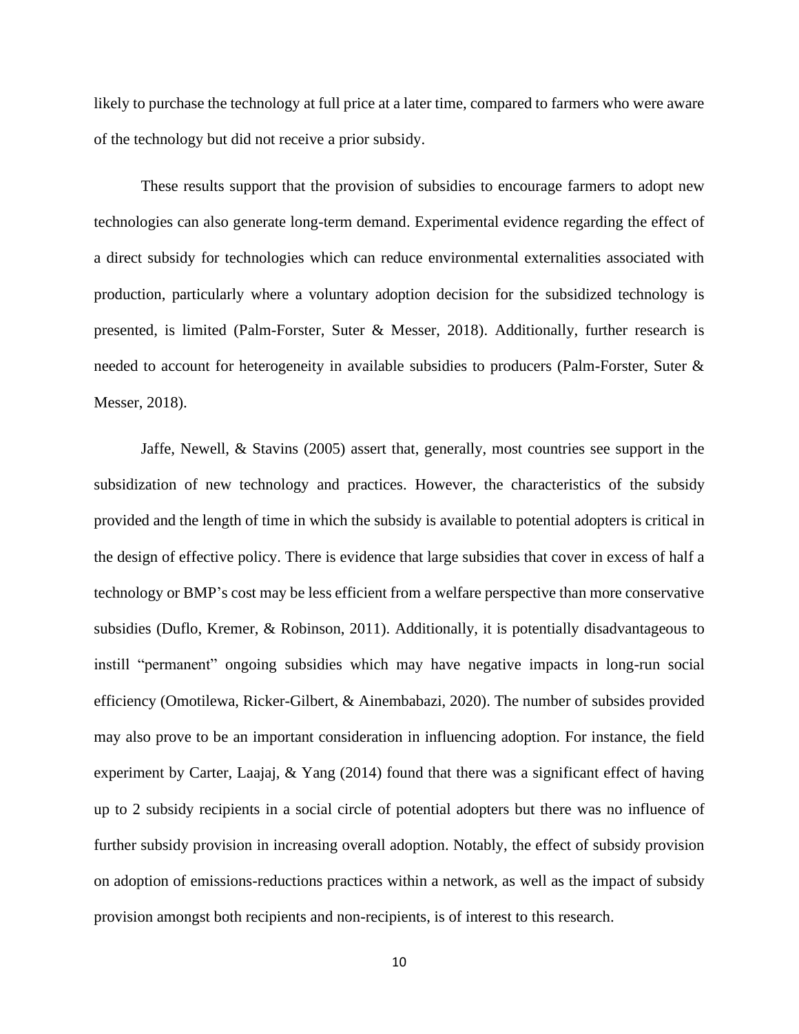likely to purchase the technology at full price at a later time, compared to farmers who were aware of the technology but did not receive a prior subsidy.

These results support that the provision of subsidies to encourage farmers to adopt new technologies can also generate long-term demand. Experimental evidence regarding the effect of a direct subsidy for technologies which can reduce environmental externalities associated with production, particularly where a voluntary adoption decision for the subsidized technology is presented, is limited (Palm-Forster, Suter & Messer, 2018). Additionally, further research is needed to account for heterogeneity in available subsidies to producers (Palm-Forster, Suter & Messer, 2018).

Jaffe, Newell, & Stavins (2005) assert that, generally, most countries see support in the subsidization of new technology and practices. However, the characteristics of the subsidy provided and the length of time in which the subsidy is available to potential adopters is critical in the design of effective policy. There is evidence that large subsidies that cover in excess of half a technology or BMP's cost may be less efficient from a welfare perspective than more conservative subsidies (Duflo, Kremer, & Robinson, 2011). Additionally, it is potentially disadvantageous to instill "permanent" ongoing subsidies which may have negative impacts in long-run social efficiency (Omotilewa, Ricker-Gilbert, & Ainembabazi, 2020). The number of subsides provided may also prove to be an important consideration in influencing adoption. For instance, the field experiment by Carter, Laajaj, & Yang (2014) found that there was a significant effect of having up to 2 subsidy recipients in a social circle of potential adopters but there was no influence of further subsidy provision in increasing overall adoption. Notably, the effect of subsidy provision on adoption of emissions-reductions practices within a network, as well as the impact of subsidy provision amongst both recipients and non-recipients, is of interest to this research.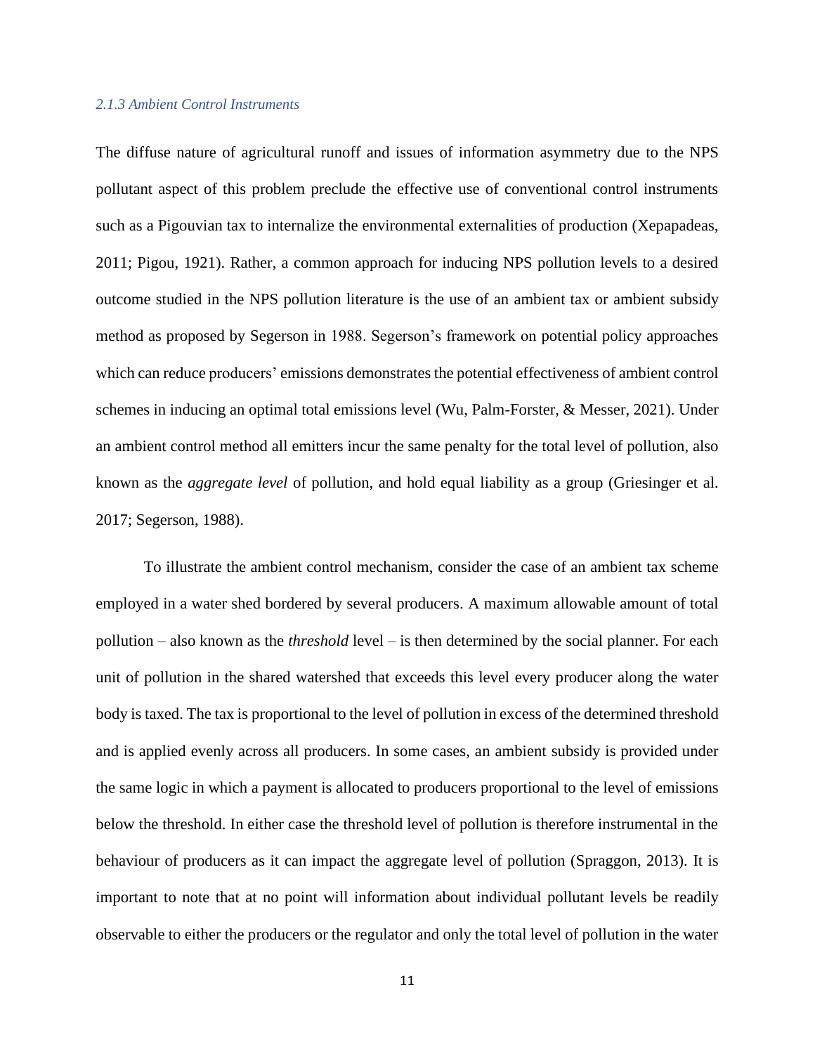### *2.1.3 Ambient Control Instruments*

The diffuse nature of agricultural runoff and issues of information asymmetry due to the NPS pollutant aspect of this problem preclude the effective use of conventional control instruments such as a Pigouvian tax to internalize the environmental externalities of production (Xepapadeas, 2011; Pigou, 1921). Rather, a common approach for inducing NPS pollution levels to a desired outcome studied in the NPS pollution literature is the use of an ambient tax or ambient subsidy method as proposed by Segerson in 1988. Segerson's framework on potential policy approaches which can reduce producers' emissions demonstrates the potential effectiveness of ambient control schemes in inducing an optimal total emissions level (Wu, Palm-Forster, & Messer, 2021). Under an ambient control method all emitters incur the same penalty for the total level of pollution, also known as the *aggregate level* of pollution, and hold equal liability as a group (Griesinger et al. 2017; Segerson, 1988).

To illustrate the ambient control mechanism, consider the case of an ambient tax scheme employed in a water shed bordered by several producers. A maximum allowable amount of total pollution – also known as the *threshold* level – is then determined by the social planner. For each unit of pollution in the shared watershed that exceeds this level every producer along the water body is taxed. The tax is proportional to the level of pollution in excess of the determined threshold and is applied evenly across all producers. In some cases, an ambient subsidy is provided under the same logic in which a payment is allocated to producers proportional to the level of emissions below the threshold. In either case the threshold level of pollution is therefore instrumental in the behaviour of producers as it can impact the aggregate level of pollution (Spraggon, 2013). It is important to note that at no point will information about individual pollutant levels be readily observable to either the producers or the regulator and only the total level of pollution in the water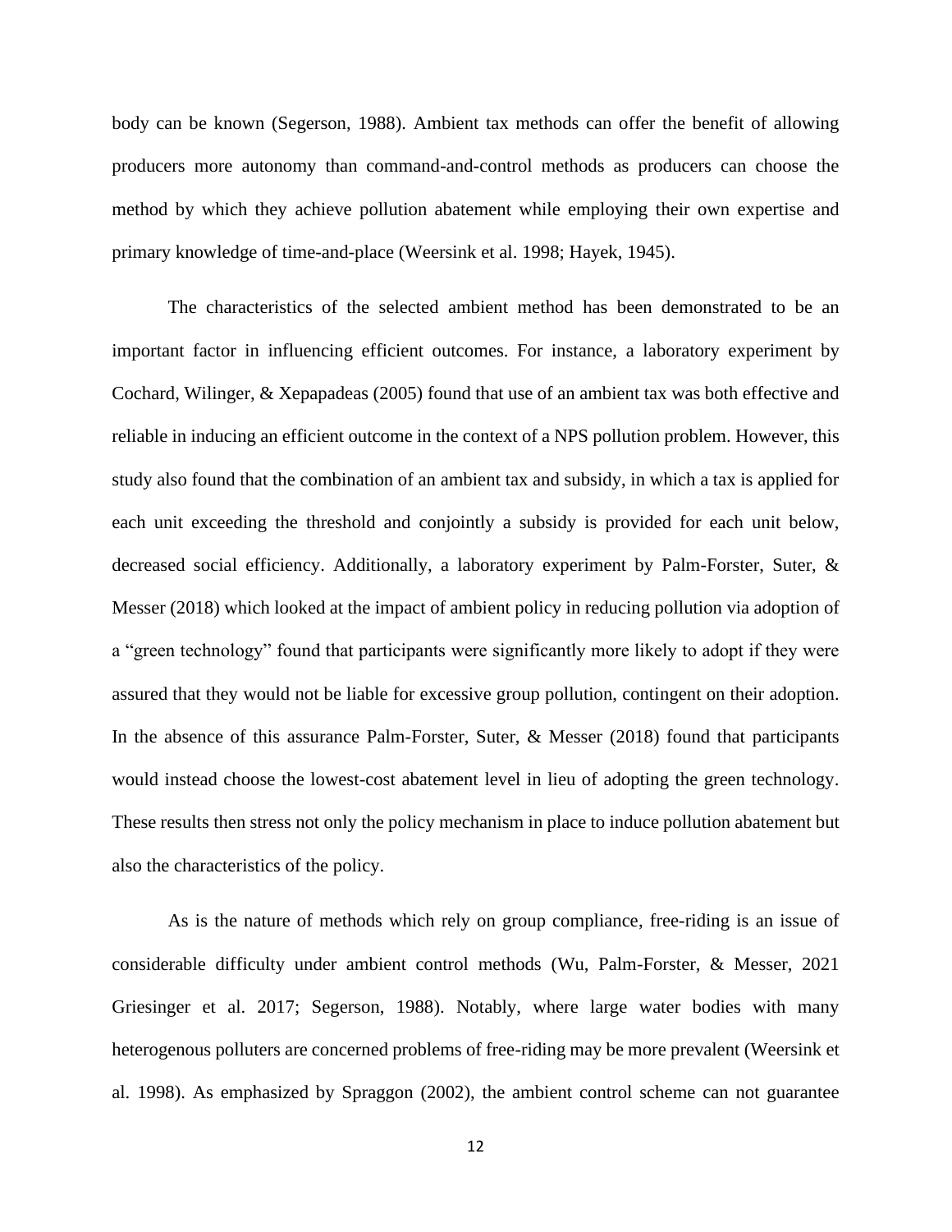body can be known (Segerson, 1988). Ambient tax methods can offer the benefit of allowing producers more autonomy than command-and-control methods as producers can choose the method by which they achieve pollution abatement while employing their own expertise and primary knowledge of time-and-place (Weersink et al. 1998; Hayek, 1945).

The characteristics of the selected ambient method has been demonstrated to be an important factor in influencing efficient outcomes. For instance, a laboratory experiment by Cochard, Wilinger, & Xepapadeas (2005) found that use of an ambient tax was both effective and reliable in inducing an efficient outcome in the context of a NPS pollution problem. However, this study also found that the combination of an ambient tax and subsidy, in which a tax is applied for each unit exceeding the threshold and conjointly a subsidy is provided for each unit below, decreased social efficiency. Additionally, a laboratory experiment by Palm-Forster, Suter, & Messer (2018) which looked at the impact of ambient policy in reducing pollution via adoption of a "green technology" found that participants were significantly more likely to adopt if they were assured that they would not be liable for excessive group pollution, contingent on their adoption. In the absence of this assurance Palm-Forster, Suter, & Messer (2018) found that participants would instead choose the lowest-cost abatement level in lieu of adopting the green technology. These results then stress not only the policy mechanism in place to induce pollution abatement but also the characteristics of the policy.

As is the nature of methods which rely on group compliance, free-riding is an issue of considerable difficulty under ambient control methods (Wu, Palm-Forster, & Messer, 2021 Griesinger et al. 2017; Segerson, 1988). Notably, where large water bodies with many heterogenous polluters are concerned problems of free-riding may be more prevalent (Weersink et al. 1998). As emphasized by Spraggon (2002), the ambient control scheme can not guarantee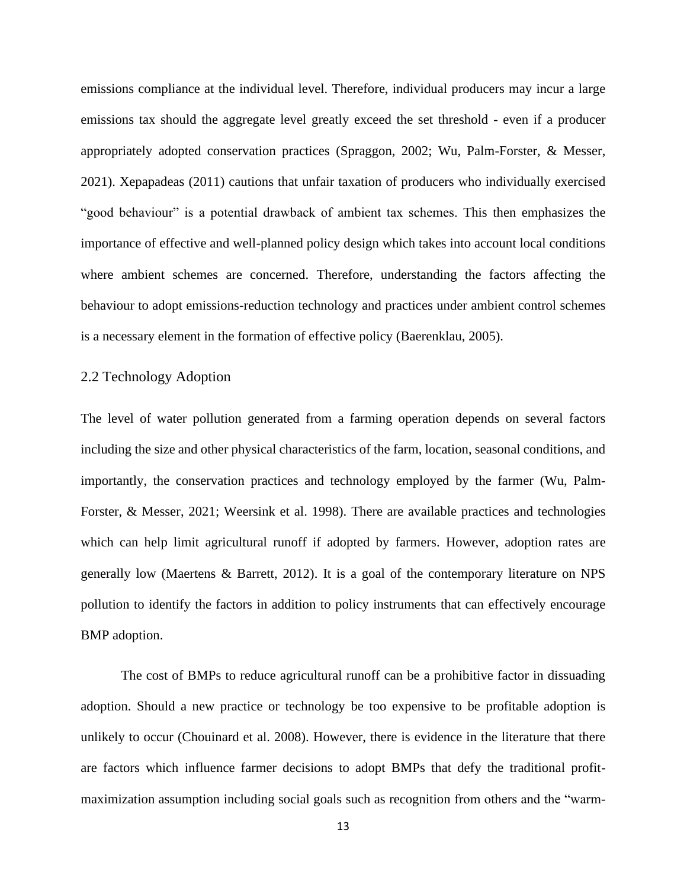emissions compliance at the individual level. Therefore, individual producers may incur a large emissions tax should the aggregate level greatly exceed the set threshold - even if a producer appropriately adopted conservation practices (Spraggon, 2002; Wu, Palm-Forster, & Messer, 2021). Xepapadeas (2011) cautions that unfair taxation of producers who individually exercised "good behaviour" is a potential drawback of ambient tax schemes. This then emphasizes the importance of effective and well-planned policy design which takes into account local conditions where ambient schemes are concerned. Therefore, understanding the factors affecting the behaviour to adopt emissions-reduction technology and practices under ambient control schemes is a necessary element in the formation of effective policy (Baerenklau, 2005).

## 2.2 Technology Adoption

The level of water pollution generated from a farming operation depends on several factors including the size and other physical characteristics of the farm, location, seasonal conditions, and importantly, the conservation practices and technology employed by the farmer (Wu, Palm-Forster, & Messer, 2021; Weersink et al. 1998). There are available practices and technologies which can help limit agricultural runoff if adopted by farmers. However, adoption rates are generally low (Maertens & Barrett, 2012). It is a goal of the contemporary literature on NPS pollution to identify the factors in addition to policy instruments that can effectively encourage BMP adoption.

The cost of BMPs to reduce agricultural runoff can be a prohibitive factor in dissuading adoption. Should a new practice or technology be too expensive to be profitable adoption is unlikely to occur (Chouinard et al. 2008). However, there is evidence in the literature that there are factors which influence farmer decisions to adopt BMPs that defy the traditional profit-maximization assumption including social goals such as recognition from others and the "warm-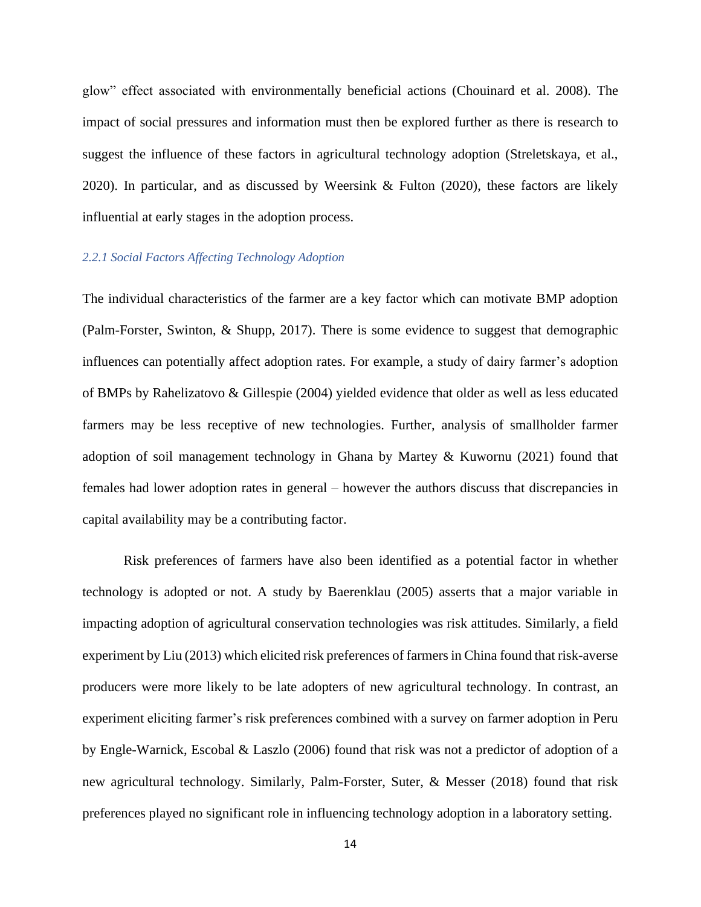glow" effect associated with environmentally beneficial actions (Chouinard et al. 2008). The impact of social pressures and information must then be explored further as there is research to suggest the influence of these factors in agricultural technology adoption (Streletskaya, et al., 2020). In particular, and as discussed by Weersink & Fulton (2020), these factors are likely influential at early stages in the adoption process.

### *2.2.1 Social Factors Affecting Technology Adoption*

The individual characteristics of the farmer are a key factor which can motivate BMP adoption (Palm-Forster, Swinton, & Shupp, 2017). There is some evidence to suggest that demographic influences can potentially affect adoption rates. For example, a study of dairy farmer's adoption of BMPs by Rahelizatovo & Gillespie (2004) yielded evidence that older as well as less educated farmers may be less receptive of new technologies. Further, analysis of smallholder farmer adoption of soil management technology in Ghana by Martey & Kuwornu (2021) found that females had lower adoption rates in general – however the authors discuss that discrepancies in capital availability may be a contributing factor.

Risk preferences of farmers have also been identified as a potential factor in whether technology is adopted or not. A study by Baerenklau (2005) asserts that a major variable in impacting adoption of agricultural conservation technologies was risk attitudes. Similarly, a field experiment by Liu (2013) which elicited risk preferences of farmers in China found that risk-averse producers were more likely to be late adopters of new agricultural technology. In contrast, an experiment eliciting farmer's risk preferences combined with a survey on farmer adoption in Peru by Engle-Warnick, Escobal & Laszlo (2006) found that risk was not a predictor of adoption of a new agricultural technology. Similarly, Palm-Forster, Suter, & Messer (2018) found that risk preferences played no significant role in influencing technology adoption in a laboratory setting.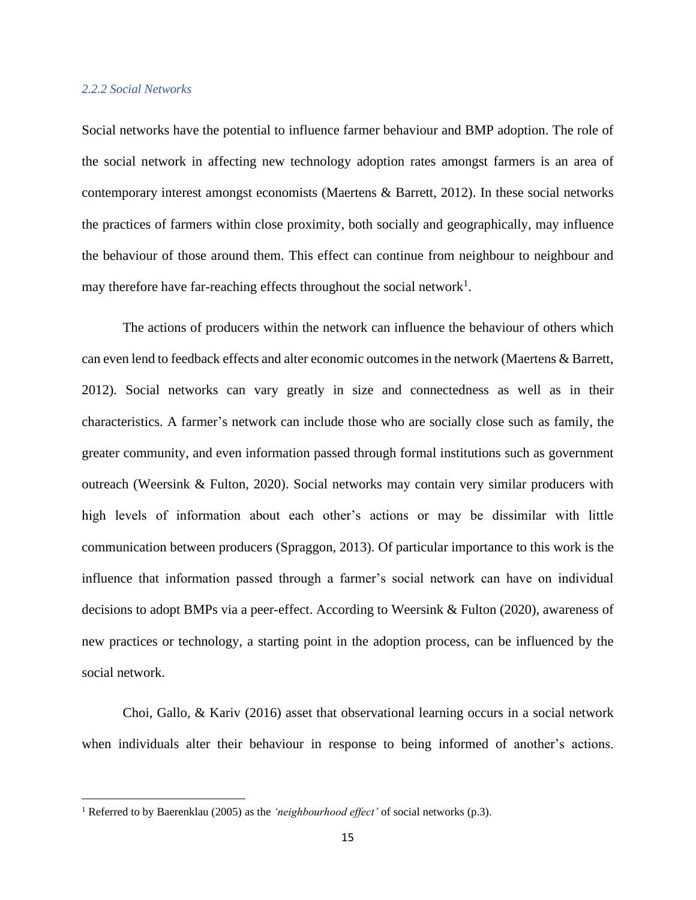### 2.2.2 Social Networks

Social networks have the potential to influence farmer behaviour and BMP adoption. The role of the social network in affecting new technology adoption rates amongst farmers is an area of contemporary interest amongst economists (Maertens & Barrett, 2012). In these social networks the practices of farmers within close proximity, both socially and geographically, may influence the behaviour of those around them. This effect can continue from neighbour to neighbour and may therefore have far-reaching effects throughout the social network[1].

The actions of producers within the network can influence the behaviour of others which can even lend to feedback effects and alter economic outcomes in the network (Maertens & Barrett, 2012). Social networks can vary greatly in size and connectedness as well as in their characteristics. A farmer's network can include those who are socially close such as family, the greater community, and even information passed through formal institutions such as government outreach (Weersink & Fulton, 2020). Social networks may contain very similar producers with high levels of information about each other's actions or may be dissimilar with little communication between producers (Spraggon, 2013). Of particular importance to this work is the influence that information passed through a farmer's social network can have on individual decisions to adopt BMPs via a peer-effect. According to Weersink & Fulton (2020), awareness of new practices or technology, a starting point in the adoption process, can be influenced by the social network.

Choi, Gallo, & Kariv (2016) asset that observational learning occurs in a social network when individuals alter their behaviour in response to being informed of another's actions.

[1] Referred to by Baerenklau (2005) as the *'neighbourhood effect'* of social networks (p.3).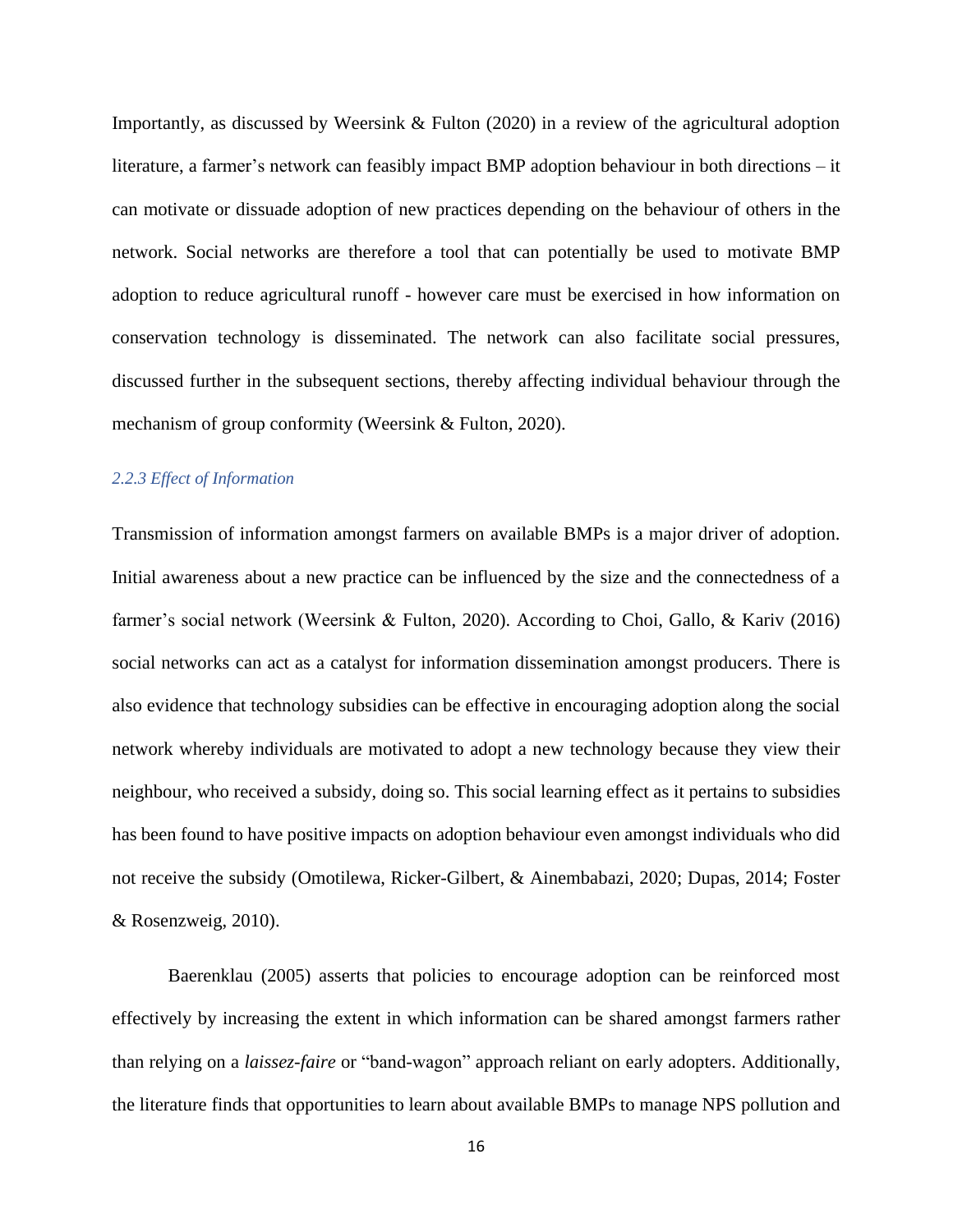Importantly, as discussed by Weersink & Fulton (2020) in a review of the agricultural adoption literature, a farmer's network can feasibly impact BMP adoption behaviour in both directions – it can motivate or dissuade adoption of new practices depending on the behaviour of others in the network. Social networks are therefore a tool that can potentially be used to motivate BMP adoption to reduce agricultural runoff - however care must be exercised in how information on conservation technology is disseminated. The network can also facilitate social pressures, discussed further in the subsequent sections, thereby affecting individual behaviour through the mechanism of group conformity (Weersink & Fulton, 2020).

### *2.2.3 Effect of Information*

Transmission of information amongst farmers on available BMPs is a major driver of adoption. Initial awareness about a new practice can be influenced by the size and the connectedness of a farmer's social network (Weersink & Fulton, 2020). According to Choi, Gallo, & Kariv (2016) social networks can act as a catalyst for information dissemination amongst producers. There is also evidence that technology subsidies can be effective in encouraging adoption along the social network whereby individuals are motivated to adopt a new technology because they view their neighbour, who received a subsidy, doing so. This social learning effect as it pertains to subsidies has been found to have positive impacts on adoption behaviour even amongst individuals who did not receive the subsidy (Omotilewa, Ricker-Gilbert, & Ainembabazi, 2020; Dupas, 2014; Foster & Rosenzweig, 2010).

Baerenklau (2005) asserts that policies to encourage adoption can be reinforced most effectively by increasing the extent in which information can be shared amongst farmers rather than relying on a *laissez-faire* or "band-wagon" approach reliant on early adopters. Additionally, the literature finds that opportunities to learn about available BMPs to manage NPS pollution and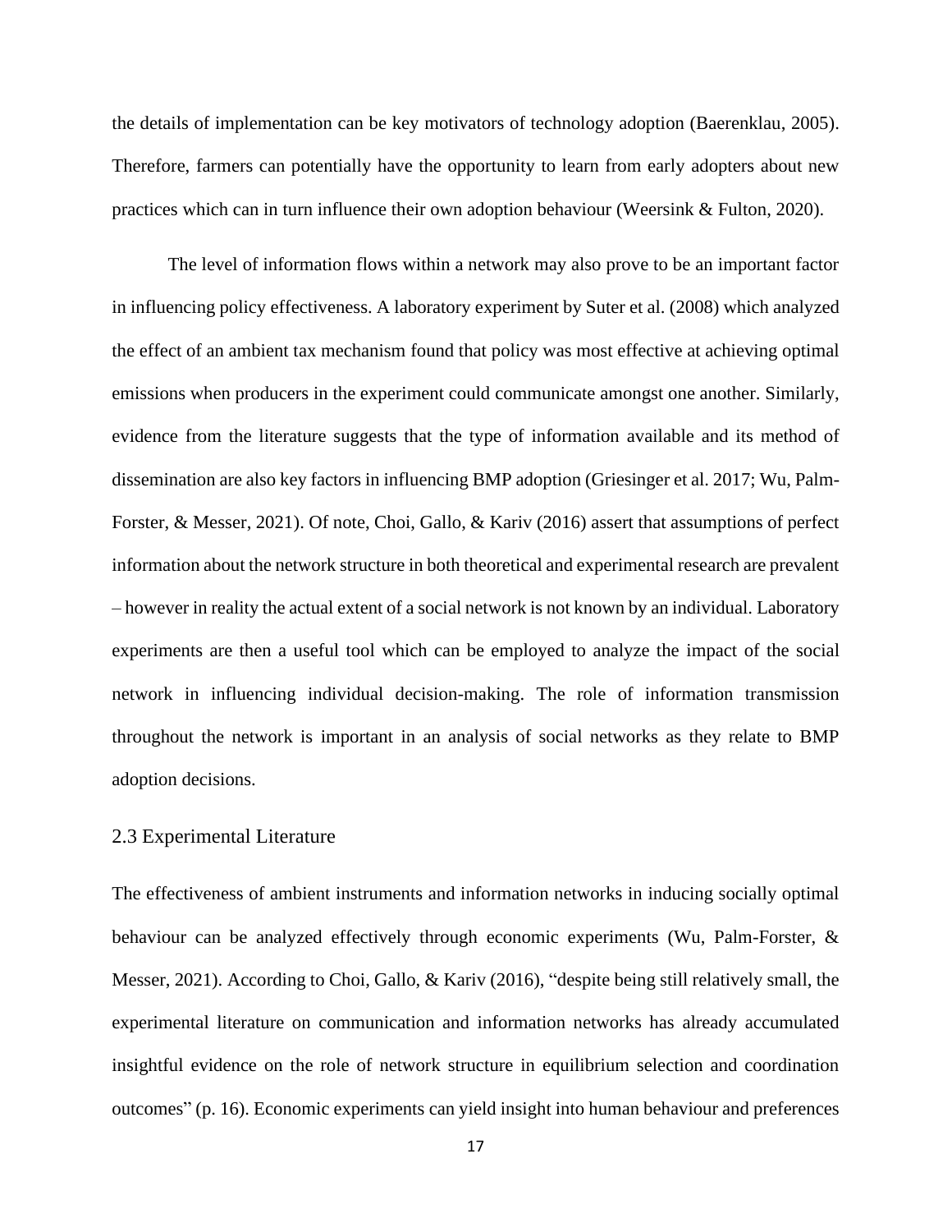the details of implementation can be key motivators of technology adoption (Baerenklau, 2005). Therefore, farmers can potentially have the opportunity to learn from early adopters about new practices which can in turn influence their own adoption behaviour (Weersink & Fulton, 2020).

The level of information flows within a network may also prove to be an important factor in influencing policy effectiveness. A laboratory experiment by Suter et al. (2008) which analyzed the effect of an ambient tax mechanism found that policy was most effective at achieving optimal emissions when producers in the experiment could communicate amongst one another. Similarly, evidence from the literature suggests that the type of information available and its method of dissemination are also key factors in influencing BMP adoption (Griesinger et al. 2017; Wu, Palm-Forster, & Messer, 2021). Of note, Choi, Gallo, & Kariv (2016) assert that assumptions of perfect information about the network structure in both theoretical and experimental research are prevalent – however in reality the actual extent of a social network is not known by an individual. Laboratory experiments are then a useful tool which can be employed to analyze the impact of the social network in influencing individual decision-making. The role of information transmission throughout the network is important in an analysis of social networks as they relate to BMP adoption decisions.

## 2.3 Experimental Literature

The effectiveness of ambient instruments and information networks in inducing socially optimal behaviour can be analyzed effectively through economic experiments (Wu, Palm-Forster, & Messer, 2021). According to Choi, Gallo, & Kariv (2016), "despite being still relatively small, the experimental literature on communication and information networks has already accumulated insightful evidence on the role of network structure in equilibrium selection and coordination outcomes" (p. 16). Economic experiments can yield insight into human behaviour and preferences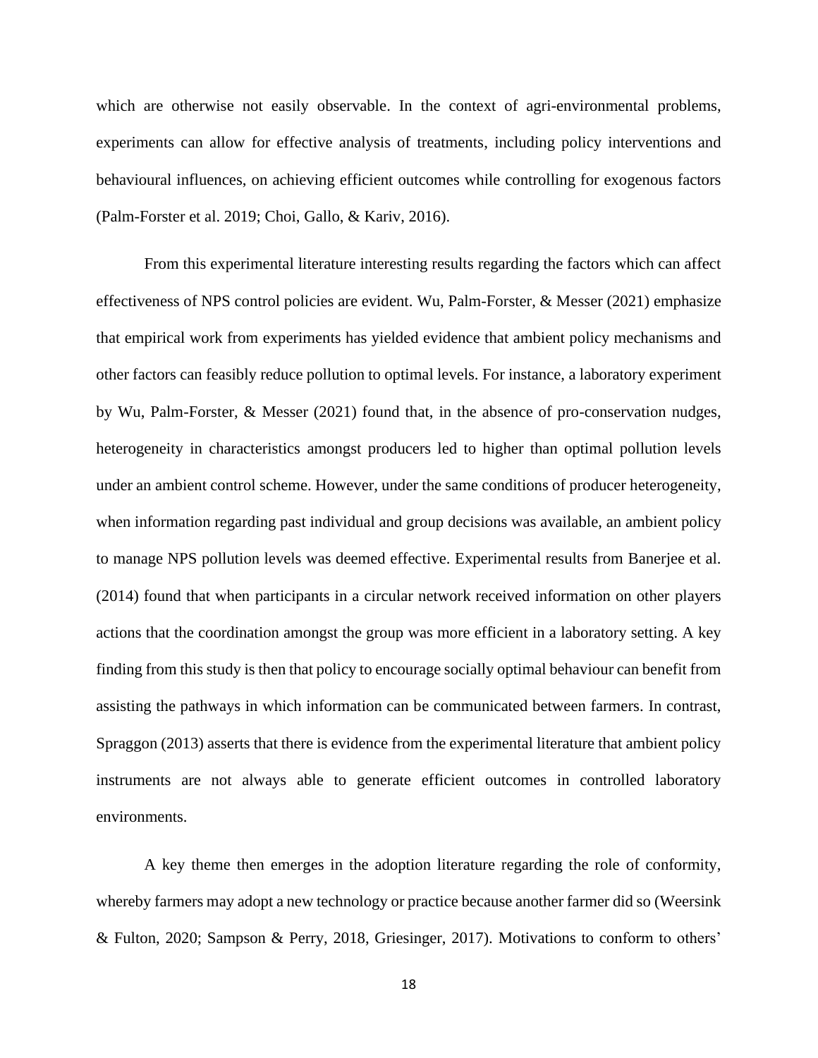which are otherwise not easily observable. In the context of agri-environmental problems, experiments can allow for effective analysis of treatments, including policy interventions and behavioural influences, on achieving efficient outcomes while controlling for exogenous factors (Palm-Forster et al. 2019; Choi, Gallo, & Kariv, 2016).

From this experimental literature interesting results regarding the factors which can affect effectiveness of NPS control policies are evident. Wu, Palm-Forster, & Messer (2021) emphasize that empirical work from experiments has yielded evidence that ambient policy mechanisms and other factors can feasibly reduce pollution to optimal levels. For instance, a laboratory experiment by Wu, Palm-Forster, & Messer (2021) found that, in the absence of pro-conservation nudges, heterogeneity in characteristics amongst producers led to higher than optimal pollution levels under an ambient control scheme. However, under the same conditions of producer heterogeneity, when information regarding past individual and group decisions was available, an ambient policy to manage NPS pollution levels was deemed effective. Experimental results from Banerjee et al. (2014) found that when participants in a circular network received information on other players actions that the coordination amongst the group was more efficient in a laboratory setting. A key finding from this study is then that policy to encourage socially optimal behaviour can benefit from assisting the pathways in which information can be communicated between farmers. In contrast, Spraggon (2013) asserts that there is evidence from the experimental literature that ambient policy instruments are not always able to generate efficient outcomes in controlled laboratory environments.

A key theme then emerges in the adoption literature regarding the role of conformity, whereby farmers may adopt a new technology or practice because another farmer did so (Weersink & Fulton, 2020; Sampson & Perry, 2018, Griesinger, 2017). Motivations to conform to others'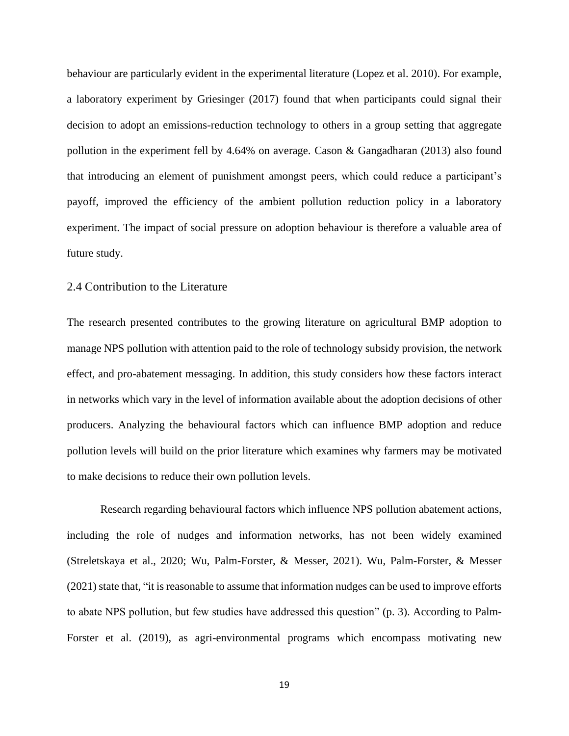behaviour are particularly evident in the experimental literature (Lopez et al. 2010). For example, a laboratory experiment by Griesinger (2017) found that when participants could signal their decision to adopt an emissions-reduction technology to others in a group setting that aggregate pollution in the experiment fell by 4.64% on average. Cason & Gangadharan (2013) also found that introducing an element of punishment amongst peers, which could reduce a participant's payoff, improved the efficiency of the ambient pollution reduction policy in a laboratory experiment. The impact of social pressure on adoption behaviour is therefore a valuable area of future study.

## 2.4 Contribution to the Literature

The research presented contributes to the growing literature on agricultural BMP adoption to manage NPS pollution with attention paid to the role of technology subsidy provision, the network effect, and pro-abatement messaging. In addition, this study considers how these factors interact in networks which vary in the level of information available about the adoption decisions of other producers. Analyzing the behavioural factors which can influence BMP adoption and reduce pollution levels will build on the prior literature which examines why farmers may be motivated to make decisions to reduce their own pollution levels.

Research regarding behavioural factors which influence NPS pollution abatement actions, including the role of nudges and information networks, has not been widely examined (Streletskaya et al., 2020; Wu, Palm-Forster, & Messer, 2021). Wu, Palm-Forster, & Messer (2021) state that, "it is reasonable to assume that information nudges can be used to improve efforts to abate NPS pollution, but few studies have addressed this question" (p. 3). According to Palm-Forster et al. (2019), as agri-environmental programs which encompass motivating new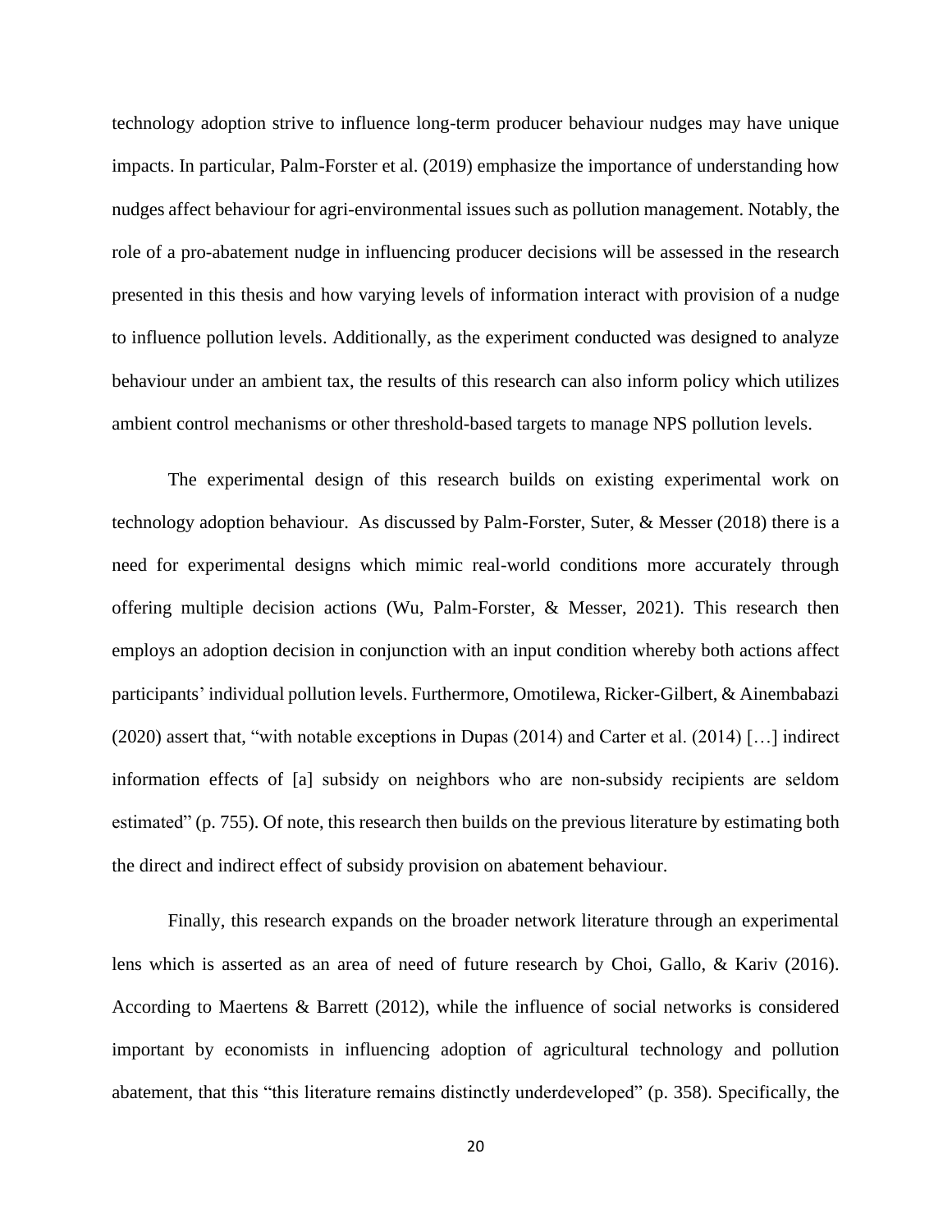technology adoption strive to influence long-term producer behaviour nudges may have unique impacts. In particular, Palm-Forster et al. (2019) emphasize the importance of understanding how nudges affect behaviour for agri-environmental issues such as pollution management. Notably, the role of a pro-abatement nudge in influencing producer decisions will be assessed in the research presented in this thesis and how varying levels of information interact with provision of a nudge to influence pollution levels. Additionally, as the experiment conducted was designed to analyze behaviour under an ambient tax, the results of this research can also inform policy which utilizes ambient control mechanisms or other threshold-based targets to manage NPS pollution levels.

The experimental design of this research builds on existing experimental work on technology adoption behaviour. As discussed by Palm-Forster, Suter, & Messer (2018) there is a need for experimental designs which mimic real-world conditions more accurately through offering multiple decision actions (Wu, Palm-Forster, & Messer, 2021). This research then employs an adoption decision in conjunction with an input condition whereby both actions affect participants' individual pollution levels. Furthermore, Omotilewa, Ricker-Gilbert, & Ainembabazi (2020) assert that, "with notable exceptions in Dupas (2014) and Carter et al. (2014) […] indirect information effects of [a] subsidy on neighbors who are non-subsidy recipients are seldom estimated" (p. 755). Of note, this research then builds on the previous literature by estimating both the direct and indirect effect of subsidy provision on abatement behaviour.

Finally, this research expands on the broader network literature through an experimental lens which is asserted as an area of need of future research by Choi, Gallo, & Kariv (2016). According to Maertens & Barrett (2012), while the influence of social networks is considered important by economists in influencing adoption of agricultural technology and pollution abatement, that this "this literature remains distinctly underdeveloped" (p. 358). Specifically, the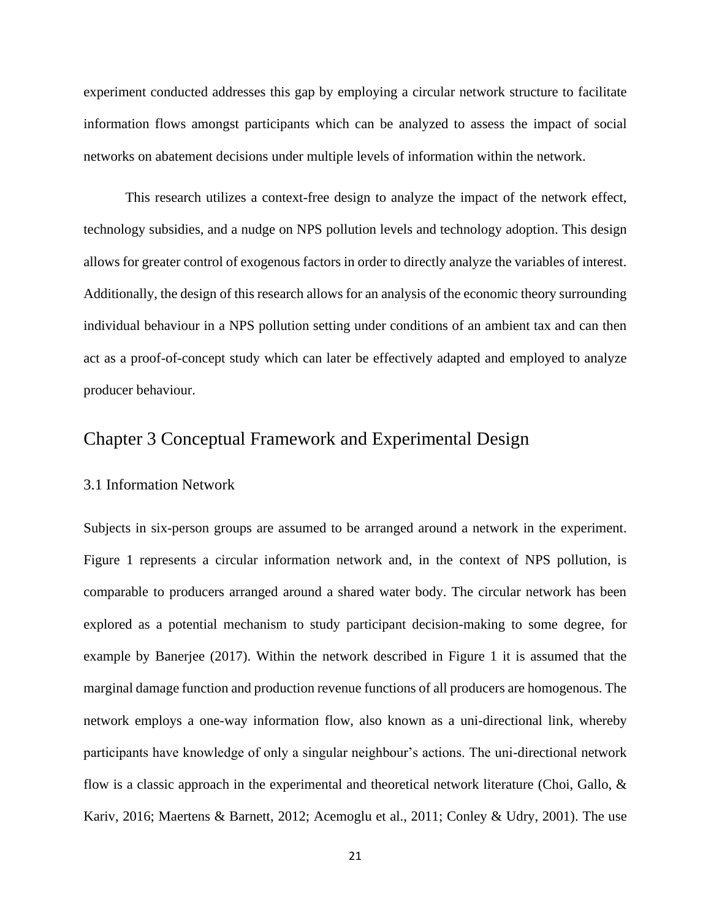experiment conducted addresses this gap by employing a circular network structure to facilitate information flows amongst participants which can be analyzed to assess the impact of social networks on abatement decisions under multiple levels of information within the network.

This research utilizes a context-free design to analyze the impact of the network effect, technology subsidies, and a nudge on NPS pollution levels and technology adoption. This design allows for greater control of exogenous factors in order to directly analyze the variables of interest. Additionally, the design of this research allows for an analysis of the economic theory surrounding individual behaviour in a NPS pollution setting under conditions of an ambient tax and can then act as a proof-of-concept study which can later be effectively adapted and employed to analyze producer behaviour.

# Chapter 3 Conceptual Framework and Experimental Design

## 3.1 Information Network

Subjects in six-person groups are assumed to be arranged around a network in the experiment. Figure 1 represents a circular information network and, in the context of NPS pollution, is comparable to producers arranged around a shared water body. The circular network has been explored as a potential mechanism to study participant decision-making to some degree, for example by Banerjee (2017). Within the network described in Figure 1 it is assumed that the marginal damage function and production revenue functions of all producers are homogenous. The network employs a one-way information flow, also known as a uni-directional link, whereby participants have knowledge of only a singular neighbour's actions. The uni-directional network flow is a classic approach in the experimental and theoretical network literature (Choi, Gallo, & Kariv, 2016; Maertens & Barnett, 2012; Acemoglu et al., 2011; Conley & Udry, 2001). The use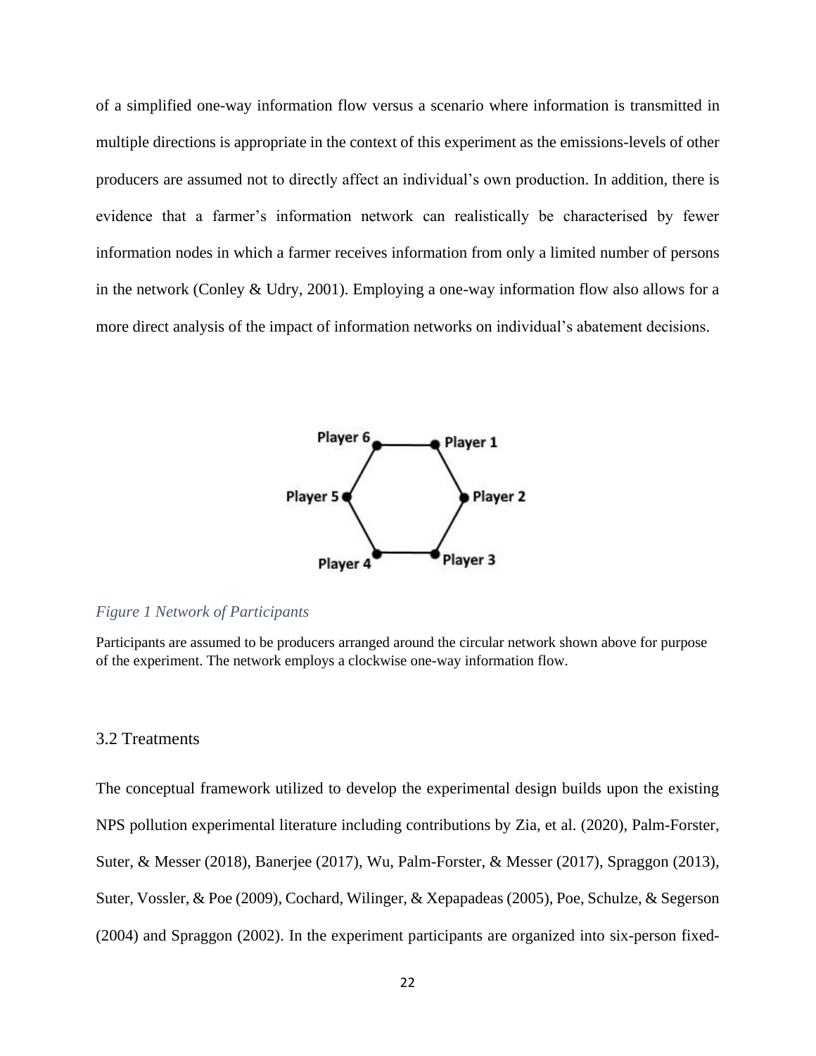of a simplified one-way information flow versus a scenario where information is transmitted in multiple directions is appropriate in the context of this experiment as the emissions-levels of other producers are assumed not to directly affect an individual's own production. In addition, there is evidence that a farmer's information network can realistically be characterised by fewer information nodes in which a farmer receives information from only a limited number of persons in the network (Conley & Udry, 2001). Employing a one-way information flow also allows for a more direct analysis of the impact of information networks on individual's abatement decisions.

Player 6
Player 1
Player 5
Player 2
Player 4
Player 3

*Figure 1 Network of Participants*

Participants are assumed to be producers arranged around the circular network shown above for purpose of the experiment. The network employs a clockwise one-way information flow.

### 3.2 Treatments

The conceptual framework utilized to develop the experimental design builds upon the existing NPS pollution experimental literature including contributions by Zia, et al. (2020), Palm-Forster, Suter, & Messer (2018), Banerjee (2017), Wu, Palm-Forster, & Messer (2017), Spraggon (2013), Suter, Vossler, & Poe (2009), Cochard, Wilinger, & Xepapadeas (2005), Poe, Schulze, & Segerson (2004) and Spraggon (2002). In the experiment participants are organized into six-person fixed-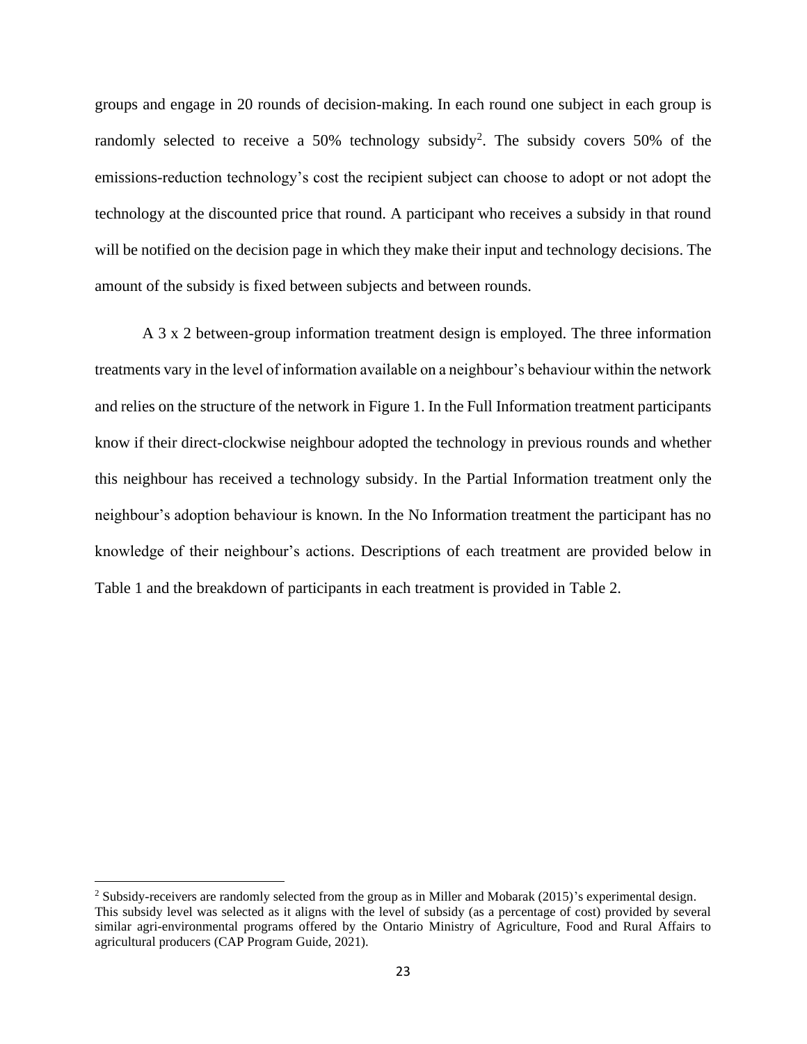groups and engage in 20 rounds of decision-making. In each round one subject in each group is randomly selected to receive a 50% technology subsidy[2]. The subsidy covers 50% of the emissions-reduction technology's cost the recipient subject can choose to adopt or not adopt the technology at the discounted price that round. A participant who receives a subsidy in that round will be notified on the decision page in which they make their input and technology decisions. The amount of the subsidy is fixed between subjects and between rounds.

A 3 x 2 between-group information treatment design is employed. The three information treatments vary in the level of information available on a neighbour's behaviour within the network and relies on the structure of the network in Figure 1. In the Full Information treatment participants know if their direct-clockwise neighbour adopted the technology in previous rounds and whether this neighbour has received a technology subsidy. In the Partial Information treatment only the neighbour's adoption behaviour is known. In the No Information treatment the participant has no knowledge of their neighbour's actions. Descriptions of each treatment are provided below in Table 1 and the breakdown of participants in each treatment is provided in Table 2.

---

[2] Subsidy-receivers are randomly selected from the group as in Miller and Mobarak (2015)'s experimental design. This subsidy level was selected as it aligns with the level of subsidy (as a percentage of cost) provided by several similar agri-environmental programs offered by the Ontario Ministry of Agriculture, Food and Rural Affairs to agricultural producers (CAP Program Guide, 2021).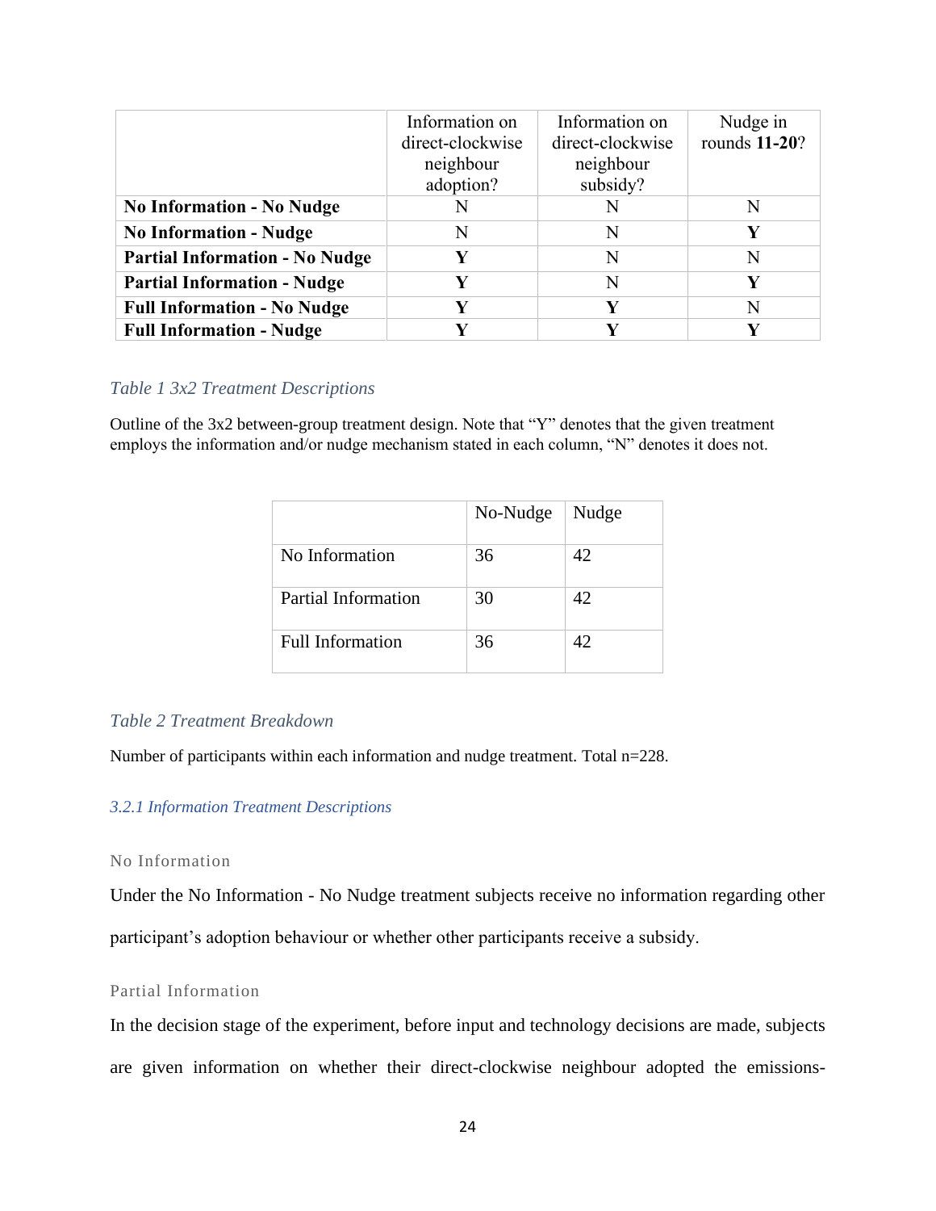| | Information on direct-clockwise neighbour adoption? | Information on direct-clockwise neighbour subsidy? | Nudge in rounds **11-20**? |
|---|---|---|---|
| **No Information - No Nudge** | N | N | N |
| **No Information - Nudge** | N | N | **Y** |
| **Partial Information - No Nudge** | **Y** | N | N |
| **Partial Information - Nudge** | **Y** | N | **Y** |
| **Full Information - No Nudge** | **Y** | **Y** | N |
| **Full Information - Nudge** | **Y** | **Y** | **Y** |

*Table 1 3x2 Treatment Descriptions*

Outline of the 3x2 between-group treatment design. Note that "Y" denotes that the given treatment employs the information and/or nudge mechanism stated in each column, "N" denotes it does not.

| | No-Nudge | Nudge |
|---|---|---|
| No Information | 36 | 42 |
| Partial Information | 30 | 42 |
| Full Information | 36 | 42 |

*Table 2 Treatment Breakdown*

Number of participants within each information and nudge treatment. Total n=228.

### *3.2.1 Information Treatment Descriptions*

#### No Information

Under the No Information - No Nudge treatment subjects receive no information regarding other participant's adoption behaviour or whether other participants receive a subsidy.

#### Partial Information

In the decision stage of the experiment, before input and technology decisions are made, subjects are given information on whether their direct-clockwise neighbour adopted the emissions-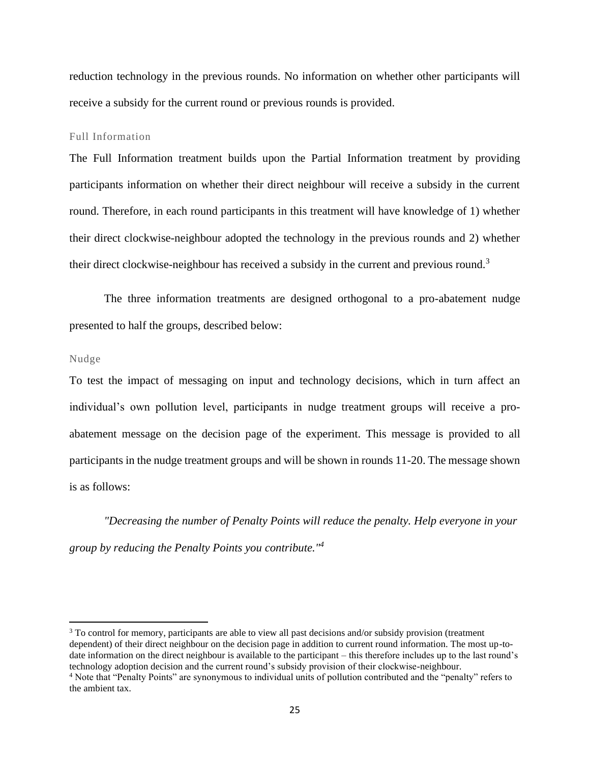reduction technology in the previous rounds. No information on whether other participants will receive a subsidy for the current round or previous rounds is provided.

### Full Information

The Full Information treatment builds upon the Partial Information treatment by providing participants information on whether their direct neighbour will receive a subsidy in the current round. Therefore, in each round participants in this treatment will have knowledge of 1) whether their direct clockwise-neighbour adopted the technology in the previous rounds and 2) whether their direct clockwise-neighbour has received a subsidy in the current and previous round.[3]

The three information treatments are designed orthogonal to a pro-abatement nudge presented to half the groups, described below:

### Nudge

To test the impact of messaging on input and technology decisions, which in turn affect an individual's own pollution level, participants in nudge treatment groups will receive a pro-abatement message on the decision page of the experiment. This message is provided to all participants in the nudge treatment groups and will be shown in rounds 11-20. The message shown is as follows:

*"Decreasing the number of Penalty Points will reduce the penalty. Help everyone in your group by reducing the Penalty Points you contribute."*[4]

---

[3] To control for memory, participants are able to view all past decisions and/or subsidy provision (treatment dependent) of their direct neighbour on the decision page in addition to current round information. The most up-to-date information on the direct neighbour is available to the participant – this therefore includes up to the last round's technology adoption decision and the current round's subsidy provision of their clockwise-neighbour.

[4] Note that "Penalty Points" are synonymous to individual units of pollution contributed and the "penalty" refers to the ambient tax.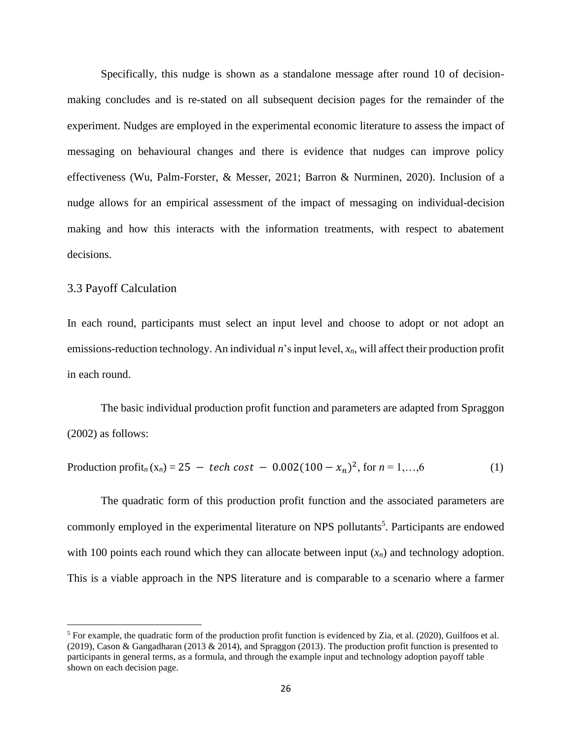Specifically, this nudge is shown as a standalone message after round 10 of decision-making concludes and is re-stated on all subsequent decision pages for the remainder of the experiment. Nudges are employed in the experimental economic literature to assess the impact of messaging on behavioural changes and there is evidence that nudges can improve policy effectiveness (Wu, Palm-Forster, & Messer, 2021; Barron & Nurminen, 2020). Inclusion of a nudge allows for an empirical assessment of the impact of messaging on individual-decision making and how this interacts with the information treatments, with respect to abatement decisions.

### 3.3 Payoff Calculation

In each round, participants must select an input level and choose to adopt or not adopt an emissions-reduction technology. An individual *n*'s input level, $x_n$, will affect their production profit in each round.

The basic individual production profit function and parameters are adapted from Spraggon (2002) as follows:

$$\text{Production profit}_n(x_n) = 25 - tech\ cost - 0.002(100 - x_n)^2, \text{ for } n = 1,\ldots,6 \qquad (1)$$

The quadratic form of this production profit function and the associated parameters are commonly employed in the experimental literature on NPS pollutants[5]. Participants are endowed with 100 points each round which they can allocate between input ($x_n$) and technology adoption. This is a viable approach in the NPS literature and is comparable to a scenario where a farmer

[5] For example, the quadratic form of the production profit function is evidenced by Zia, et al. (2020), Guilfoos et al. (2019), Cason & Gangadharan (2013 & 2014), and Spraggon (2013). The production profit function is presented to participants in general terms, as a formula, and through the example input and technology adoption payoff table shown on each decision page.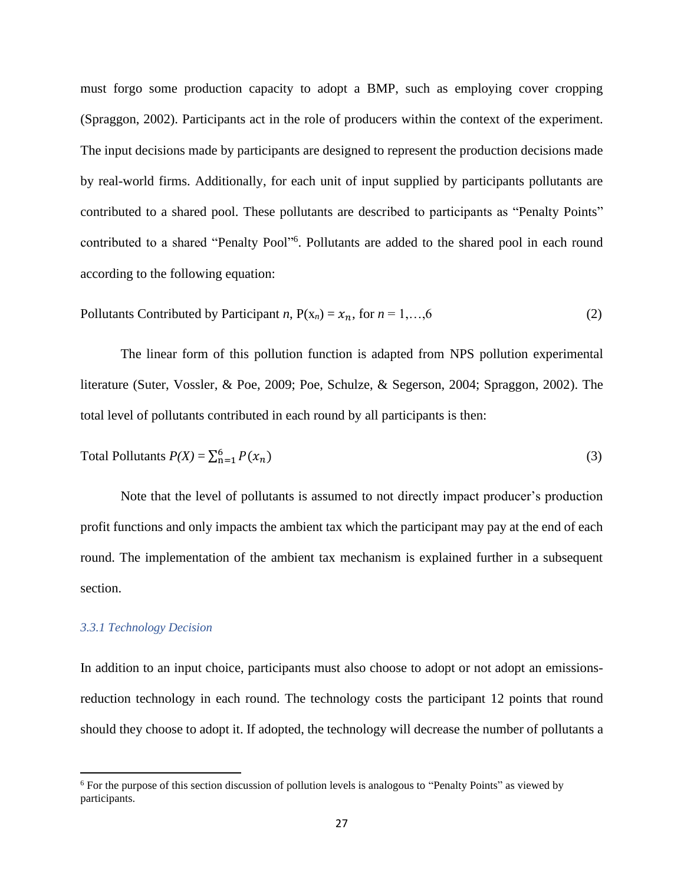must forgo some production capacity to adopt a BMP, such as employing cover cropping (Spraggon, 2002). Participants act in the role of producers within the context of the experiment. The input decisions made by participants are designed to represent the production decisions made by real-world firms. Additionally, for each unit of input supplied by participants pollutants are contributed to a shared pool. These pollutants are described to participants as "Penalty Points" contributed to a shared "Penalty Pool"[6]. Pollutants are added to the shared pool in each round according to the following equation:

$$\text{Pollutants Contributed by Participant } n,\ P(x_n) = x_n, \text{ for } n = 1,\ldots,6 \tag{2}$$

The linear form of this pollution function is adapted from NPS pollution experimental literature (Suter, Vossler, & Poe, 2009; Poe, Schulze, & Segerson, 2004; Spraggon, 2002). The total level of pollutants contributed in each round by all participants is then:

$$\text{Total Pollutants } P(X) = \sum_{n=1}^{6} P(x_n) \tag{3}$$

Note that the level of pollutants is assumed to not directly impact producer's production profit functions and only impacts the ambient tax which the participant may pay at the end of each round. The implementation of the ambient tax mechanism is explained further in a subsequent section.

### *3.3.1 Technology Decision*

In addition to an input choice, participants must also choose to adopt or not adopt an emissions-reduction technology in each round. The technology costs the participant 12 points that round should they choose to adopt it. If adopted, the technology will decrease the number of pollutants a

[6] For the purpose of this section discussion of pollution levels is analogous to "Penalty Points" as viewed by participants.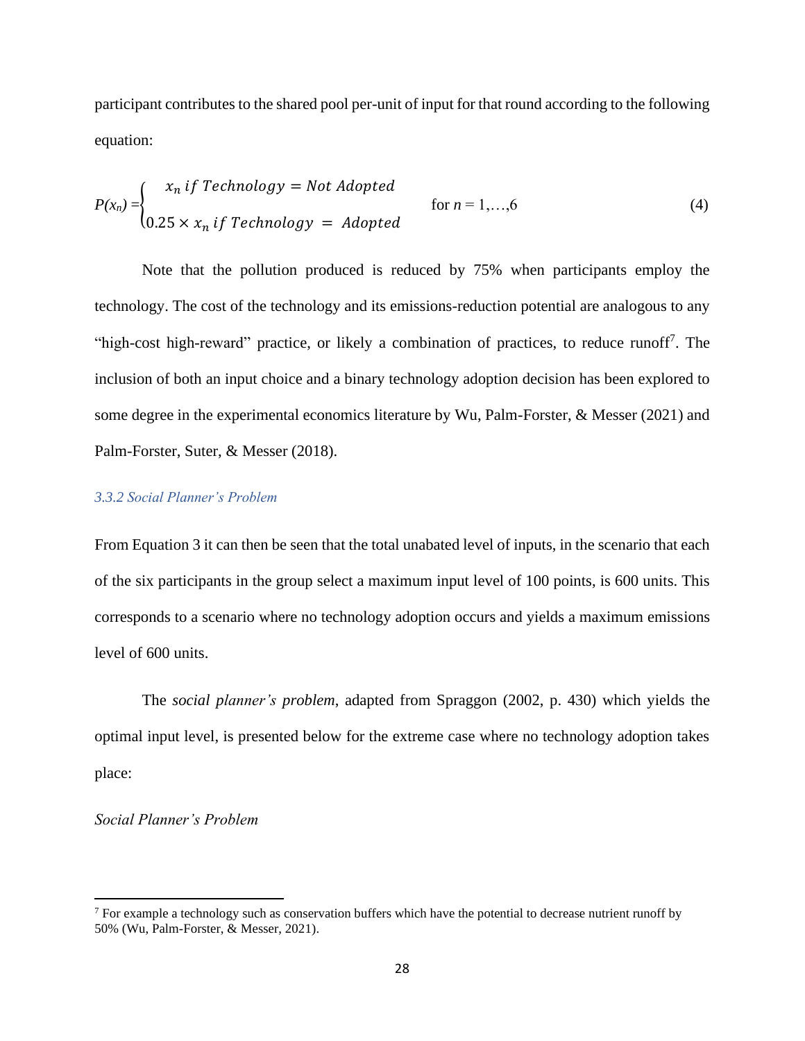participant contributes to the shared pool per-unit of input for that round according to the following equation:

$$P(x_n) = \begin{cases} x_n \; if \; Technology = Not \; Adopted \\ 0.25 \times x_n \; if \; Technology \; = \; Adopted \end{cases} \qquad \text{for } n = 1,\ldots,6 \tag{4}$$

Note that the pollution produced is reduced by 75% when participants employ the technology. The cost of the technology and its emissions-reduction potential are analogous to any "high-cost high-reward" practice, or likely a combination of practices, to reduce runoff[7]. The inclusion of both an input choice and a binary technology adoption decision has been explored to some degree in the experimental economics literature by Wu, Palm-Forster, & Messer (2021) and Palm-Forster, Suter, & Messer (2018).

### *3.3.2 Social Planner's Problem*

From Equation 3 it can then be seen that the total unabated level of inputs, in the scenario that each of the six participants in the group select a maximum input level of 100 points, is 600 units. This corresponds to a scenario where no technology adoption occurs and yields a maximum emissions level of 600 units.

The *social planner's problem*, adapted from Spraggon (2002, p. 430) which yields the optimal input level, is presented below for the extreme case where no technology adoption takes place:

*Social Planner's Problem*

[7] For example a technology such as conservation buffers which have the potential to decrease nutrient runoff by 50% (Wu, Palm-Forster, & Messer, 2021).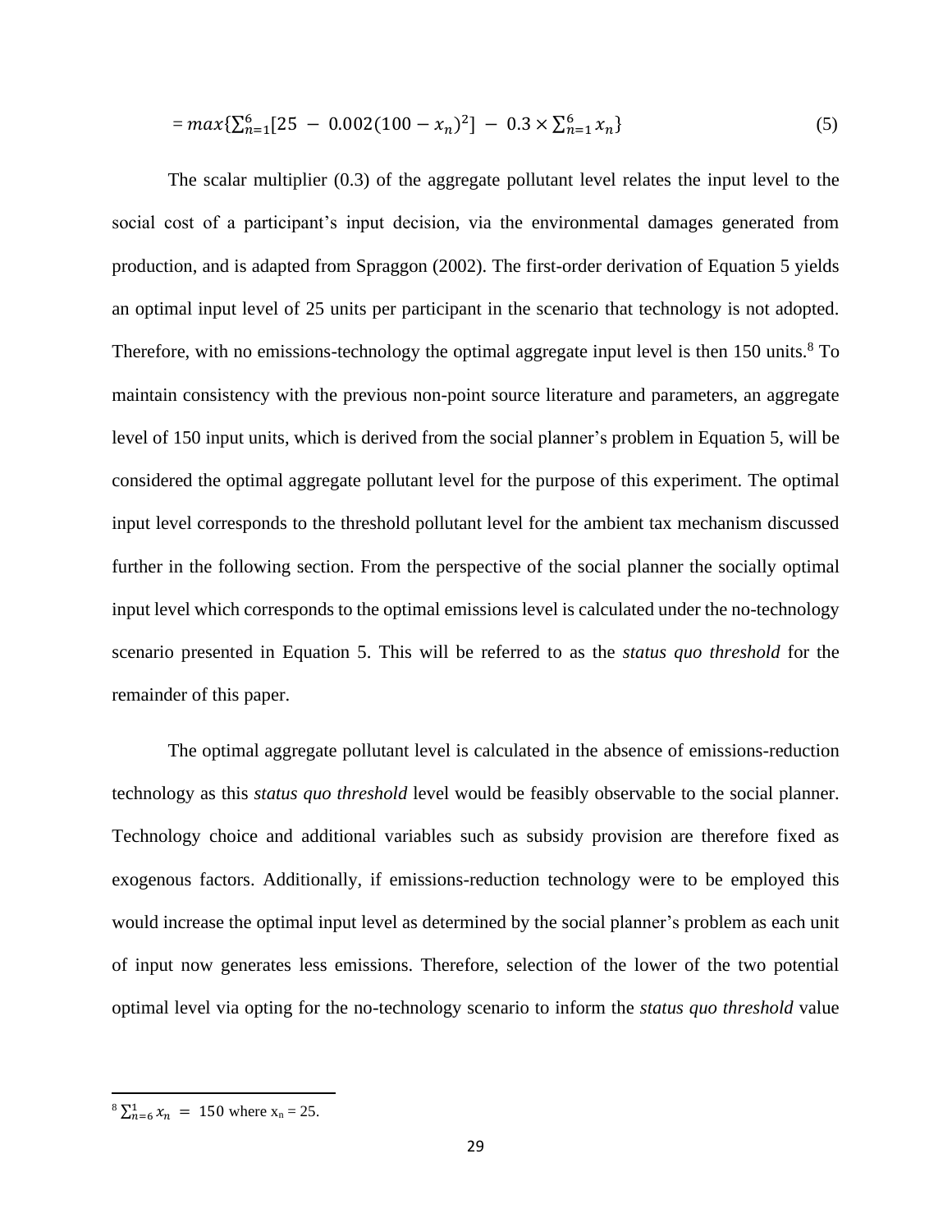$$= max\{\sum_{n=1}^{6}[25 \ - \ 0.002(100 - x_n)^2] \ - \ 0.3 \times \sum_{n=1}^{6} x_n\} \tag{5}$$

The scalar multiplier (0.3) of the aggregate pollutant level relates the input level to the social cost of a participant's input decision, via the environmental damages generated from production, and is adapted from Spraggon (2002). The first-order derivation of Equation 5 yields an optimal input level of 25 units per participant in the scenario that technology is not adopted. Therefore, with no emissions-technology the optimal aggregate input level is then 150 units.[8] To maintain consistency with the previous non-point source literature and parameters, an aggregate level of 150 input units, which is derived from the social planner's problem in Equation 5, will be considered the optimal aggregate pollutant level for the purpose of this experiment. The optimal input level corresponds to the threshold pollutant level for the ambient tax mechanism discussed further in the following section. From the perspective of the social planner the socially optimal input level which corresponds to the optimal emissions level is calculated under the no-technology scenario presented in Equation 5. This will be referred to as the *status quo threshold* for the remainder of this paper.

The optimal aggregate pollutant level is calculated in the absence of emissions-reduction technology as this *status quo threshold* level would be feasibly observable to the social planner. Technology choice and additional variables such as subsidy provision are therefore fixed as exogenous factors. Additionally, if emissions-reduction technology were to be employed this would increase the optimal input level as determined by the social planner's problem as each unit of input now generates less emissions. Therefore, selection of the lower of the two potential optimal level via opting for the no-technology scenario to inform the *status quo threshold* value

---

[8] $\sum_{n=6}^{1} x_n \ = \ 150$ where $x_n = 25$.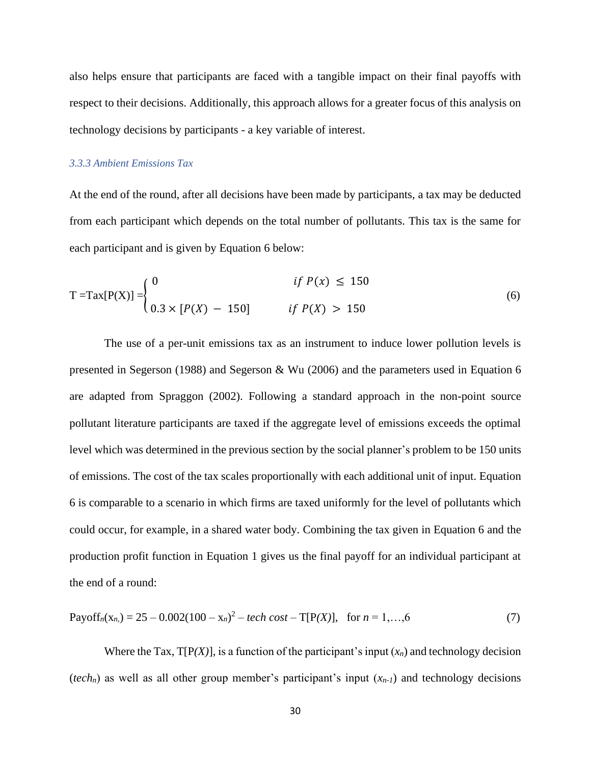also helps ensure that participants are faced with a tangible impact on their final payoffs with respect to their decisions. Additionally, this approach allows for a greater focus of this analysis on technology decisions by participants - a key variable of interest.

### *3.3.3 Ambient Emissions Tax*

At the end of the round, after all decisions have been made by participants, a tax may be deducted from each participant which depends on the total number of pollutants. This tax is the same for each participant and is given by Equation 6 below:

$$T = \text{Tax}[P(X)] = \begin{cases} 0 & \text{if } P(x) \leq 150 \\ 0.3 \times [P(X) - 150] & \text{if } P(X) > 150 \end{cases} \tag{6}$$

The use of a per-unit emissions tax as an instrument to induce lower pollution levels is presented in Segerson (1988) and Segerson & Wu (2006) and the parameters used in Equation 6 are adapted from Spraggon (2002). Following a standard approach in the non-point source pollutant literature participants are taxed if the aggregate level of emissions exceeds the optimal level which was determined in the previous section by the social planner's problem to be 150 units of emissions. The cost of the tax scales proportionally with each additional unit of input. Equation 6 is comparable to a scenario in which firms are taxed uniformly for the level of pollutants which could occur, for example, in a shared water body. Combining the tax given in Equation 6 and the production profit function in Equation 1 gives us the final payoff for an individual participant at the end of a round:

$$\text{Payoff}_n(x_n) = 25 - 0.002(100 - x_n)^2 - \textit{tech cost} - T[P(X)], \quad \text{for } n = 1,\ldots,6 \tag{7}$$

Where the Tax, $T[P(X)]$, is a function of the participant's input ($x_n$) and technology decision ($tech_n$) as well as all other group member's participant's input ($x_{n-1}$) and technology decisions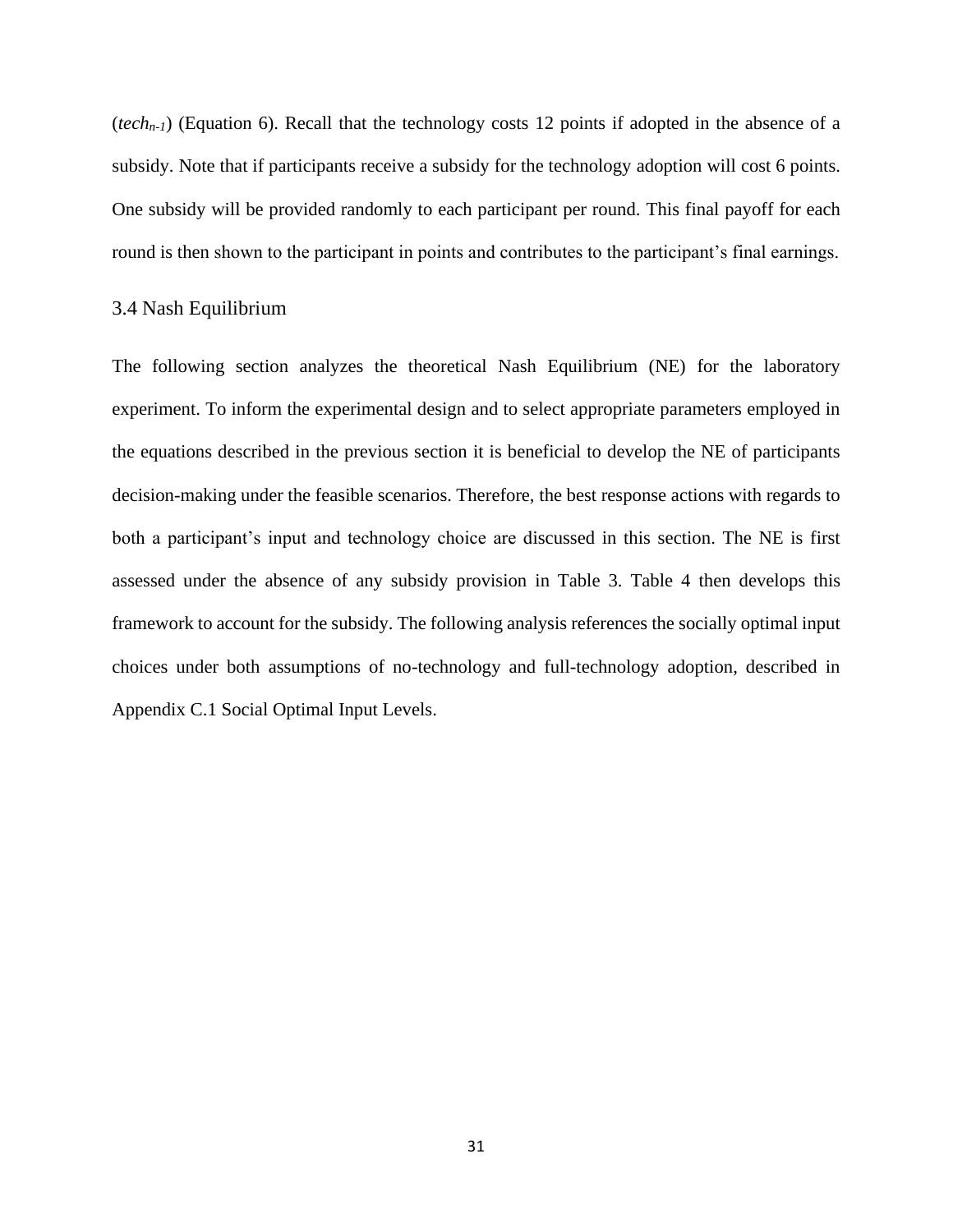($tech_{n-1}$) (Equation 6). Recall that the technology costs 12 points if adopted in the absence of a subsidy. Note that if participants receive a subsidy for the technology adoption will cost 6 points. One subsidy will be provided randomly to each participant per round. This final payoff for each round is then shown to the participant in points and contributes to the participant's final earnings.

### 3.4 Nash Equilibrium

The following section analyzes the theoretical Nash Equilibrium (NE) for the laboratory experiment. To inform the experimental design and to select appropriate parameters employed in the equations described in the previous section it is beneficial to develop the NE of participants decision-making under the feasible scenarios. Therefore, the best response actions with regards to both a participant's input and technology choice are discussed in this section. The NE is first assessed under the absence of any subsidy provision in Table 3. Table 4 then develops this framework to account for the subsidy. The following analysis references the socially optimal input choices under both assumptions of no-technology and full-technology adoption, described in Appendix C.1 Social Optimal Input Levels.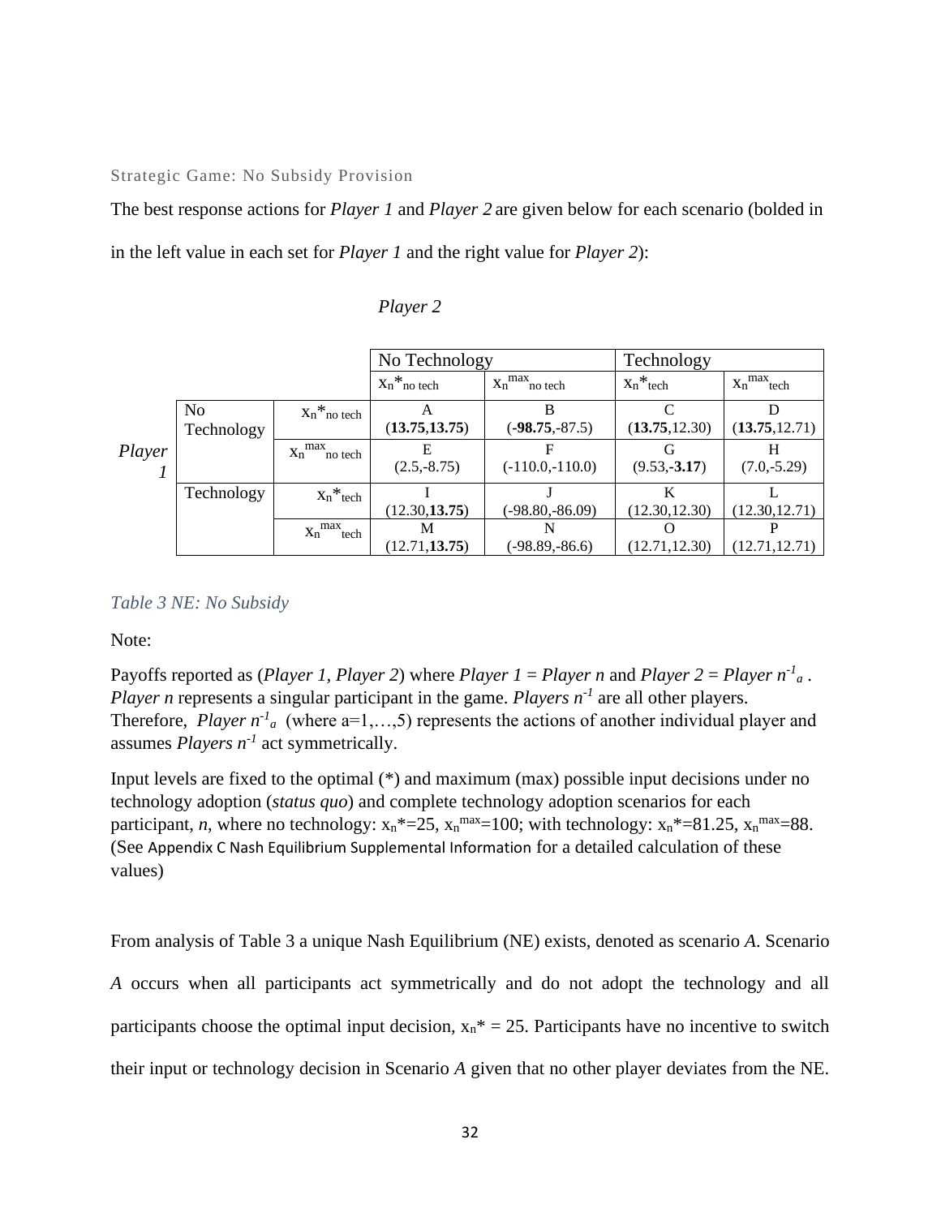### Strategic Game: No Subsidy Provision

The best response actions for *Player 1* and *Player 2* are given below for each scenario (bolded in in the left value in each set for *Player 1* and the right value for *Player 2*):

*Player 2*

| | | | | | | |
|---|---|---|---|---|---|---|
| | | | No Technology | | Technology | |
| | | | $x_n*_{no\ tech}$ | $x_n^{max}{}_{no\ tech}$ | $x_n*_{tech}$ | $x_n^{max}{}_{tech}$ |
| *Player 1* | No Technology | $x_n*_{no\ tech}$ | A (**13.75**,**13.75**) | B (**-98.75**,-87.5) | C (**13.75**,12.30) | D (**13.75**,12.71) |
| | | $x_n^{max}{}_{no\ tech}$ | E (2.5,-8.75) | F (-110.0,-110.0) | G (9.53,**-3.17**) | H (7.0,-5.29) |
| | Technology | $x_n*_{tech}$ | I (12.30,**13.75**) | J (-98.80,-86.09) | K (12.30,12.30) | L (12.30,12.71) |
| | | $x_n^{max}{}_{tech}$ | M (12.71,**13.75**) | N (-98.89,-86.6) | O (12.71,12.30) | P (12.71,12.71) |

*Table 3 NE: No Subsidy*

Note:

Payoffs reported as (*Player 1*, *Player 2*) where *Player 1 = Player n* and *Player 2 = Player* $n^{-1}{}_a$ . *Player n* represents a singular participant in the game. *Players* $n^{-1}$ are all other players. Therefore, *Player* $n^{-1}{}_a$ (where a=1,…,5) represents the actions of another individual player and assumes *Players* $n^{-1}$ act symmetrically.

Input levels are fixed to the optimal (*) and maximum (max) possible input decisions under no technology adoption (*status quo*) and complete technology adoption scenarios for each participant, *n*, where no technology: $x_n*=25$, $x_n^{max}=100$; with technology: $x_n*=81.25$, $x_n^{max}=88$. (See Appendix C Nash Equilibrium Supplemental Information for a detailed calculation of these values)

From analysis of Table 3 a unique Nash Equilibrium (NE) exists, denoted as scenario *A*. Scenario *A* occurs when all participants act symmetrically and do not adopt the technology and all participants choose the optimal input decision, $x_n* = 25$. Participants have no incentive to switch their input or technology decision in Scenario *A* given that no other player deviates from the NE.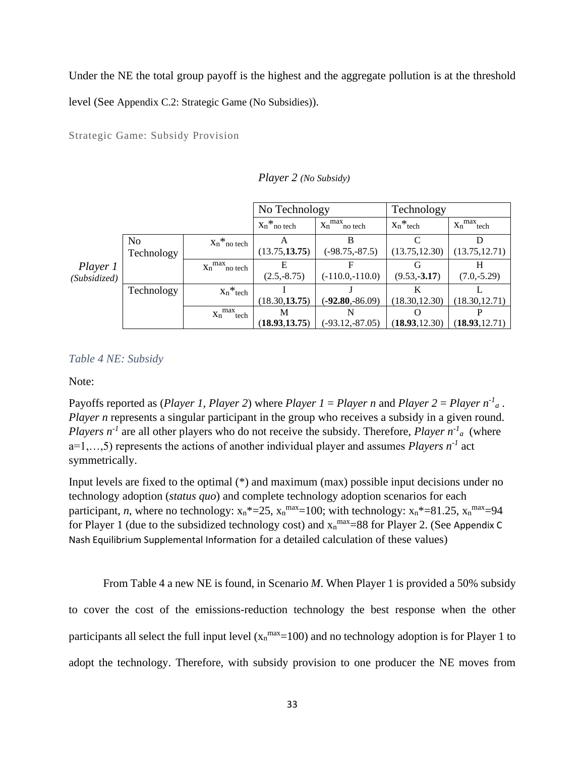Under the NE the total group payoff is the highest and the aggregate pollution is at the threshold level (See Appendix C.2: Strategic Game (No Subsidies)).

### Strategic Game: Subsidy Provision

| | | | *Player 2 (No Subsidy)* | | | |
|---|---|---|---|---|---|---|
| | | | No Technology | | Technology | |
| | | | $x_n*_{no\ tech}$ | $x_n^{max}{}_{no\ tech}$ | $x_n*_{tech}$ | $x_n^{max}{}_{tech}$ |
| *Player 1 (Subsidized)* | No Technology | $x_n*_{no\ tech}$ | A (13.75,**13.75**) | B (-98.75,-87.5) | C (13.75,12.30) | D (13.75,12.71) |
| | | $x_n^{max}{}_{no\ tech}$ | E (2.5,-8.75) | F (-110.0,-110.0) | G (9.53,-**3.17**) | H (7.0,-5.29) |
| | Technology | $x_n*_{tech}$ | I (18.30,**13.75**) | J (-**92.80**,-86.09) | K (18.30,12.30) | L (18.30,12.71) |
| | | $x_n^{max}{}_{tech}$ | M (**18.93**,**13.75**) | N (-93.12,-87.05) | O (**18.93**,12.30) | P (**18.93**,12.71) |

*Table 4 NE: Subsidy*

Note:

Payoffs reported as (*Player 1*, *Player 2*) where *Player 1 = Player n* and *Player 2 = Player* $n^{-1}{}_a$ . *Player n* represents a singular participant in the group who receives a subsidy in a given round. *Players* $n^{-1}$ are all other players who do not receive the subsidy. Therefore, *Player* $n^{-1}{}_a$ (where a=1,…,5) represents the actions of another individual player and assumes *Players* $n^{-1}$ act symmetrically.

Input levels are fixed to the optimal (*) and maximum (max) possible input decisions under no technology adoption (*status quo*) and complete technology adoption scenarios for each participant, *n*, where no technology: $x_n*=25$, $x_n^{max}=100$; with technology: $x_n*=81.25$, $x_n^{max}=94$ for Player 1 (due to the subsidized technology cost) and $x_n^{max}=88$ for Player 2. (See Appendix C Nash Equilibrium Supplemental Information for a detailed calculation of these values)

From Table 4 a new NE is found, in Scenario *M*. When Player 1 is provided a 50% subsidy to cover the cost of the emissions-reduction technology the best response when the other participants all select the full input level ($x_n^{max}=100$) and no technology adoption is for Player 1 to adopt the technology. Therefore, with subsidy provision to one producer the NE moves from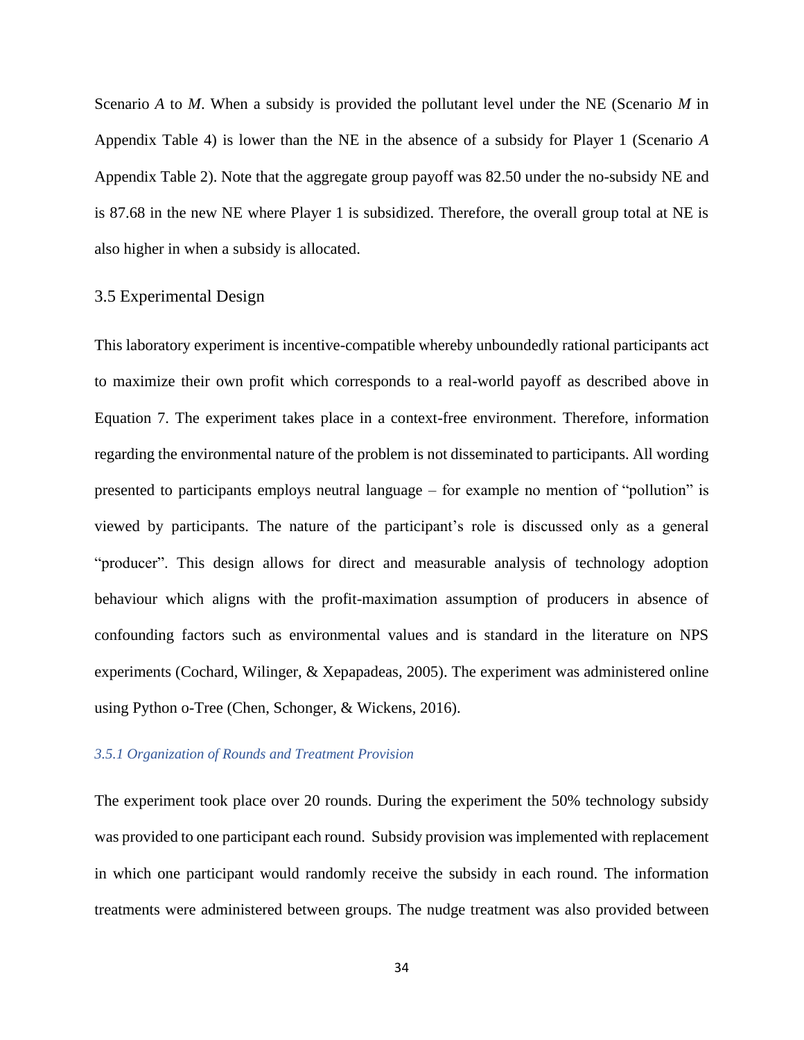Scenario *A* to *M*. When a subsidy is provided the pollutant level under the NE (Scenario *M* in Appendix Table 4) is lower than the NE in the absence of a subsidy for Player 1 (Scenario *A* Appendix Table 2). Note that the aggregate group payoff was 82.50 under the no-subsidy NE and is 87.68 in the new NE where Player 1 is subsidized. Therefore, the overall group total at NE is also higher in when a subsidy is allocated.

## 3.5 Experimental Design

This laboratory experiment is incentive-compatible whereby unboundedly rational participants act to maximize their own profit which corresponds to a real-world payoff as described above in Equation 7. The experiment takes place in a context-free environment. Therefore, information regarding the environmental nature of the problem is not disseminated to participants. All wording presented to participants employs neutral language – for example no mention of "pollution" is viewed by participants. The nature of the participant's role is discussed only as a general "producer". This design allows for direct and measurable analysis of technology adoption behaviour which aligns with the profit-maximation assumption of producers in absence of confounding factors such as environmental values and is standard in the literature on NPS experiments (Cochard, Wilinger, & Xepapadeas, 2005). The experiment was administered online using Python o-Tree (Chen, Schonger, & Wickens, 2016).

### *3.5.1 Organization of Rounds and Treatment Provision*

The experiment took place over 20 rounds. During the experiment the 50% technology subsidy was provided to one participant each round. Subsidy provision was implemented with replacement in which one participant would randomly receive the subsidy in each round. The information treatments were administered between groups. The nudge treatment was also provided between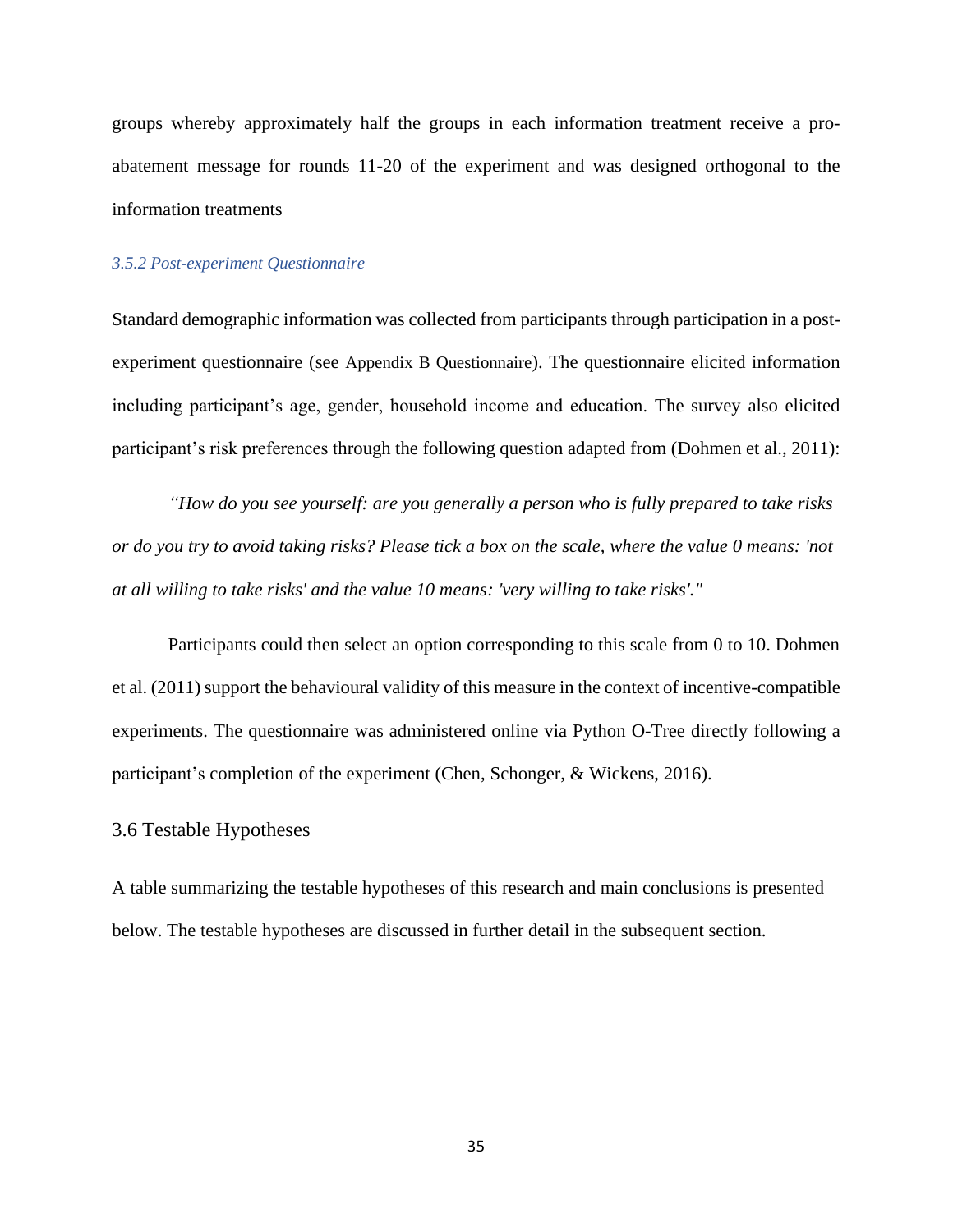groups whereby approximately half the groups in each information treatment receive a pro-abatement message for rounds 11-20 of the experiment and was designed orthogonal to the information treatments

### *3.5.2 Post-experiment Questionnaire*

Standard demographic information was collected from participants through participation in a post-experiment questionnaire (see Appendix B Questionnaire). The questionnaire elicited information including participant's age, gender, household income and education. The survey also elicited participant's risk preferences through the following question adapted from (Dohmen et al., 2011):

*"How do you see yourself: are you generally a person who is fully prepared to take risks or do you try to avoid taking risks? Please tick a box on the scale, where the value 0 means: 'not at all willing to take risks' and the value 10 means: 'very willing to take risks'."*

Participants could then select an option corresponding to this scale from 0 to 10. Dohmen et al. (2011) support the behavioural validity of this measure in the context of incentive-compatible experiments. The questionnaire was administered online via Python O-Tree directly following a participant's completion of the experiment (Chen, Schonger, & Wickens, 2016).

## 3.6 Testable Hypotheses

A table summarizing the testable hypotheses of this research and main conclusions is presented below. The testable hypotheses are discussed in further detail in the subsequent section.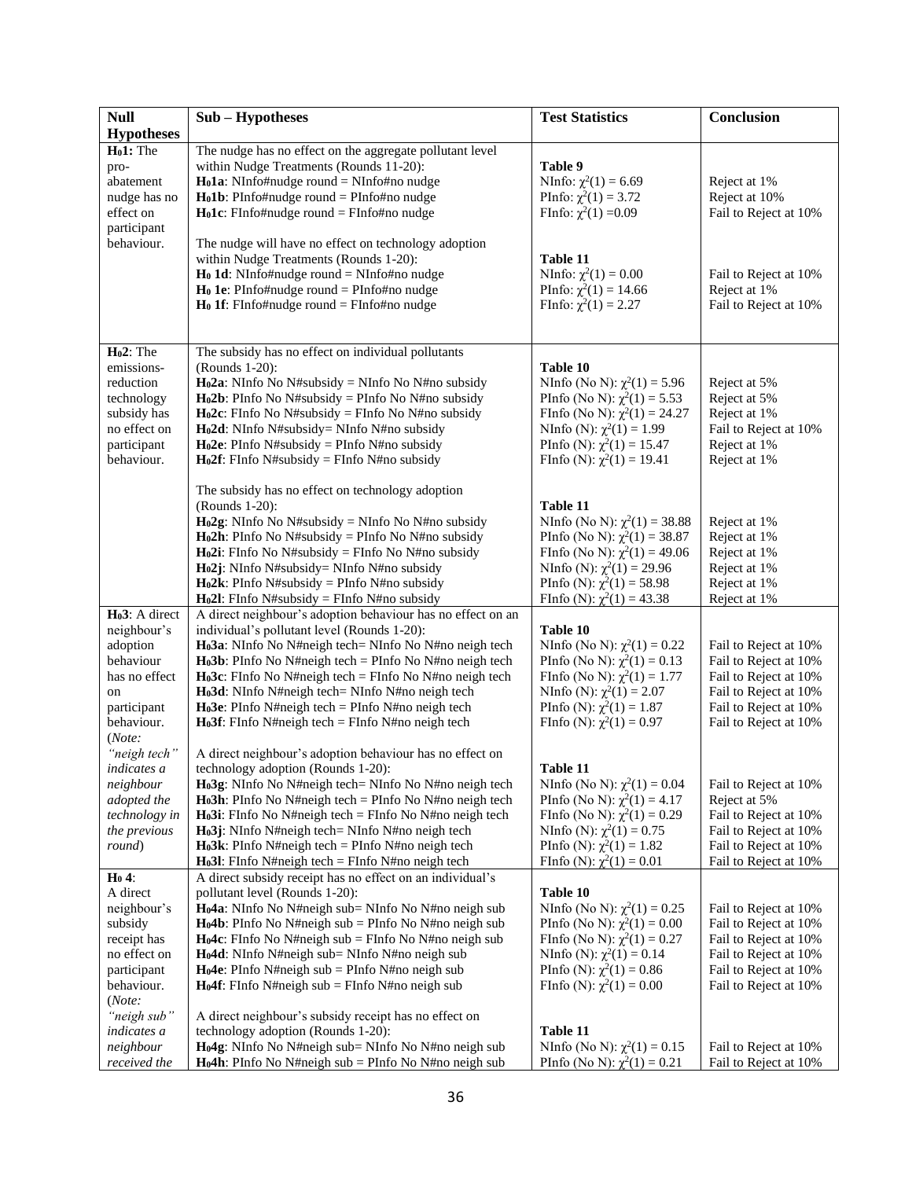| **Null Hypotheses** | **Sub – Hypotheses** | **Test Statistics** | **Conclusion** |
|---|---|---|---|
| $H_0$**1:** The pro-abatement nudge has no effect on participant behaviour. | The nudge has no effect on the aggregate pollutant level within Nudge Treatments (Rounds 11-20): | **Table 9** | |
| | $H_0$**1a**: NInfo#nudge round = NInfo#no nudge | NInfo: $\chi^2(1) = 6.69$ | Reject at 1% |
| | $H_0$**1b**: PInfo#nudge round = PInfo#no nudge | PInfo: $\chi^2(1) = 3.72$ | Reject at 10% |
| | $H_0$**1c**: FInfo#nudge round = FInfo#no nudge | FInfo: $\chi^2(1) = 0.09$ | Fail to Reject at 10% |
| | The nudge will have no effect on technology adoption within Nudge Treatments (Rounds 1-20): | **Table 11** | |
| | $H_0$ **1d**: NInfo#nudge round = NInfo#no nudge | NInfo: $\chi^2(1) = 0.00$ | Fail to Reject at 10% |
| | $H_0$ **1e**: PInfo#nudge round = PInfo#no nudge | PInfo: $\chi^2(1) = 14.66$ | Reject at 1% |
| | $H_0$ **1f**: FInfo#nudge round = FInfo#no nudge | FInfo: $\chi^2(1) = 2.27$ | Fail to Reject at 10% |
| $H_0$**2**: The emissions-reduction technology subsidy has no effect on participant behaviour. | The subsidy has no effect on individual pollutants (Rounds 1-20): | **Table 10** | |
| | $H_0$**2a**: NInfo No N#subsidy = NInfo No N#no subsidy | NInfo (No N): $\chi^2(1) = 5.96$ | Reject at 5% |
| | $H_0$**2b**: PInfo No N#subsidy = PInfo No N#no subsidy | PInfo (No N): $\chi^2(1) = 5.53$ | Reject at 5% |
| | $H_0$**2c**: FInfo No N#subsidy = FInfo No N#no subsidy | FInfo (No N): $\chi^2(1) = 24.27$ | Reject at 1% |
| | $H_0$**2d**: NInfo N#subsidy= NInfo N#no subsidy | NInfo (N): $\chi^2(1) = 1.99$ | Fail to Reject at 10% |
| | $H_0$**2e**: PInfo N#subsidy = PInfo N#no subsidy | PInfo (N): $\chi^2(1) = 15.47$ | Reject at 1% |
| | $H_0$**2f**: FInfo N#subsidy = FInfo N#no subsidy | FInfo (N): $\chi^2(1) = 19.41$ | Reject at 1% |
| | The subsidy has no effect on technology adoption (Rounds 1-20): | **Table 11** | |
| | $H_0$**2g**: NInfo No N#subsidy = NInfo No N#no subsidy | NInfo (No N): $\chi^2(1) = 38.88$ | Reject at 1% |
| | $H_0$**2h**: PInfo No N#subsidy = PInfo No N#no subsidy | PInfo (No N): $\chi^2(1) = 38.87$ | Reject at 1% |
| | $H_0$**2i**: FInfo No N#subsidy = FInfo No N#no subsidy | FInfo (No N): $\chi^2(1) = 49.06$ | Reject at 1% |
| | $H_0$**2j**: NInfo N#subsidy= NInfo N#no subsidy | NInfo (N): $\chi^2(1) = 29.96$ | Reject at 1% |
| | $H_0$**2k**: PInfo N#subsidy = PInfo N#no subsidy | PInfo (N): $\chi^2(1) = 58.98$ | Reject at 1% |
| | $H_0$**2l**: FInfo N#subsidy = FInfo N#no subsidy | FInfo (N): $\chi^2(1) = 43.38$ | Reject at 1% |
| $H_0$**3**: A direct neighbour's adoption behaviour has no effect on participant behaviour. (*Note: "neigh tech" indicates a neighbour adopted the technology in the previous round*) | A direct neighbour's adoption behaviour has no effect on an individual's pollutant level (Rounds 1-20): | **Table 10** | |
| | $H_0$**3a**: NInfo No N#neigh tech= NInfo No N#no neigh tech | NInfo (No N): $\chi^2(1) = 0.22$ | Fail to Reject at 10% |
| | $H_0$**3b**: PInfo No N#neigh tech = PInfo No N#no neigh tech | PInfo (No N): $\chi^2(1) = 0.13$ | Fail to Reject at 10% |
| | $H_0$**3c**: FInfo No N#neigh tech = FInfo No N#no neigh tech | FInfo (No N): $\chi^2(1) = 1.77$ | Fail to Reject at 10% |
| | $H_0$**3d**: NInfo N#neigh tech= NInfo N#no neigh tech | NInfo (N): $\chi^2(1) = 2.07$ | Fail to Reject at 10% |
| | $H_0$**3e**: PInfo N#neigh tech = PInfo N#no neigh tech | PInfo (N): $\chi^2(1) = 1.87$ | Fail to Reject at 10% |
| | $H_0$**3f**: FInfo N#neigh tech = FInfo N#no neigh tech | FInfo (N): $\chi^2(1) = 0.97$ | Fail to Reject at 10% |
| | A direct neighbour's adoption behaviour has no effect on technology adoption (Rounds 1-20): | **Table 11** | |
| | $H_0$**3g**: NInfo No N#neigh tech= NInfo No N#no neigh tech | NInfo (No N): $\chi^2(1) = 0.04$ | Fail to Reject at 10% |
| | $H_0$**3h**: PInfo No N#neigh tech = PInfo No N#no neigh tech | PInfo (No N): $\chi^2(1) = 4.17$ | Reject at 5% |
| | $H_0$**3i**: FInfo No N#neigh tech = FInfo No N#no neigh tech | FInfo (No N): $\chi^2(1) = 0.29$ | Fail to Reject at 10% |
| | $H_0$**3j**: NInfo N#neigh tech= NInfo N#no neigh tech | NInfo (N): $\chi^2(1) = 0.75$ | Fail to Reject at 10% |
| | $H_0$**3k**: PInfo N#neigh tech = PInfo N#no neigh tech | PInfo (N): $\chi^2(1) = 1.82$ | Fail to Reject at 10% |
| | $H_0$**3l**: FInfo N#neigh tech = FInfo N#no neigh tech | FInfo (N): $\chi^2(1) = 0.01$ | Fail to Reject at 10% |
| $H_0$ **4**: A direct neighbour's subsidy receipt has no effect on participant behaviour. (*Note: "neigh sub" indicates a neighbour received the* | A direct subsidy receipt has no effect on an individual's pollutant level (Rounds 1-20): | **Table 10** | |
| | $H_0$**4a**: NInfo No N#neigh sub= NInfo No N#no neigh sub | NInfo (No N): $\chi^2(1) = 0.25$ | Fail to Reject at 10% |
| | $H_0$**4b**: PInfo No N#neigh sub = PInfo No N#no neigh sub | PInfo (No N): $\chi^2(1) = 0.00$ | Fail to Reject at 10% |
| | $H_0$**4c**: FInfo No N#neigh sub = FInfo No N#no neigh sub | FInfo (No N): $\chi^2(1) = 0.27$ | Fail to Reject at 10% |
| | $H_0$**4d**: NInfo N#neigh sub= NInfo N#no neigh sub | NInfo (N): $\chi^2(1) = 0.14$ | Fail to Reject at 10% |
| | $H_0$**4e**: PInfo N#neigh sub = PInfo N#no neigh sub | PInfo (N): $\chi^2(1) = 0.86$ | Fail to Reject at 10% |
| | $H_0$**4f**: FInfo N#neigh sub = FInfo N#no neigh sub | FInfo (N): $\chi^2(1) = 0.00$ | Fail to Reject at 10% |
| | A direct neighbour's subsidy receipt has no effect on technology adoption (Rounds 1-20): | **Table 11** | |
| | $H_0$**4g**: NInfo No N#neigh sub= NInfo No N#no neigh sub | NInfo (No N): $\chi^2(1) = 0.15$ | Fail to Reject at 10% |
| | $H_0$**4h**: PInfo No N#neigh sub = PInfo No N#no neigh sub | PInfo (No N): $\chi^2(1) = 0.21$ | Fail to Reject at 10% |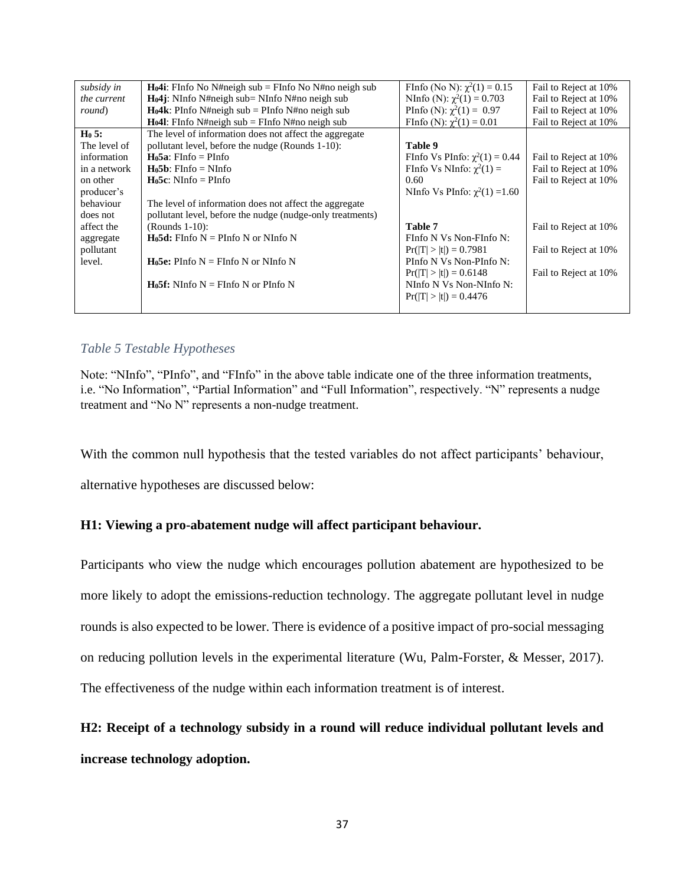| | | | |
|---|---|---|---|
| *subsidy in the current round*) | $\mathbf{H_04i}$: FInfo No N#neigh sub = FInfo No N#no neigh sub<br>$\mathbf{H_04j}$: NInfo N#neigh sub= NInfo N#no neigh sub<br>$\mathbf{H_04k}$: PInfo N#neigh sub = PInfo N#no neigh sub<br>$\mathbf{H_04l}$: FInfo N#neigh sub = FInfo N#no neigh sub | FInfo (No N): $\chi^2(1) = 0.15$<br>NInfo (N): $\chi^2(1) = 0.703$<br>PInfo (N): $\chi^2(1) = 0.97$<br>FInfo (N): $\chi^2(1) = 0.01$ | Fail to Reject at 10%<br>Fail to Reject at 10%<br>Fail to Reject at 10%<br>Fail to Reject at 10% |
| $\mathbf{H_0\,5}$:<br>The level of information in a network on other producer's behaviour does not affect the aggregate pollutant level. | The level of information does not affect the aggregate pollutant level, before the nudge (Rounds 1-10):<br>$\mathbf{H_05a}$: FInfo = PInfo<br>$\mathbf{H_05b}$: FInfo = NInfo<br>$\mathbf{H_05c}$: NInfo = PInfo<br><br>The level of information does not affect the aggregate pollutant level, before the nudge (nudge-only treatments) (Rounds 1-10):<br>$\mathbf{H_05d}$: FInfo N = PInfo N or NInfo N<br><br>$\mathbf{H_05e}$: PInfo N = FInfo N or NInfo N<br><br>$\mathbf{H_05f}$: NInfo N = FInfo N or PInfo N | **Table 9**<br>FInfo Vs PInfo: $\chi^2(1) = 0.44$<br>FInfo Vs NInfo: $\chi^2(1) = 0.60$<br>NInfo Vs PInfo: $\chi^2(1) = 1.60$<br><br>**Table 7**<br>FInfo N Vs Non-FInfo N: $Pr(\lvert T\rvert > \lvert t\rvert) = 0.7981$<br>PInfo N Vs Non-PInfo N: $Pr(\lvert T\rvert > \lvert t\rvert) = 0.6148$<br>NInfo N Vs Non-NInfo N: $Pr(\lvert T\rvert > \lvert t\rvert) = 0.4476$ | Fail to Reject at 10%<br>Fail to Reject at 10%<br>Fail to Reject at 10%<br><br>Fail to Reject at 10%<br><br>Fail to Reject at 10%<br><br>Fail to Reject at 10% |

*Table 5 Testable Hypotheses*

Note: "NInfo", "PInfo", and "FInfo" in the above table indicate one of the three information treatments, i.e. "No Information", "Partial Information" and "Full Information", respectively. "N" represents a nudge treatment and "No N" represents a non-nudge treatment.

With the common null hypothesis that the tested variables do not affect participants' behaviour, alternative hypotheses are discussed below:

**H1: Viewing a pro-abatement nudge will affect participant behaviour.**

Participants who view the nudge which encourages pollution abatement are hypothesized to be more likely to adopt the emissions-reduction technology. The aggregate pollutant level in nudge rounds is also expected to be lower. There is evidence of a positive impact of pro-social messaging on reducing pollution levels in the experimental literature (Wu, Palm-Forster, & Messer, 2017). The effectiveness of the nudge within each information treatment is of interest.

**H2: Receipt of a technology subsidy in a round will reduce individual pollutant levels and increase technology adoption.**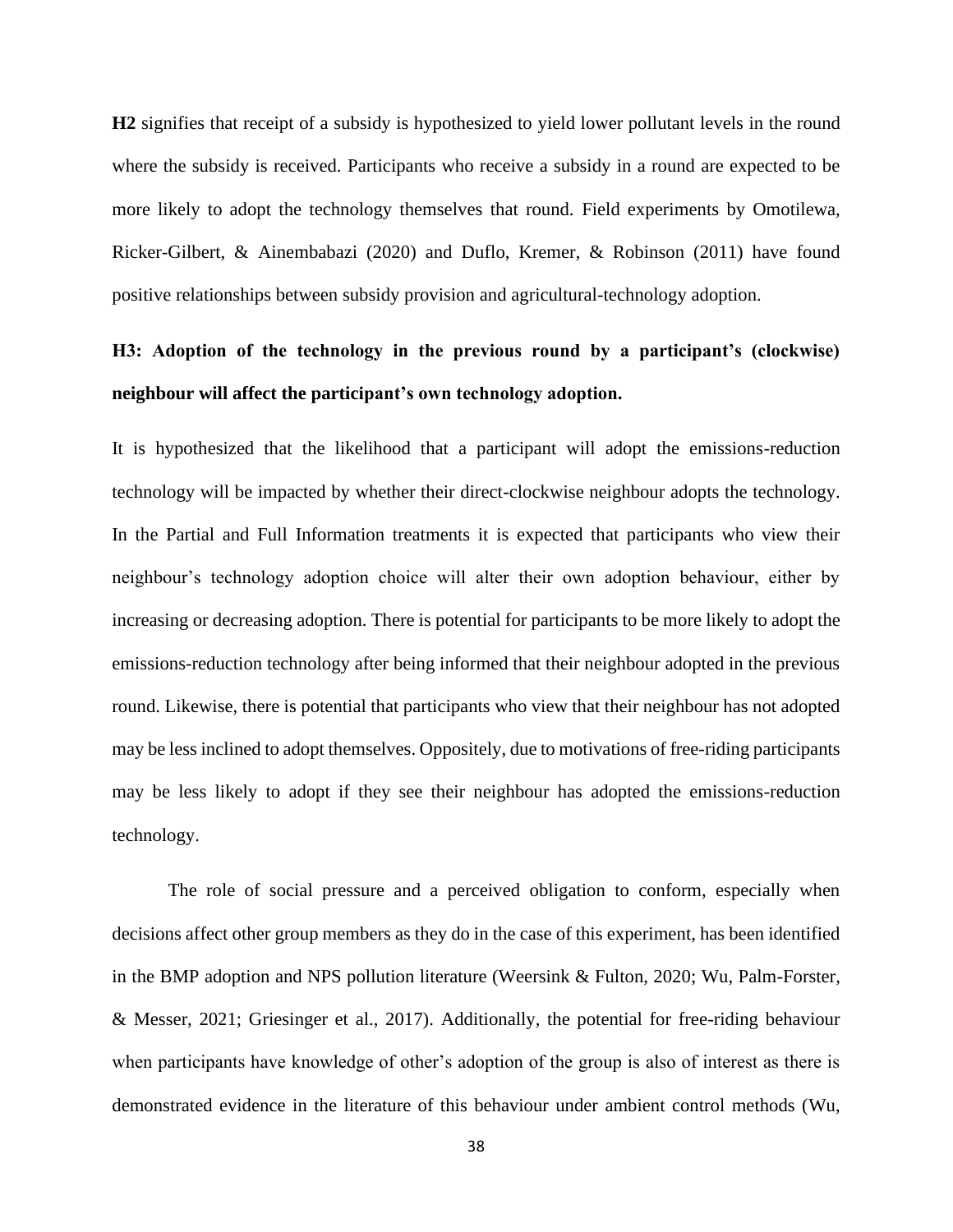**H2** signifies that receipt of a subsidy is hypothesized to yield lower pollutant levels in the round where the subsidy is received. Participants who receive a subsidy in a round are expected to be more likely to adopt the technology themselves that round. Field experiments by Omotilewa, Ricker-Gilbert, & Ainembabazi (2020) and Duflo, Kremer, & Robinson (2011) have found positive relationships between subsidy provision and agricultural-technology adoption.

**H3: Adoption of the technology in the previous round by a participant's (clockwise) neighbour will affect the participant's own technology adoption.**

It is hypothesized that the likelihood that a participant will adopt the emissions-reduction technology will be impacted by whether their direct-clockwise neighbour adopts the technology. In the Partial and Full Information treatments it is expected that participants who view their neighbour's technology adoption choice will alter their own adoption behaviour, either by increasing or decreasing adoption. There is potential for participants to be more likely to adopt the emissions-reduction technology after being informed that their neighbour adopted in the previous round. Likewise, there is potential that participants who view that their neighbour has not adopted may be less inclined to adopt themselves. Oppositely, due to motivations of free-riding participants may be less likely to adopt if they see their neighbour has adopted the emissions-reduction technology.

The role of social pressure and a perceived obligation to conform, especially when decisions affect other group members as they do in the case of this experiment, has been identified in the BMP adoption and NPS pollution literature (Weersink & Fulton, 2020; Wu, Palm-Forster, & Messer, 2021; Griesinger et al., 2017). Additionally, the potential for free-riding behaviour when participants have knowledge of other's adoption of the group is also of interest as there is demonstrated evidence in the literature of this behaviour under ambient control methods (Wu,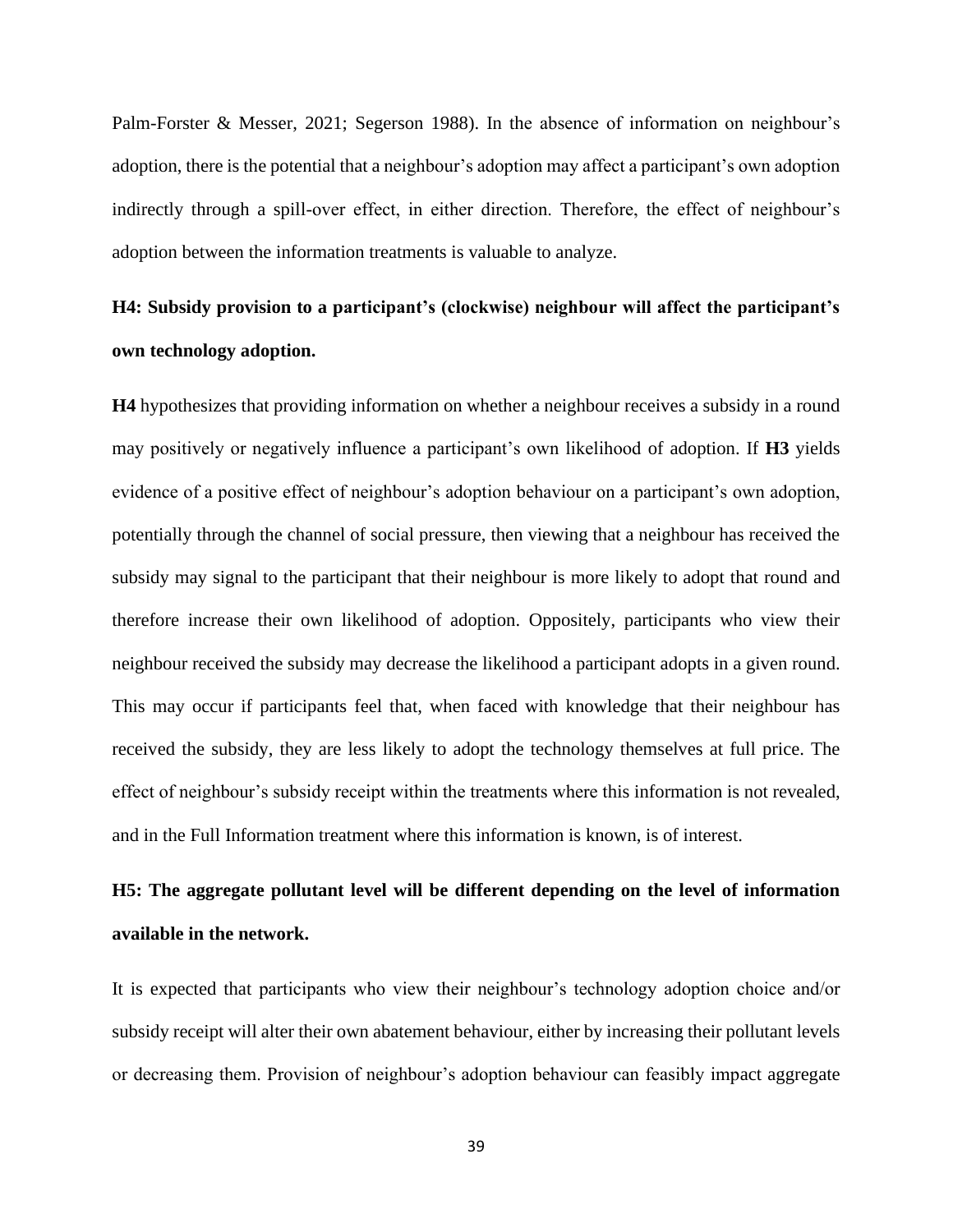Palm-Forster & Messer, 2021; Segerson 1988). In the absence of information on neighbour's adoption, there is the potential that a neighbour's adoption may affect a participant's own adoption indirectly through a spill-over effect, in either direction. Therefore, the effect of neighbour's adoption between the information treatments is valuable to analyze.

**H4: Subsidy provision to a participant's (clockwise) neighbour will affect the participant's own technology adoption.**

**H4** hypothesizes that providing information on whether a neighbour receives a subsidy in a round may positively or negatively influence a participant's own likelihood of adoption. If **H3** yields evidence of a positive effect of neighbour's adoption behaviour on a participant's own adoption, potentially through the channel of social pressure, then viewing that a neighbour has received the subsidy may signal to the participant that their neighbour is more likely to adopt that round and therefore increase their own likelihood of adoption. Oppositely, participants who view their neighbour received the subsidy may decrease the likelihood a participant adopts in a given round. This may occur if participants feel that, when faced with knowledge that their neighbour has received the subsidy, they are less likely to adopt the technology themselves at full price. The effect of neighbour's subsidy receipt within the treatments where this information is not revealed, and in the Full Information treatment where this information is known, is of interest.

**H5: The aggregate pollutant level will be different depending on the level of information available in the network.**

It is expected that participants who view their neighbour's technology adoption choice and/or subsidy receipt will alter their own abatement behaviour, either by increasing their pollutant levels or decreasing them. Provision of neighbour's adoption behaviour can feasibly impact aggregate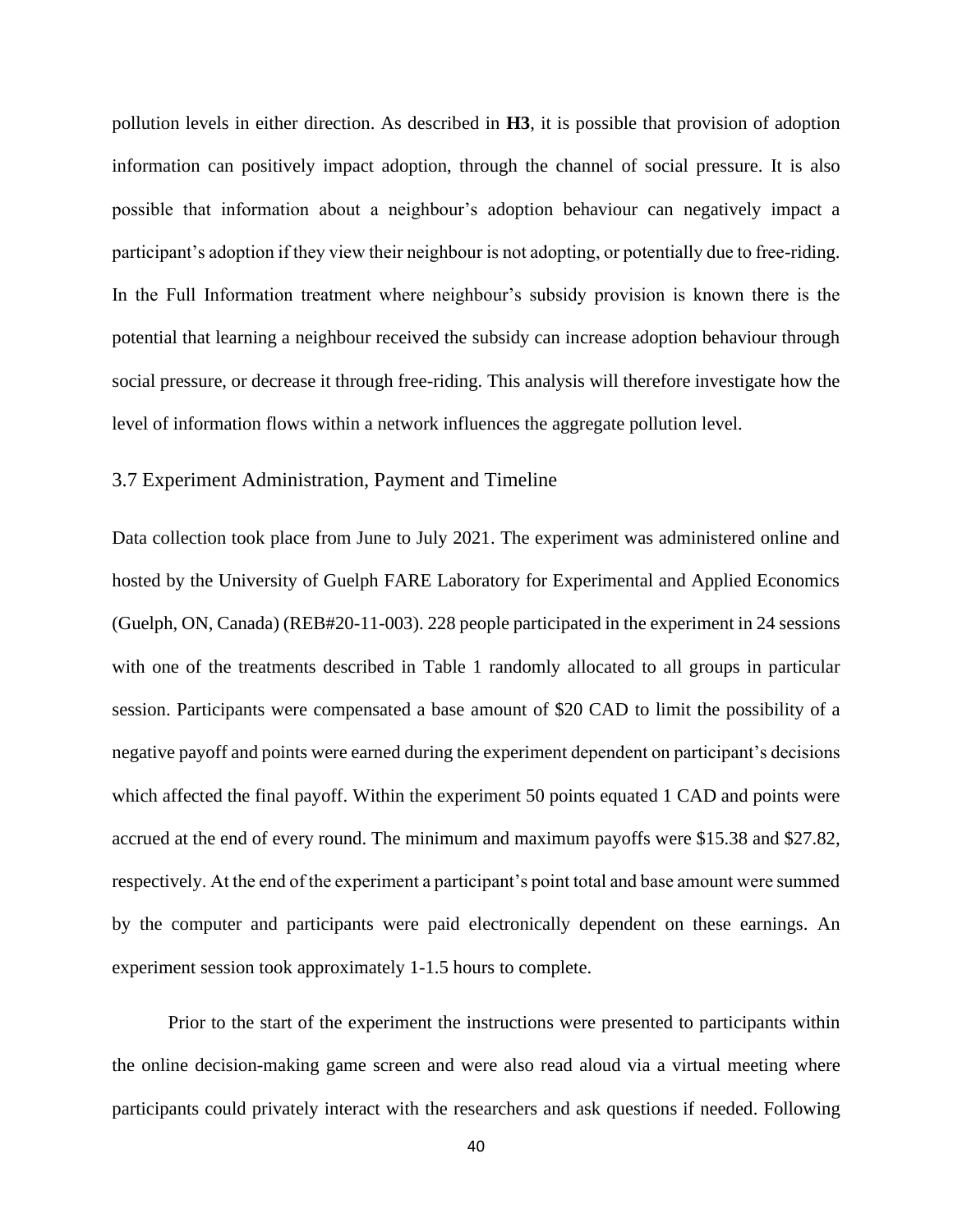pollution levels in either direction. As described in **H3**, it is possible that provision of adoption information can positively impact adoption, through the channel of social pressure. It is also possible that information about a neighbour's adoption behaviour can negatively impact a participant's adoption if they view their neighbour is not adopting, or potentially due to free-riding. In the Full Information treatment where neighbour's subsidy provision is known there is the potential that learning a neighbour received the subsidy can increase adoption behaviour through social pressure, or decrease it through free-riding. This analysis will therefore investigate how the level of information flows within a network influences the aggregate pollution level.

### 3.7 Experiment Administration, Payment and Timeline

Data collection took place from June to July 2021. The experiment was administered online and hosted by the University of Guelph FARE Laboratory for Experimental and Applied Economics (Guelph, ON, Canada) (REB#20-11-003). 228 people participated in the experiment in 24 sessions with one of the treatments described in Table 1 randomly allocated to all groups in particular session. Participants were compensated a base amount of $20 CAD to limit the possibility of a negative payoff and points were earned during the experiment dependent on participant's decisions which affected the final payoff. Within the experiment 50 points equated 1 CAD and points were accrued at the end of every round. The minimum and maximum payoffs were $15.38 and $27.82, respectively. At the end of the experiment a participant's point total and base amount were summed by the computer and participants were paid electronically dependent on these earnings. An experiment session took approximately 1-1.5 hours to complete.

Prior to the start of the experiment the instructions were presented to participants within the online decision-making game screen and were also read aloud via a virtual meeting where participants could privately interact with the researchers and ask questions if needed. Following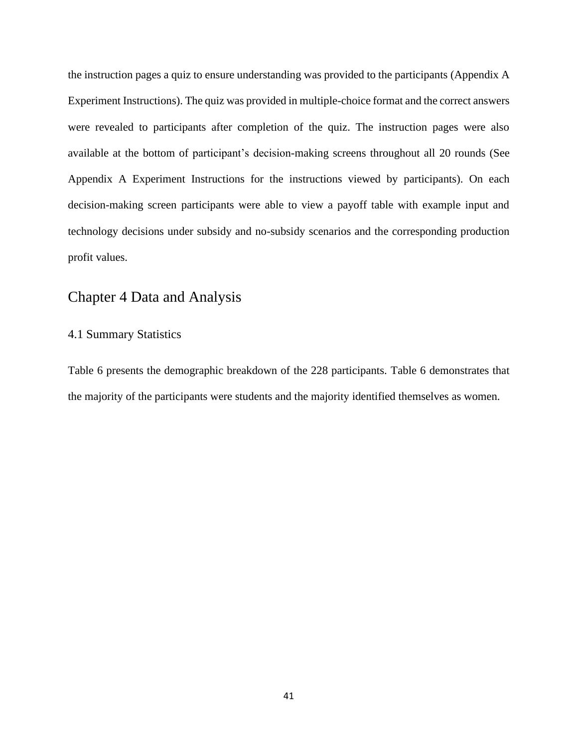the instruction pages a quiz to ensure understanding was provided to the participants (Appendix A Experiment Instructions). The quiz was provided in multiple-choice format and the correct answers were revealed to participants after completion of the quiz. The instruction pages were also available at the bottom of participant's decision-making screens throughout all 20 rounds (See Appendix A Experiment Instructions for the instructions viewed by participants). On each decision-making screen participants were able to view a payoff table with example input and technology decisions under subsidy and no-subsidy scenarios and the corresponding production profit values.

# Chapter 4 Data and Analysis

## 4.1 Summary Statistics

Table 6 presents the demographic breakdown of the 228 participants. Table 6 demonstrates that the majority of the participants were students and the majority identified themselves as women.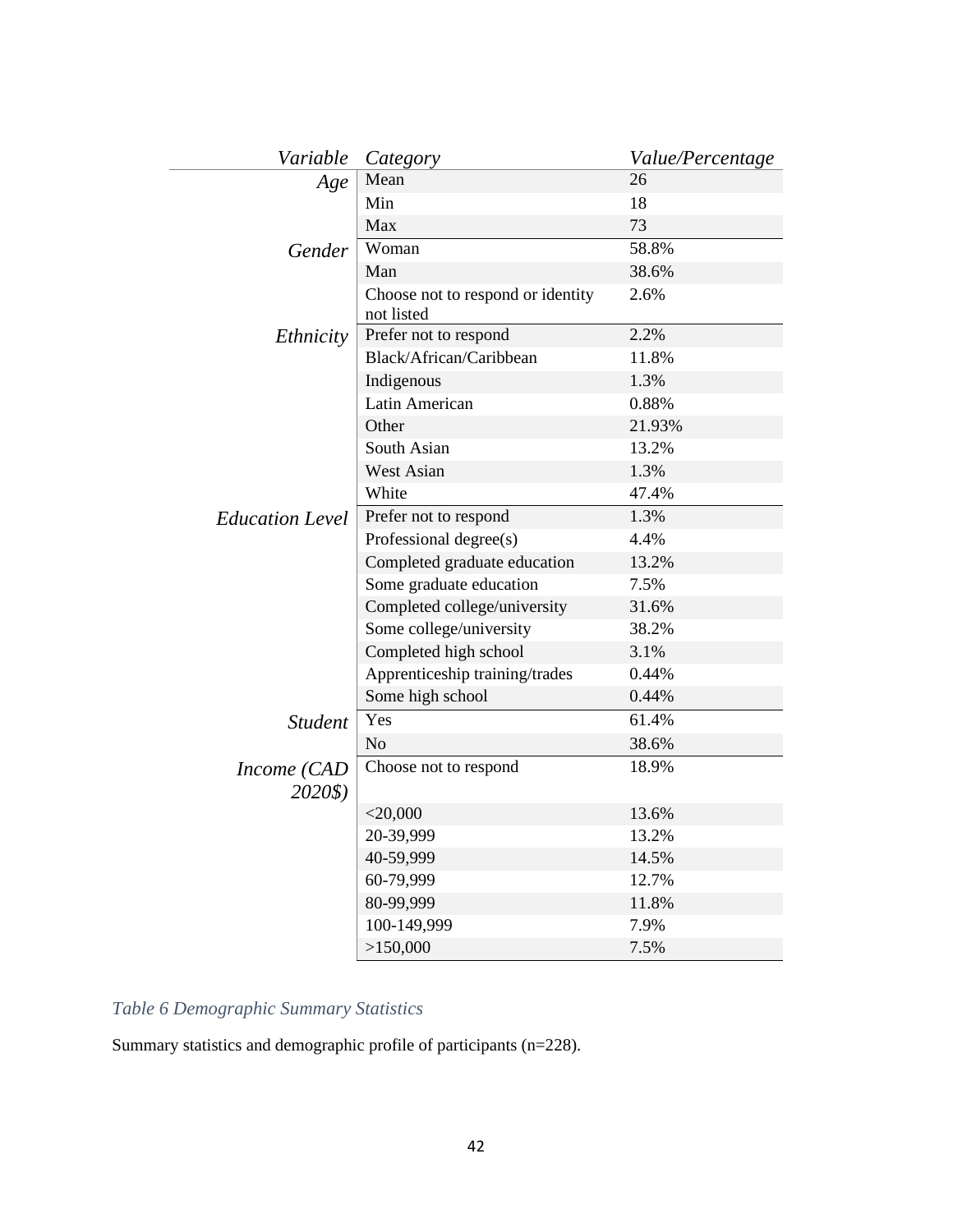| *Variable* | *Category* | *Value/Percentage* |
|---|---|---|
| *Age* | Mean | 26 |
| | Min | 18 |
| | Max | 73 |
| *Gender* | Woman | 58.8% |
| | Man | 38.6% |
| | Choose not to respond or identity not listed | 2.6% |
| *Ethnicity* | Prefer not to respond | 2.2% |
| | Black/African/Caribbean | 11.8% |
| | Indigenous | 1.3% |
| | Latin American | 0.88% |
| | Other | 21.93% |
| | South Asian | 13.2% |
| | West Asian | 1.3% |
| | White | 47.4% |
| *Education Level* | Prefer not to respond | 1.3% |
| | Professional degree(s) | 4.4% |
| | Completed graduate education | 13.2% |
| | Some graduate education | 7.5% |
| | Completed college/university | 31.6% |
| | Some college/university | 38.2% |
| | Completed high school | 3.1% |
| | Apprenticeship training/trades | 0.44% |
| | Some high school | 0.44% |
| *Student* | Yes | 61.4% |
| | No | 38.6% |
| *Income (CAD 2020$)* | Choose not to respond | 18.9% |
| | <20,000 | 13.6% |
| | 20-39,999 | 13.2% |
| | 40-59,999 | 14.5% |
| | 60-79,999 | 12.7% |
| | 80-99,999 | 11.8% |
| | 100-149,999 | 7.9% |
| | >150,000 | 7.5% |

*Table 6 Demographic Summary Statistics*

Summary statistics and demographic profile of participants (n=228).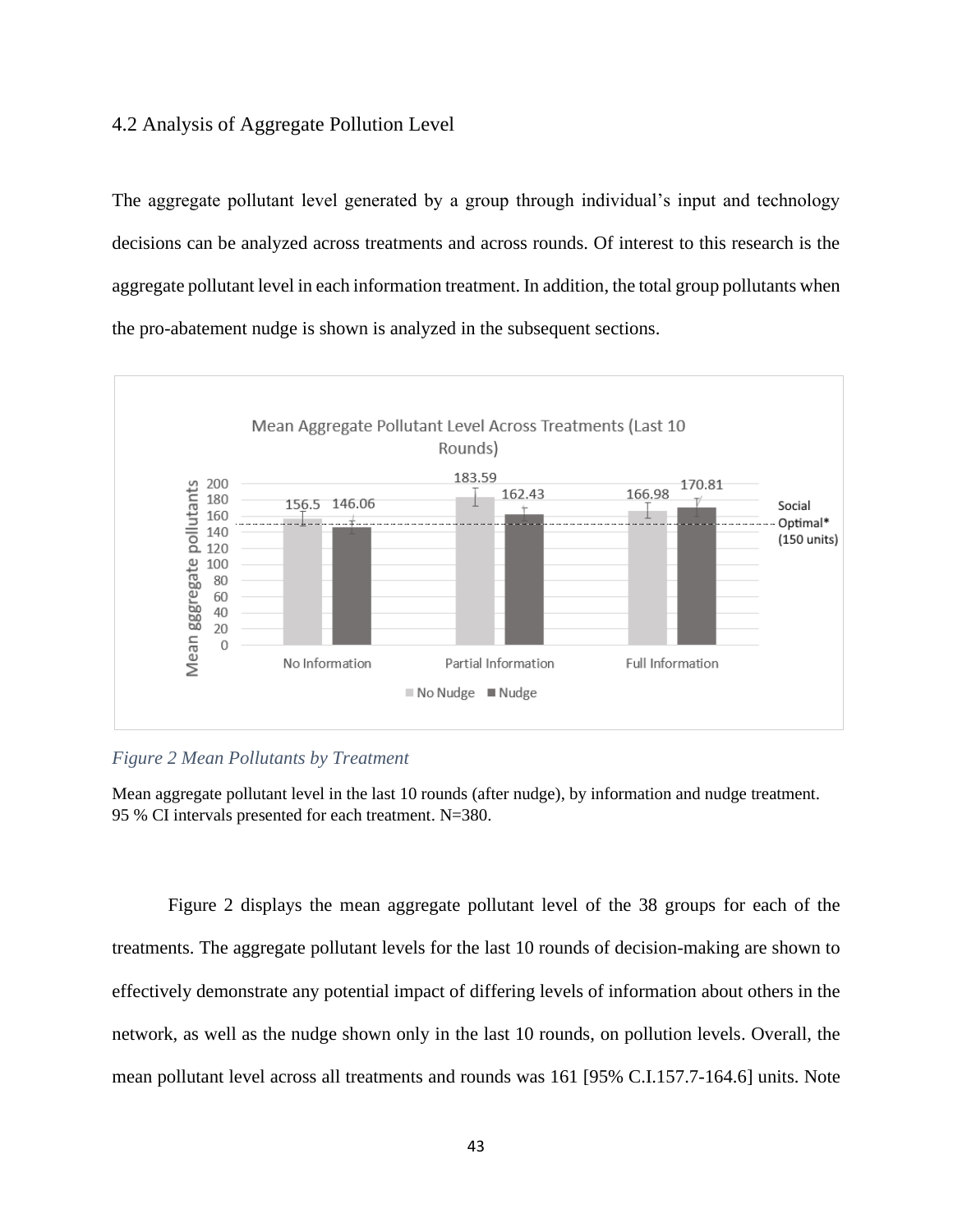### 4.2 Analysis of Aggregate Pollution Level

The aggregate pollutant level generated by a group through individual's input and technology decisions can be analyzed across treatments and across rounds. Of interest to this research is the aggregate pollutant level in each information treatment. In addition, the total group pollutants when the pro-abatement nudge is shown is analyzed in the subsequent sections.

Mean Aggregate Pollutant Level Across Treatments (Last 10 Rounds)

Mean gggregate pollutants

200
180
160
140
120
100
80
60
40
20
0

156.5
146.06
183.59
162.43
166.98
170.81

No Information
Partial Information
Full Information

No Nudge
Nudge

Social Optimal* (150 units)

*Figure 2 Mean Pollutants by Treatment*

Mean aggregate pollutant level in the last 10 rounds (after nudge), by information and nudge treatment. 95 % CI intervals presented for each treatment. N=380.

Figure 2 displays the mean aggregate pollutant level of the 38 groups for each of the treatments. The aggregate pollutant levels for the last 10 rounds of decision-making are shown to effectively demonstrate any potential impact of differing levels of information about others in the network, as well as the nudge shown only in the last 10 rounds, on pollution levels. Overall, the mean pollutant level across all treatments and rounds was 161 [95% C.I.157.7-164.6] units. Note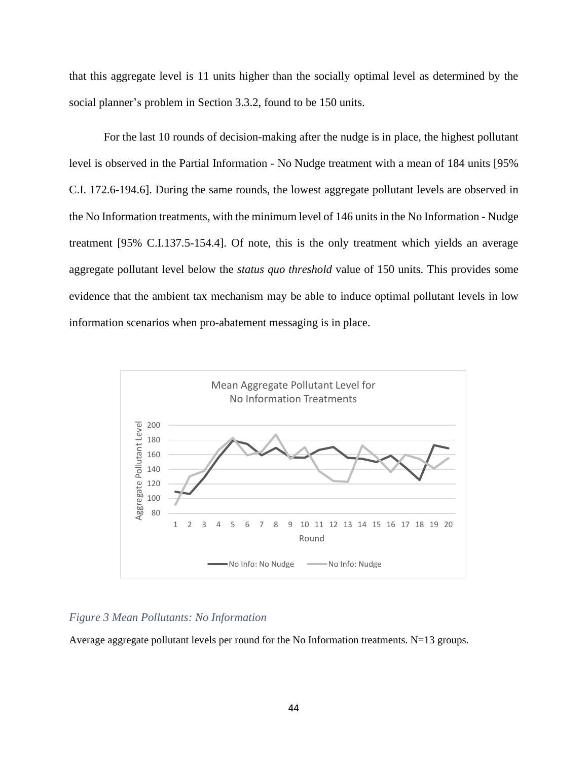that this aggregate level is 11 units higher than the socially optimal level as determined by the social planner's problem in Section 3.3.2, found to be 150 units.

For the last 10 rounds of decision-making after the nudge is in place, the highest pollutant level is observed in the Partial Information - No Nudge treatment with a mean of 184 units [95% C.I. 172.6-194.6]. During the same rounds, the lowest aggregate pollutant levels are observed in the No Information treatments, with the minimum level of 146 units in the No Information - Nudge treatment [95% C.I.137.5-154.4]. Of note, this is the only treatment which yields an average aggregate pollutant level below the *status quo threshold* value of 150 units. This provides some evidence that the ambient tax mechanism may be able to induce optimal pollutant levels in low information scenarios when pro-abatement messaging is in place.

Mean Aggregate Pollutant Level for No Information Treatments

Aggregate Pollutant Level

200
180
160
140
120
100
80

1 2 3 4 5 6 7 8 9 10 11 12 13 14 15 16 17 18 19 20

Round

No Info: No Nudge
No Info: Nudge

*Figure 3 Mean Pollutants: No Information*

Average aggregate pollutant levels per round for the No Information treatments. N=13 groups.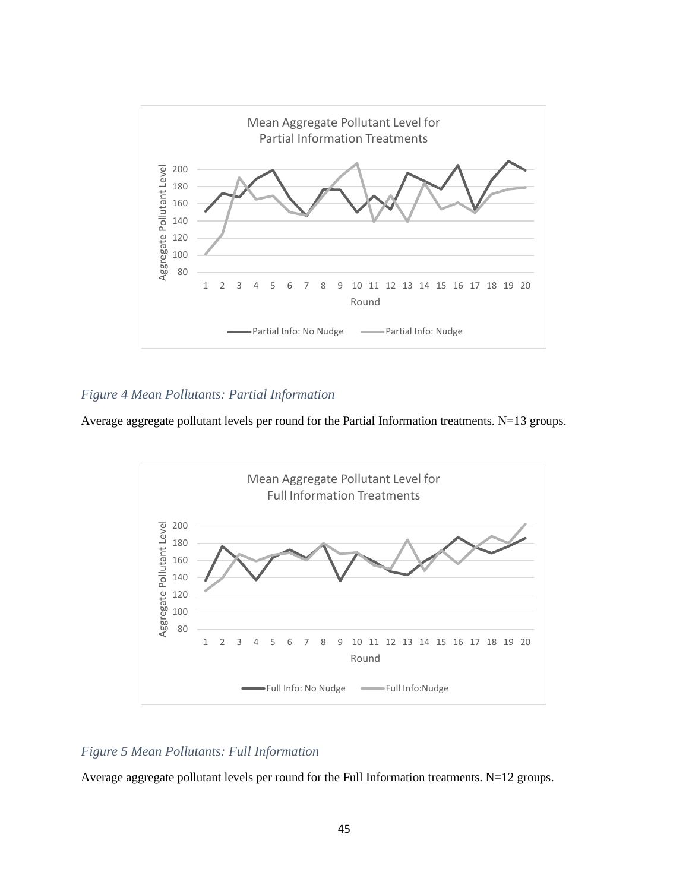*Figure 4 Mean Pollutants: Partial Information*

Average aggregate pollutant levels per round for the Partial Information treatments. N=13 groups.

*Figure 5 Mean Pollutants: Full Information*

Average aggregate pollutant levels per round for the Full Information treatments. N=12 groups.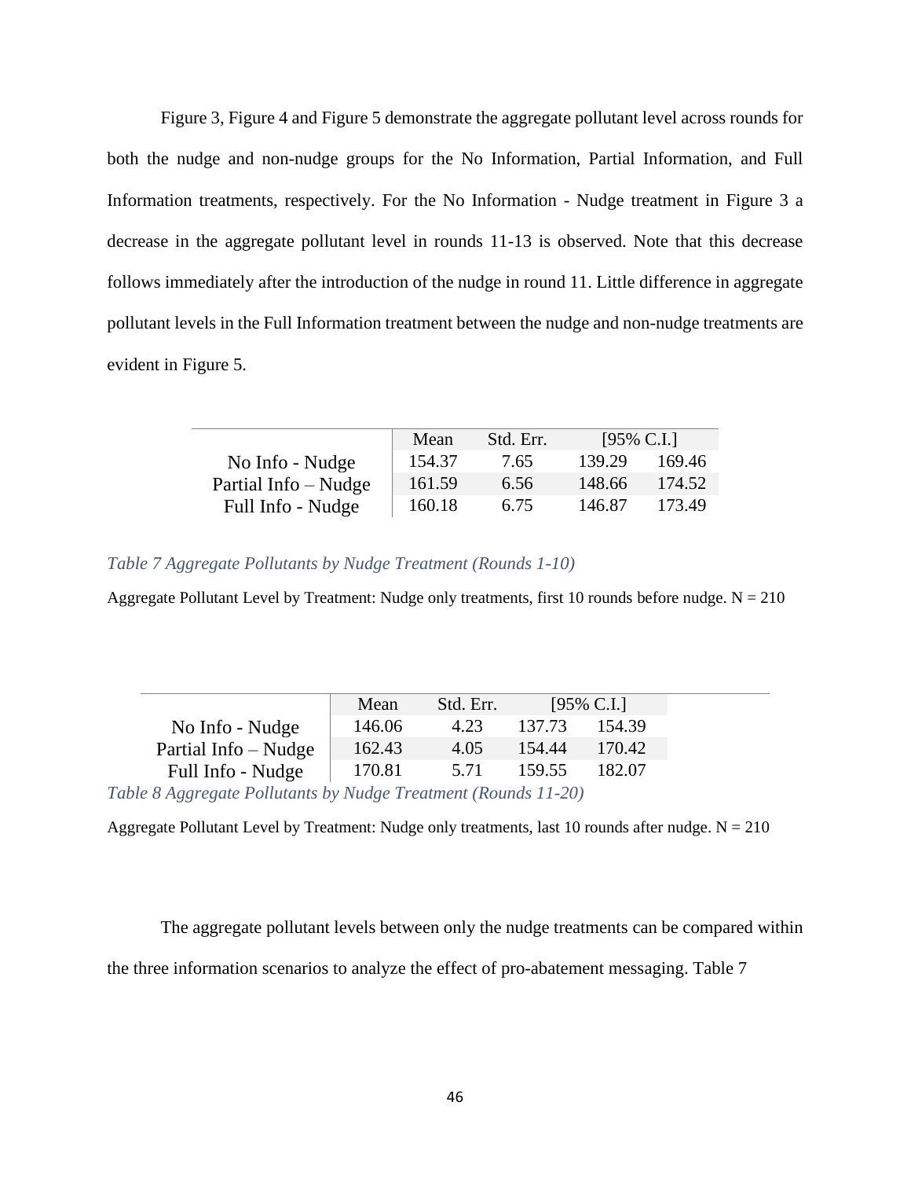Figure 3, Figure 4 and Figure 5 demonstrate the aggregate pollutant level across rounds for both the nudge and non-nudge groups for the No Information, Partial Information, and Full Information treatments, respectively. For the No Information - Nudge treatment in Figure 3 a decrease in the aggregate pollutant level in rounds 11-13 is observed. Note that this decrease follows immediately after the introduction of the nudge in round 11. Little difference in aggregate pollutant levels in the Full Information treatment between the nudge and non-nudge treatments are evident in Figure 5.

| | Mean | Std. Err. | [95% C.I.] | |
|---|---|---|---|---|
| No Info - Nudge | 154.37 | 7.65 | 139.29 | 169.46 |
| Partial Info – Nudge | 161.59 | 6.56 | 148.66 | 174.52 |
| Full Info - Nudge | 160.18 | 6.75 | 146.87 | 173.49 |

*Table 7 Aggregate Pollutants by Nudge Treatment (Rounds 1-10)*

Aggregate Pollutant Level by Treatment: Nudge only treatments, first 10 rounds before nudge. N = 210

| | Mean | Std. Err. | [95% C.I.] | |
|---|---|---|---|---|
| No Info - Nudge | 146.06 | 4.23 | 137.73 | 154.39 |
| Partial Info – Nudge | 162.43 | 4.05 | 154.44 | 170.42 |
| Full Info - Nudge | 170.81 | 5.71 | 159.55 | 182.07 |

*Table 8 Aggregate Pollutants by Nudge Treatment (Rounds 11-20)*

Aggregate Pollutant Level by Treatment: Nudge only treatments, last 10 rounds after nudge. N = 210

The aggregate pollutant levels between only the nudge treatments can be compared within the three information scenarios to analyze the effect of pro-abatement messaging. Table 7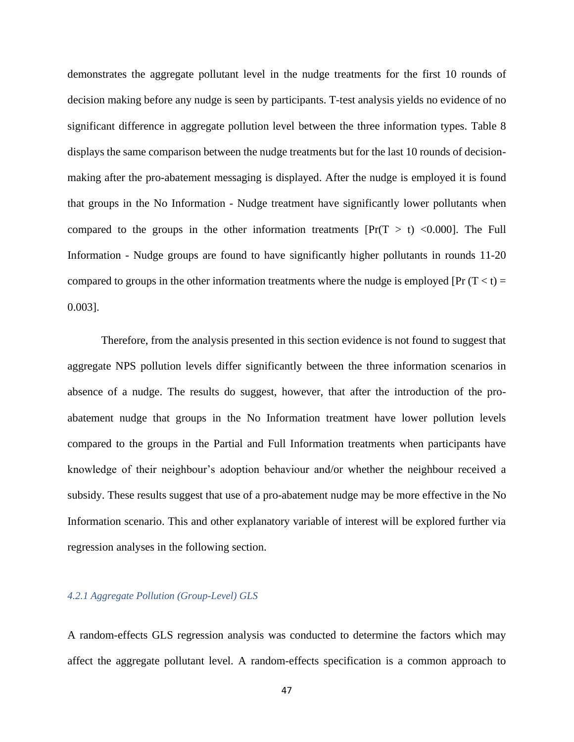demonstrates the aggregate pollutant level in the nudge treatments for the first 10 rounds of decision making before any nudge is seen by participants. T-test analysis yields no evidence of no significant difference in aggregate pollution level between the three information types. Table 8 displays the same comparison between the nudge treatments but for the last 10 rounds of decision-making after the pro-abatement messaging is displayed. After the nudge is employed it is found that groups in the No Information - Nudge treatment have significantly lower pollutants when compared to the groups in the other information treatments [$Pr(T > t) < 0.000$]. The Full Information - Nudge groups are found to have significantly higher pollutants in rounds 11-20 compared to groups in the other information treatments where the nudge is employed [$Pr(T < t) = 0.003$].

Therefore, from the analysis presented in this section evidence is not found to suggest that aggregate NPS pollution levels differ significantly between the three information scenarios in absence of a nudge. The results do suggest, however, that after the introduction of the pro-abatement nudge that groups in the No Information treatment have lower pollution levels compared to the groups in the Partial and Full Information treatments when participants have knowledge of their neighbour's adoption behaviour and/or whether the neighbour received a subsidy. These results suggest that use of a pro-abatement nudge may be more effective in the No Information scenario. This and other explanatory variable of interest will be explored further via regression analyses in the following section.

#### *4.2.1 Aggregate Pollution (Group-Level) GLS*

A random-effects GLS regression analysis was conducted to determine the factors which may affect the aggregate pollutant level. A random-effects specification is a common approach to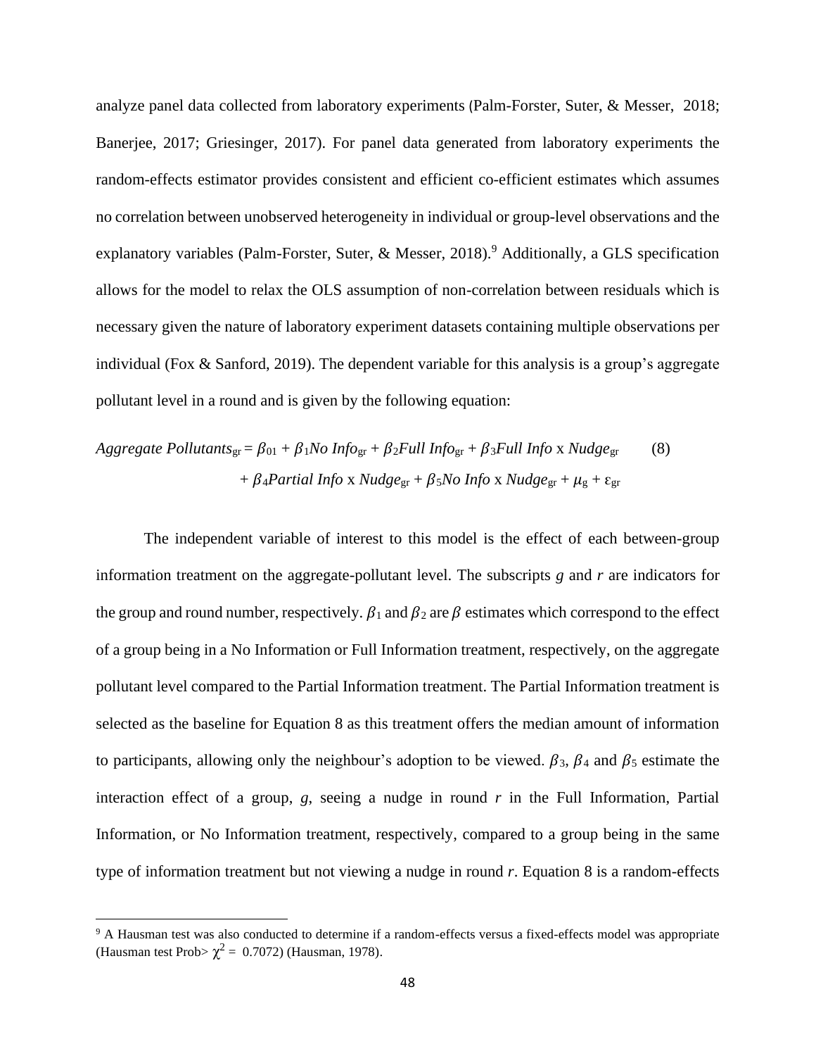analyze panel data collected from laboratory experiments (Palm-Forster, Suter, & Messer, 2018; Banerjee, 2017; Griesinger, 2017). For panel data generated from laboratory experiments the random-effects estimator provides consistent and efficient co-efficient estimates which assumes no correlation between unobserved heterogeneity in individual or group-level observations and the explanatory variables (Palm-Forster, Suter, & Messer, 2018).[9] Additionally, a GLS specification allows for the model to relax the OLS assumption of non-correlation between residuals which is necessary given the nature of laboratory experiment datasets containing multiple observations per individual (Fox & Sanford, 2019). The dependent variable for this analysis is a group's aggregate pollutant level in a round and is given by the following equation:

$$
\begin{aligned}
\textit{Aggregate Pollutants}_{gr} = \beta_{01} + \beta_1 \textit{No Info}_{gr} + \beta_2 \textit{Full Info}_{gr} + \beta_3 \textit{Full Info} \text{ x } \textit{Nudge}_{gr} \\
+ \beta_4 \textit{Partial Info} \text{ x } \textit{Nudge}_{gr} + \beta_5 \textit{No Info} \text{ x } \textit{Nudge}_{gr} + \mu_g + \varepsilon_{gr}
\end{aligned}
\tag{8}
$$

The independent variable of interest to this model is the effect of each between-group information treatment on the aggregate-pollutant level. The subscripts $g$ and $r$ are indicators for the group and round number, respectively. $\beta_1$ and $\beta_2$ are $\beta$ estimates which correspond to the effect of a group being in a No Information or Full Information treatment, respectively, on the aggregate pollutant level compared to the Partial Information treatment. The Partial Information treatment is selected as the baseline for Equation 8 as this treatment offers the median amount of information to participants, allowing only the neighbour's adoption to be viewed. $\beta_3$, $\beta_4$ and $\beta_5$ estimate the interaction effect of a group, $g$, seeing a nudge in round $r$ in the Full Information, Partial Information, or No Information treatment, respectively, compared to a group being in the same type of information treatment but not viewing a nudge in round $r$. Equation 8 is a random-effects

[9] A Hausman test was also conducted to determine if a random-effects versus a fixed-effects model was appropriate (Hausman test Prob> $\chi^2$ = 0.7072) (Hausman, 1978).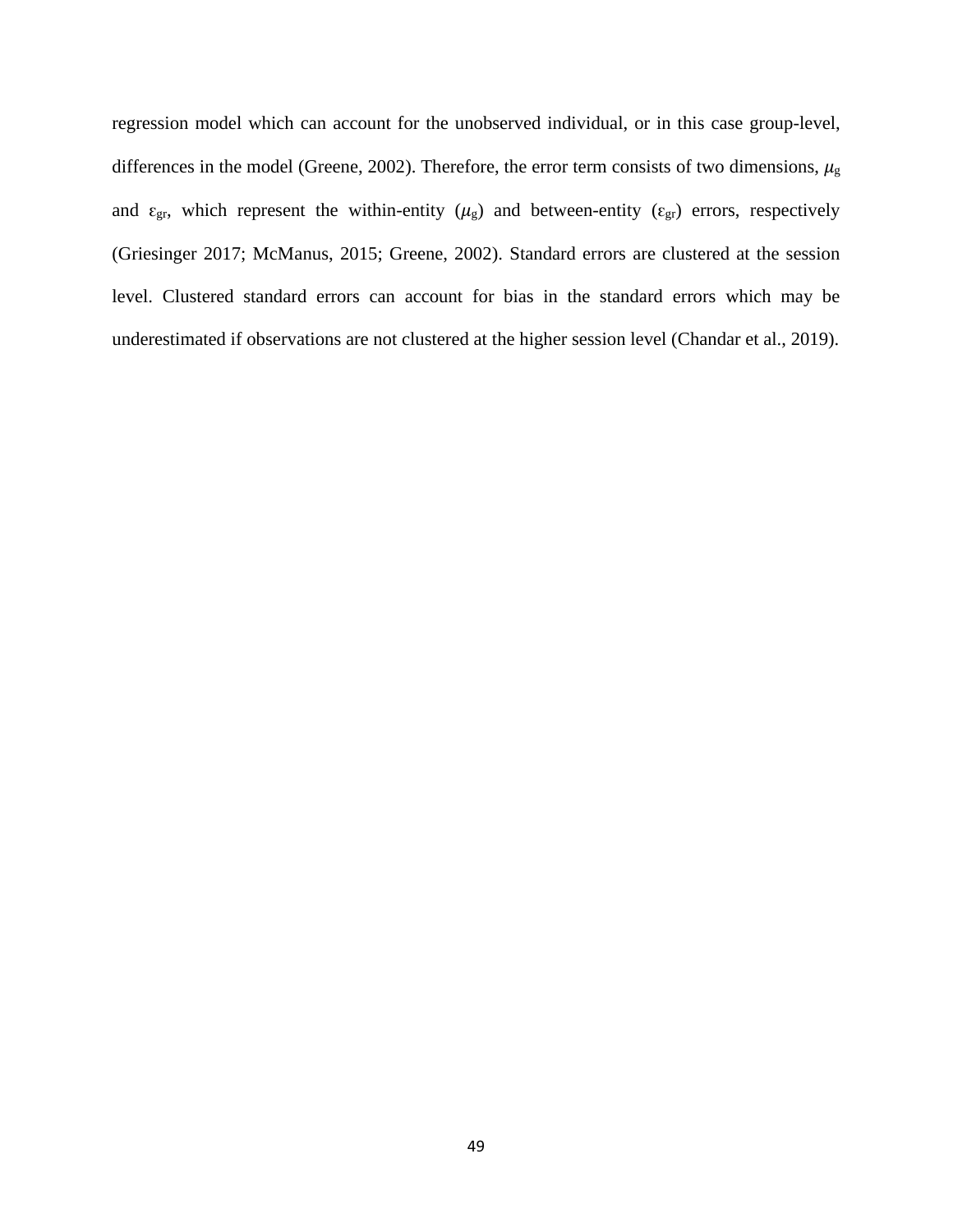regression model which can account for the unobserved individual, or in this case group-level, differences in the model (Greene, 2002). Therefore, the error term consists of two dimensions, $\mu_g$ and $\varepsilon_{gr}$, which represent the within-entity ($\mu_g$) and between-entity ($\varepsilon_{gr}$) errors, respectively (Griesinger 2017; McManus, 2015; Greene, 2002). Standard errors are clustered at the session level. Clustered standard errors can account for bias in the standard errors which may be underestimated if observations are not clustered at the higher session level (Chandar et al., 2019).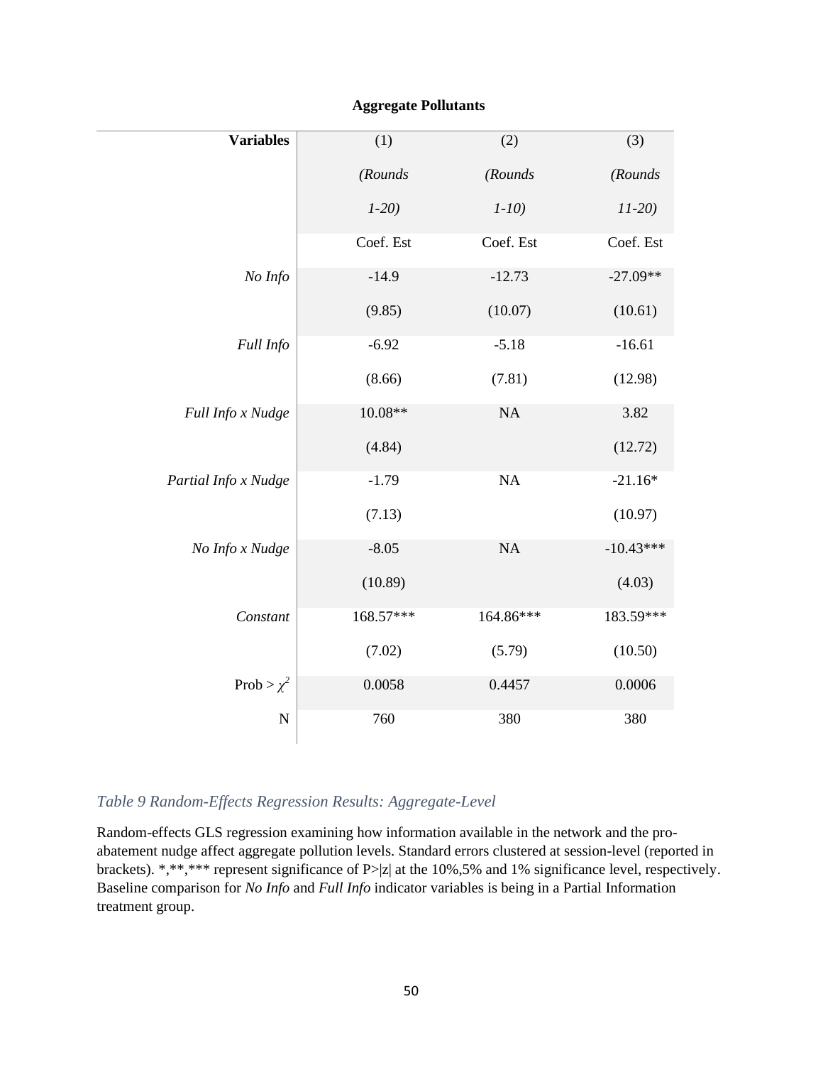**Aggregate Pollutants**

| **Variables** | (1) | (2) | (3) |
|---|---|---|---|
| | *(Rounds 1-20)* | *(Rounds 1-10)* | *(Rounds 11-20)* |
| | Coef. Est | Coef. Est | Coef. Est |
| *No Info* | -14.9 | -12.73 | -27.09** |
| | (9.85) | (10.07) | (10.61) |
| *Full Info* | -6.92 | -5.18 | -16.61 |
| | (8.66) | (7.81) | (12.98) |
| *Full Info x Nudge* | 10.08** | NA | 3.82 |
| | (4.84) | | (12.72) |
| *Partial Info x Nudge* | -1.79 | NA | -21.16* |
| | (7.13) | | (10.97) |
| *No Info x Nudge* | -8.05 | NA | -10.43*** |
| | (10.89) | | (4.03) |
| *Constant* | 168.57*** | 164.86*** | 183.59*** |
| | (7.02) | (5.79) | (10.50) |
| Prob > $\chi^2$ | 0.0058 | 0.4457 | 0.0006 |
| N | 760 | 380 | 380 |

*Table 9 Random-Effects Regression Results: Aggregate-Level*

Random-effects GLS regression examining how information available in the network and the pro-abatement nudge affect aggregate pollution levels. Standard errors clustered at session-level (reported in brackets). *,**,*** represent significance of P>|z| at the 10%,5% and 1% significance level, respectively. Baseline comparison for *No Info* and *Full Info* indicator variables is being in a Partial Information treatment group.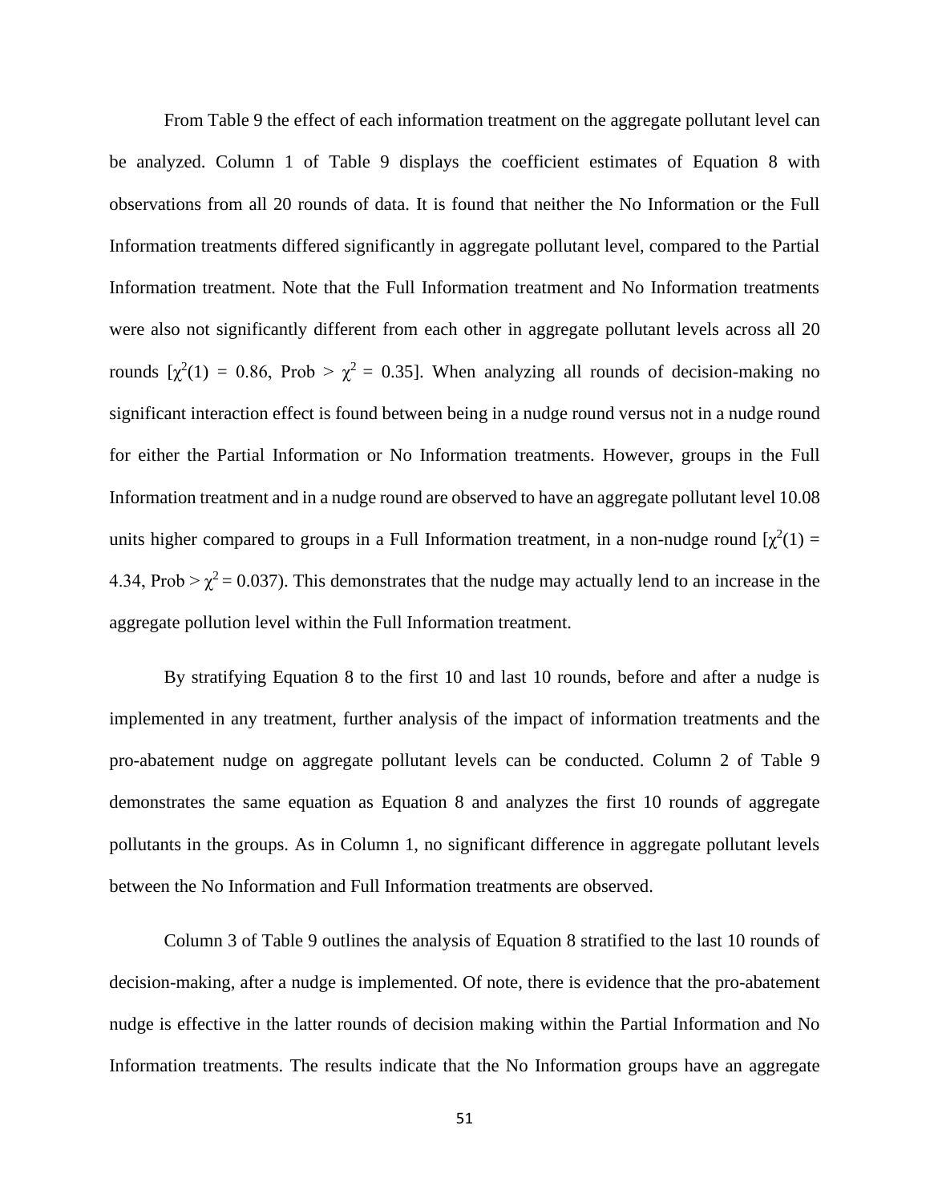From Table 9 the effect of each information treatment on the aggregate pollutant level can be analyzed. Column 1 of Table 9 displays the coefficient estimates of Equation 8 with observations from all 20 rounds of data. It is found that neither the No Information or the Full Information treatments differed significantly in aggregate pollutant level, compared to the Partial Information treatment. Note that the Full Information treatment and No Information treatments were also not significantly different from each other in aggregate pollutant levels across all 20 rounds [$\chi^2(1) = 0.86$, Prob > $\chi^2 = 0.35$]. When analyzing all rounds of decision-making no significant interaction effect is found between being in a nudge round versus not in a nudge round for either the Partial Information or No Information treatments. However, groups in the Full Information treatment and in a nudge round are observed to have an aggregate pollutant level 10.08 units higher compared to groups in a Full Information treatment, in a non-nudge round [$\chi^2(1) = 4.34$, Prob > $\chi^2 = 0.037$). This demonstrates that the nudge may actually lend to an increase in the aggregate pollution level within the Full Information treatment.

By stratifying Equation 8 to the first 10 and last 10 rounds, before and after a nudge is implemented in any treatment, further analysis of the impact of information treatments and the pro-abatement nudge on aggregate pollutant levels can be conducted. Column 2 of Table 9 demonstrates the same equation as Equation 8 and analyzes the first 10 rounds of aggregate pollutants in the groups. As in Column 1, no significant difference in aggregate pollutant levels between the No Information and Full Information treatments are observed.

Column 3 of Table 9 outlines the analysis of Equation 8 stratified to the last 10 rounds of decision-making, after a nudge is implemented. Of note, there is evidence that the pro-abatement nudge is effective in the latter rounds of decision making within the Partial Information and No Information treatments. The results indicate that the No Information groups have an aggregate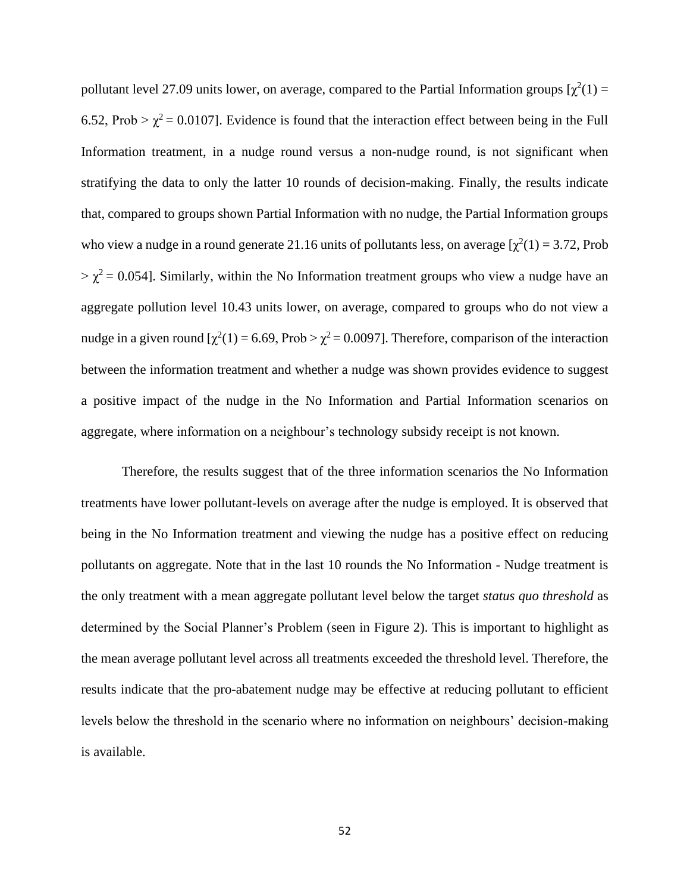pollutant level 27.09 units lower, on average, compared to the Partial Information groups [$\chi^2(1)$ = 6.52, Prob > $\chi^2$ = 0.0107]. Evidence is found that the interaction effect between being in the Full Information treatment, in a nudge round versus a non-nudge round, is not significant when stratifying the data to only the latter 10 rounds of decision-making. Finally, the results indicate that, compared to groups shown Partial Information with no nudge, the Partial Information groups who view a nudge in a round generate 21.16 units of pollutants less, on average [$\chi^2(1)$ = 3.72, Prob > $\chi^2$ = 0.054]. Similarly, within the No Information treatment groups who view a nudge have an aggregate pollution level 10.43 units lower, on average, compared to groups who do not view a nudge in a given round [$\chi^2(1)$ = 6.69, Prob > $\chi^2$ = 0.0097]. Therefore, comparison of the interaction between the information treatment and whether a nudge was shown provides evidence to suggest a positive impact of the nudge in the No Information and Partial Information scenarios on aggregate, where information on a neighbour's technology subsidy receipt is not known.

Therefore, the results suggest that of the three information scenarios the No Information treatments have lower pollutant-levels on average after the nudge is employed. It is observed that being in the No Information treatment and viewing the nudge has a positive effect on reducing pollutants on aggregate. Note that in the last 10 rounds the No Information - Nudge treatment is the only treatment with a mean aggregate pollutant level below the target *status quo threshold* as determined by the Social Planner's Problem (seen in Figure 2). This is important to highlight as the mean average pollutant level across all treatments exceeded the threshold level. Therefore, the results indicate that the pro-abatement nudge may be effective at reducing pollutant to efficient levels below the threshold in the scenario where no information on neighbours' decision-making is available.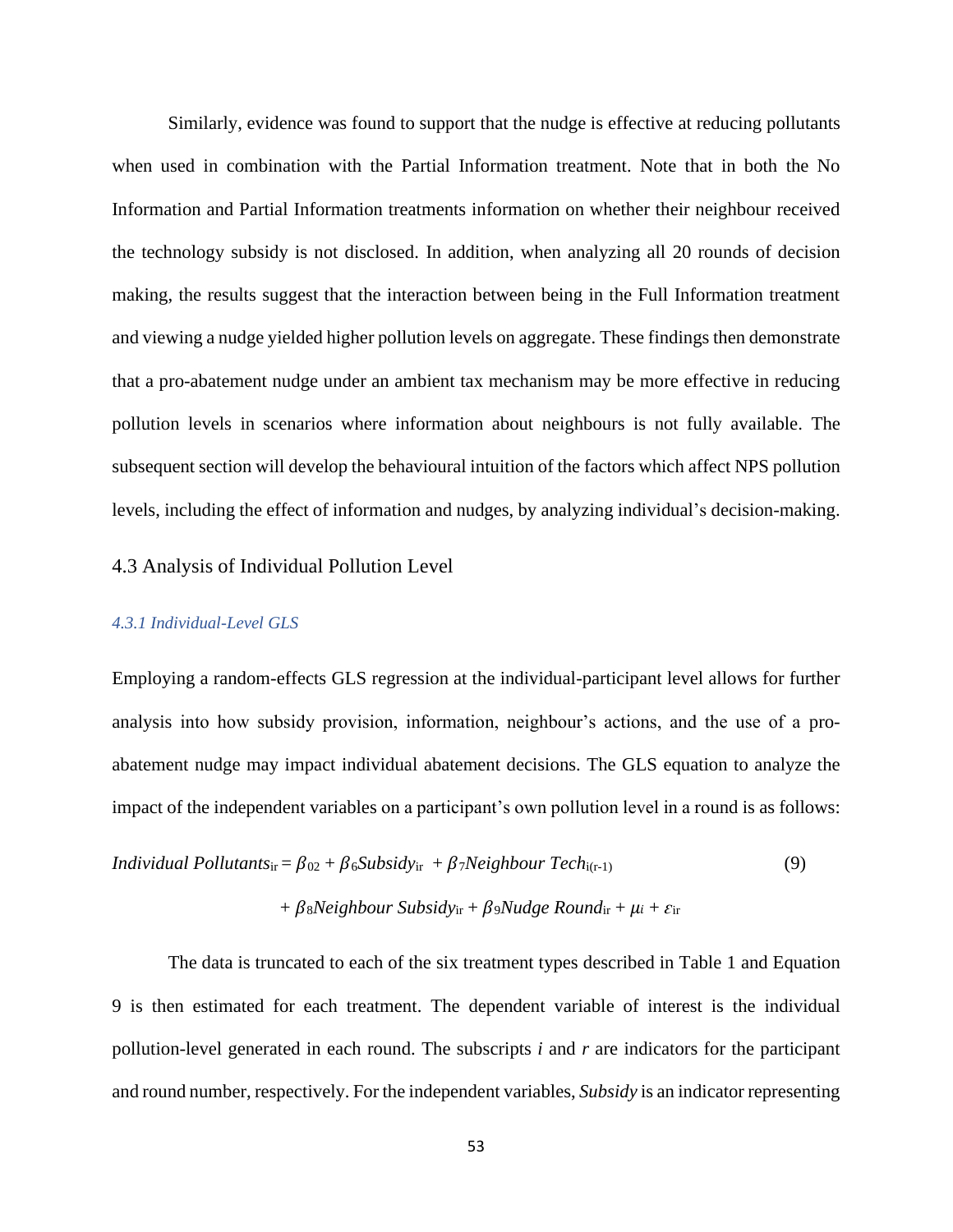Similarly, evidence was found to support that the nudge is effective at reducing pollutants when used in combination with the Partial Information treatment. Note that in both the No Information and Partial Information treatments information on whether their neighbour received the technology subsidy is not disclosed. In addition, when analyzing all 20 rounds of decision making, the results suggest that the interaction between being in the Full Information treatment and viewing a nudge yielded higher pollution levels on aggregate. These findings then demonstrate that a pro-abatement nudge under an ambient tax mechanism may be more effective in reducing pollution levels in scenarios where information about neighbours is not fully available. The subsequent section will develop the behavioural intuition of the factors which affect NPS pollution levels, including the effect of information and nudges, by analyzing individual's decision-making.

## 4.3 Analysis of Individual Pollution Level

### *4.3.1 Individual-Level GLS*

Employing a random-effects GLS regression at the individual-participant level allows for further analysis into how subsidy provision, information, neighbour's actions, and the use of a pro-abatement nudge may impact individual abatement decisions. The GLS equation to analyze the impact of the independent variables on a participant's own pollution level in a round is as follows:

$$\begin{aligned} \textit{Individual Pollutants}_{ir} = \beta_{02} + \beta_6 \textit{Subsidy}_{ir} + \beta_7 \textit{Neighbour Tech}_{i(r-1)} \\ + \beta_8 \textit{Neighbour Subsidy}_{ir} + \beta_9 \textit{Nudge Round}_{ir} + \mu_i + \varepsilon_{ir} \end{aligned} \tag{9}$$

The data is truncated to each of the six treatment types described in Table 1 and Equation 9 is then estimated for each treatment. The dependent variable of interest is the individual pollution-level generated in each round. The subscripts $i$ and $r$ are indicators for the participant and round number, respectively. For the independent variables, *Subsidy* is an indicator representing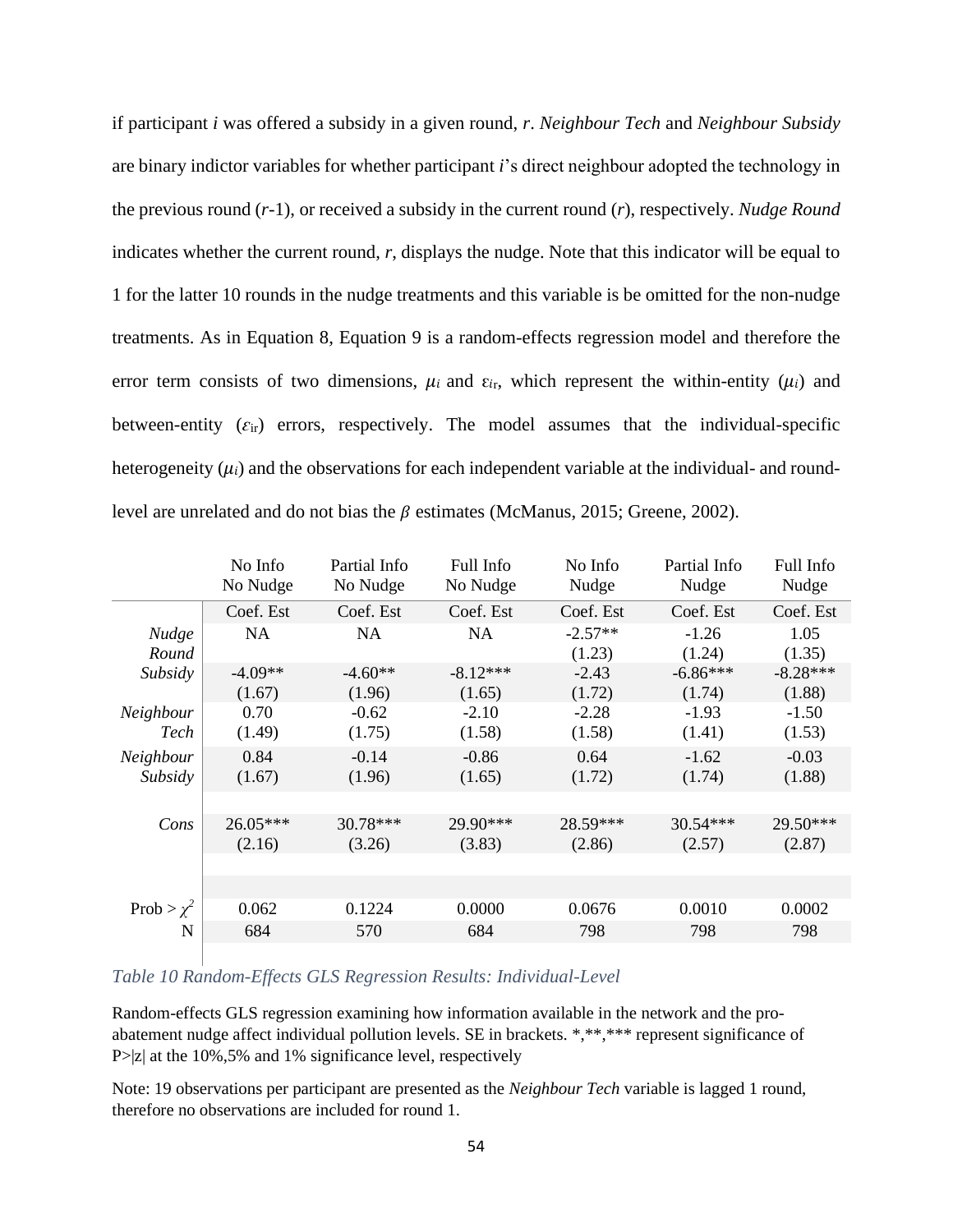if participant *i* was offered a subsidy in a given round, *r*. *Neighbour Tech* and *Neighbour Subsidy* are binary indictor variables for whether participant *i*'s direct neighbour adopted the technology in the previous round (*r*-1), or received a subsidy in the current round (*r*), respectively. *Nudge Round* indicates whether the current round, *r*, displays the nudge. Note that this indicator will be equal to 1 for the latter 10 rounds in the nudge treatments and this variable is be omitted for the non-nudge treatments. As in Equation 8, Equation 9 is a random-effects regression model and therefore the error term consists of two dimensions, $\mu_i$ and $\varepsilon_{ir}$, which represent the within-entity ($\mu_i$) and between-entity ($\varepsilon_{ir}$) errors, respectively. The model assumes that the individual-specific heterogeneity ($\mu_i$) and the observations for each independent variable at the individual- and round-level are unrelated and do not bias the $\beta$ estimates (McManus, 2015; Greene, 2002).

| | No Info No Nudge | Partial Info No Nudge | Full Info No Nudge | No Info Nudge | Partial Info Nudge | Full Info Nudge |
|---|---|---|---|---|---|---|
| | Coef. Est | Coef. Est | Coef. Est | Coef. Est | Coef. Est | Coef. Est |
| *Nudge Round* | NA | NA | NA | -2.57** (1.23) | -1.26 (1.24) | 1.05 (1.35) |
| *Subsidy* | -4.09** (1.67) | -4.60** (1.96) | -8.12*** (1.65) | -2.43 (1.72) | -6.86*** (1.74) | -8.28*** (1.88) |
| *Neighbour Tech* | 0.70 (1.49) | -0.62 (1.75) | -2.10 (1.58) | -2.28 (1.58) | -1.93 (1.41) | -1.50 (1.53) |
| *Neighbour Subsidy* | 0.84 (1.67) | -0.14 (1.96) | -0.86 (1.65) | 0.64 (1.72) | -1.62 (1.74) | -0.03 (1.88) |
| *Cons* | 26.05*** (2.16) | 30.78*** (3.26) | 29.90*** (3.83) | 28.59*** (2.86) | 30.54*** (2.57) | 29.50*** (2.87) |
| Prob > $\chi^2$ | 0.062 | 0.1224 | 0.0000 | 0.0676 | 0.0010 | 0.0002 |
| N | 684 | 570 | 684 | 798 | 798 | 798 |

*Table 10 Random-Effects GLS Regression Results: Individual-Level*

Random-effects GLS regression examining how information available in the network and the pro-abatement nudge affect individual pollution levels. SE in brackets. *,**,*** represent significance of P>|z| at the 10%,5% and 1% significance level, respectively

Note: 19 observations per participant are presented as the *Neighbour Tech* variable is lagged 1 round, therefore no observations are included for round 1.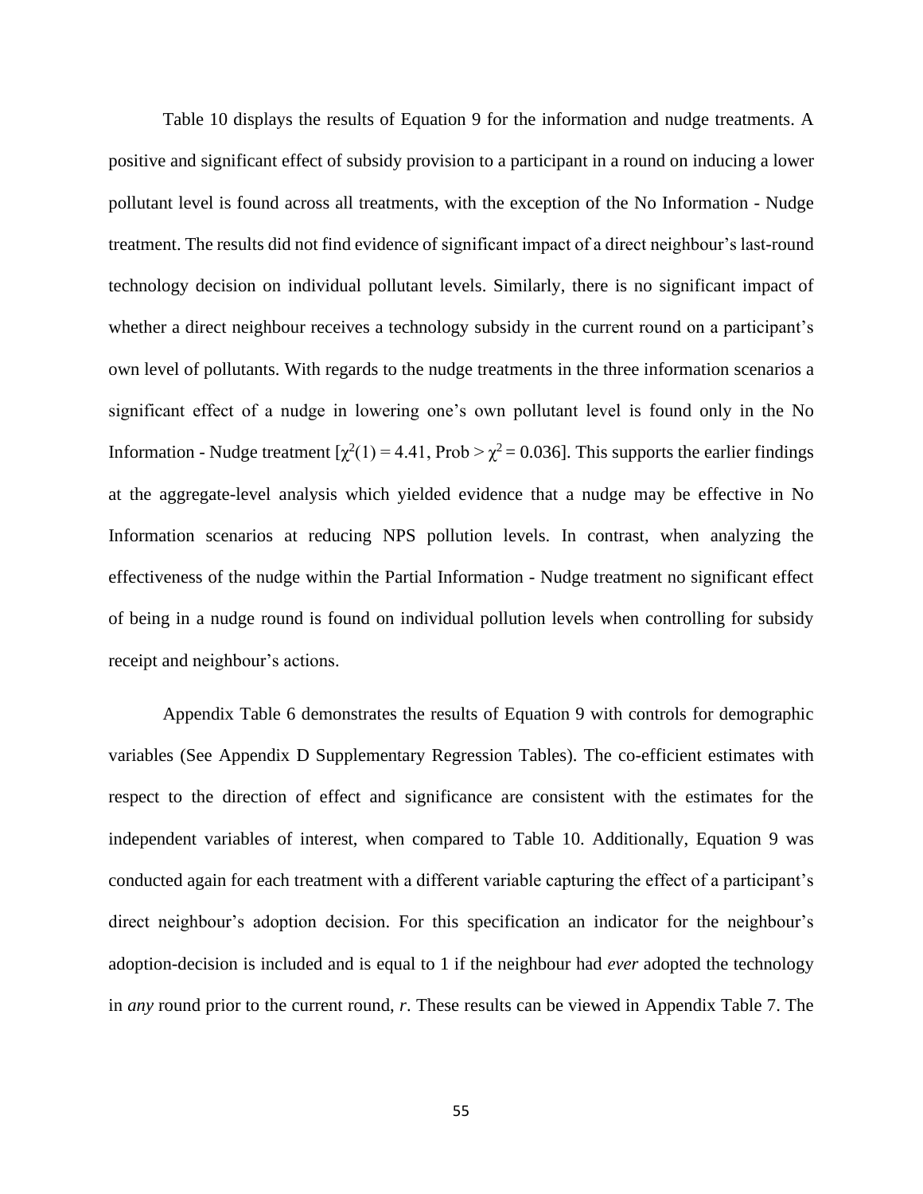Table 10 displays the results of Equation 9 for the information and nudge treatments. A positive and significant effect of subsidy provision to a participant in a round on inducing a lower pollutant level is found across all treatments, with the exception of the No Information - Nudge treatment. The results did not find evidence of significant impact of a direct neighbour's last-round technology decision on individual pollutant levels. Similarly, there is no significant impact of whether a direct neighbour receives a technology subsidy in the current round on a participant's own level of pollutants. With regards to the nudge treatments in the three information scenarios a significant effect of a nudge in lowering one's own pollutant level is found only in the No Information - Nudge treatment [$\chi^2(1) = 4.41$, Prob > $\chi^2 = 0.036$]. This supports the earlier findings at the aggregate-level analysis which yielded evidence that a nudge may be effective in No Information scenarios at reducing NPS pollution levels. In contrast, when analyzing the effectiveness of the nudge within the Partial Information - Nudge treatment no significant effect of being in a nudge round is found on individual pollution levels when controlling for subsidy receipt and neighbour's actions.

Appendix Table 6 demonstrates the results of Equation 9 with controls for demographic variables (See Appendix D Supplementary Regression Tables). The co-efficient estimates with respect to the direction of effect and significance are consistent with the estimates for the independent variables of interest, when compared to Table 10. Additionally, Equation 9 was conducted again for each treatment with a different variable capturing the effect of a participant's direct neighbour's adoption decision. For this specification an indicator for the neighbour's adoption-decision is included and is equal to 1 if the neighbour had *ever* adopted the technology in *any* round prior to the current round, *r*. These results can be viewed in Appendix Table 7. The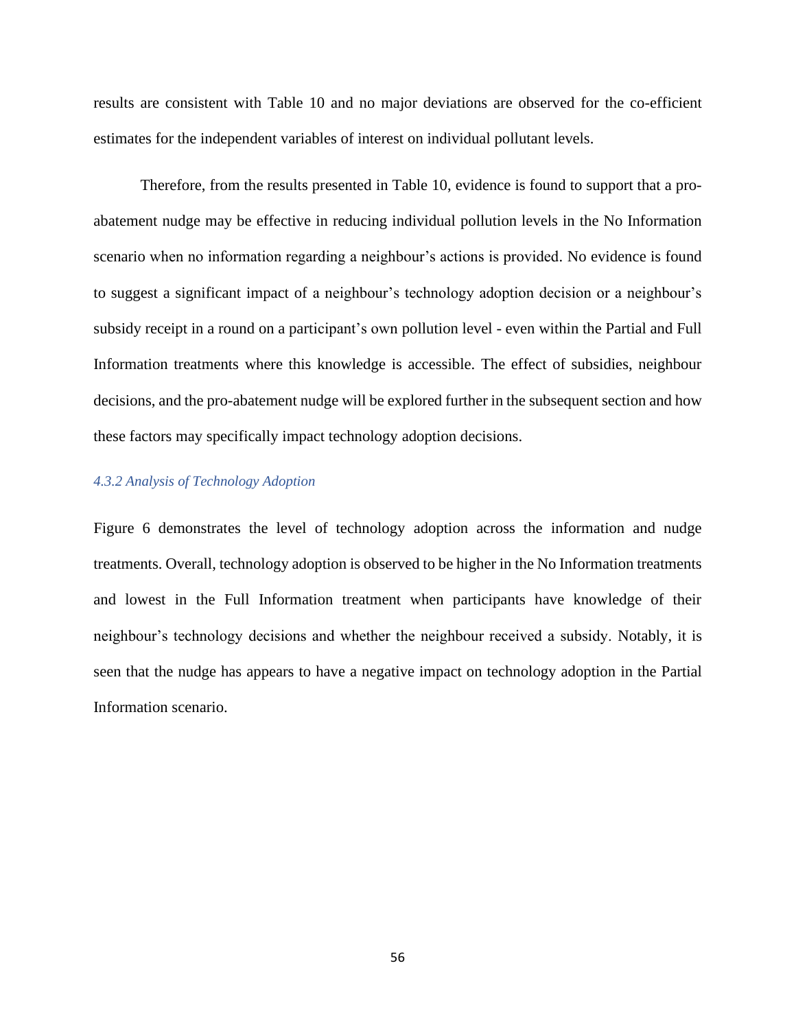results are consistent with Table 10 and no major deviations are observed for the co-efficient estimates for the independent variables of interest on individual pollutant levels.

Therefore, from the results presented in Table 10, evidence is found to support that a pro-abatement nudge may be effective in reducing individual pollution levels in the No Information scenario when no information regarding a neighbour's actions is provided. No evidence is found to suggest a significant impact of a neighbour's technology adoption decision or a neighbour's subsidy receipt in a round on a participant's own pollution level - even within the Partial and Full Information treatments where this knowledge is accessible. The effect of subsidies, neighbour decisions, and the pro-abatement nudge will be explored further in the subsequent section and how these factors may specifically impact technology adoption decisions.

#### *4.3.2 Analysis of Technology Adoption*

Figure 6 demonstrates the level of technology adoption across the information and nudge treatments. Overall, technology adoption is observed to be higher in the No Information treatments and lowest in the Full Information treatment when participants have knowledge of their neighbour's technology decisions and whether the neighbour received a subsidy. Notably, it is seen that the nudge has appears to have a negative impact on technology adoption in the Partial Information scenario.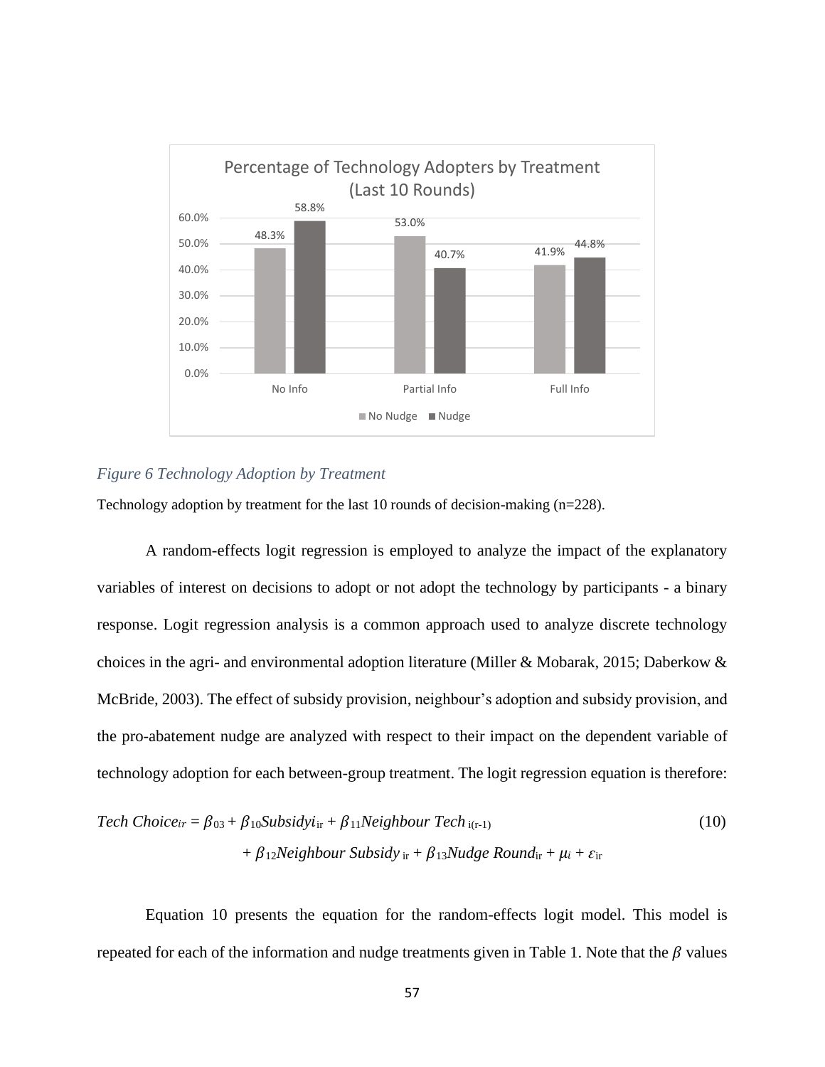Percentage of Technology Adopters by Treatment (Last 10 Rounds)

60.0%
50.0%
40.0%
30.0%
20.0%
10.0%
0.0%

48.3%
58.8%
53.0%
40.7%
41.9%
44.8%

No Info
Partial Info
Full Info

No Nudge
Nudge

*Figure 6 Technology Adoption by Treatment*

Technology adoption by treatment for the last 10 rounds of decision-making (n=228).

A random-effects logit regression is employed to analyze the impact of the explanatory variables of interest on decisions to adopt or not adopt the technology by participants - a binary response. Logit regression analysis is a common approach used to analyze discrete technology choices in the agri- and environmental adoption literature (Miller & Mobarak, 2015; Daberkow & McBride, 2003). The effect of subsidy provision, neighbour's adoption and subsidy provision, and the pro-abatement nudge are analyzed with respect to their impact on the dependent variable of technology adoption for each between-group treatment. The logit regression equation is therefore:

$$Tech\ Choice_{ir} = \beta_{03} + \beta_{10}Subsidyi_{ir} + \beta_{11}Neighbour\ Tech_{i(r-1)} + \beta_{12}Neighbour\ Subsidy_{ir} + \beta_{13}Nudge\ Round_{ir} + \mu_i + \varepsilon_{ir} \quad (10)$$

Equation 10 presents the equation for the random-effects logit model. This model is repeated for each of the information and nudge treatments given in Table 1. Note that the $\beta$ values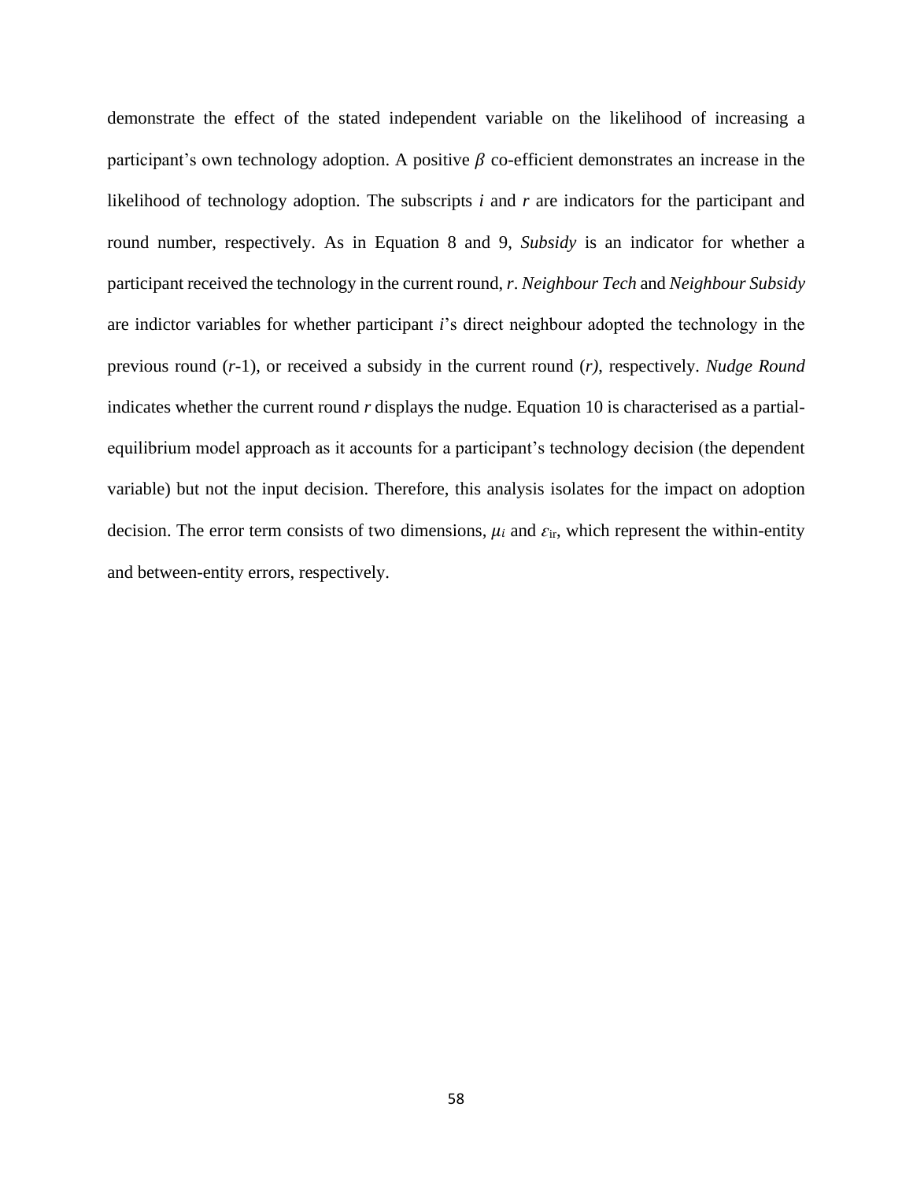demonstrate the effect of the stated independent variable on the likelihood of increasing a participant's own technology adoption. A positive $\beta$ co-efficient demonstrates an increase in the likelihood of technology adoption. The subscripts $i$ and $r$ are indicators for the participant and round number, respectively. As in Equation 8 and 9, *Subsidy* is an indicator for whether a participant received the technology in the current round, $r$. *Neighbour Tech* and *Neighbour Subsidy* are indictor variables for whether participant $i$'s direct neighbour adopted the technology in the previous round ($r$-1), or received a subsidy in the current round ($r$), respectively. *Nudge Round* indicates whether the current round $r$ displays the nudge. Equation 10 is characterised as a partial-equilibrium model approach as it accounts for a participant's technology decision (the dependent variable) but not the input decision. Therefore, this analysis isolates for the impact on adoption decision. The error term consists of two dimensions, $\mu_i$ and $\varepsilon_{ir}$, which represent the within-entity and between-entity errors, respectively.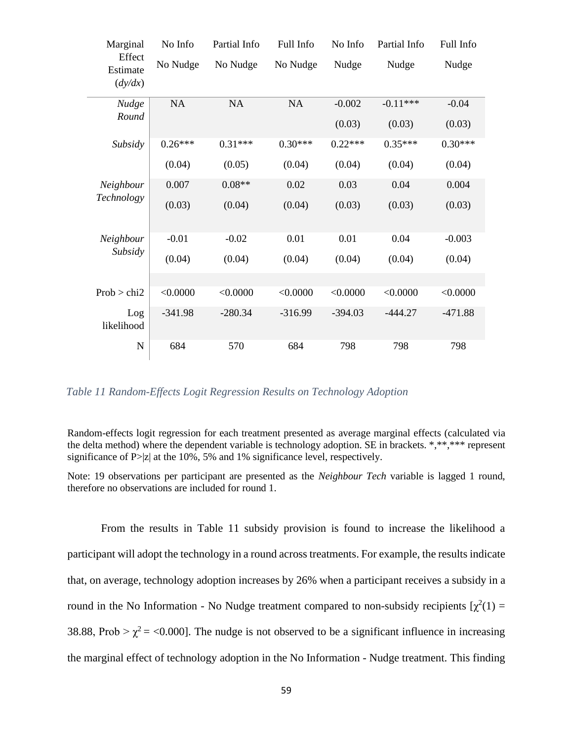| Marginal Effect Estimate (*dy/dx*) | No Info No Nudge | Partial Info No Nudge | Full Info No Nudge | No Info Nudge | Partial Info Nudge | Full Info Nudge |
|---|---|---|---|---|---|---|
| *Nudge Round* | NA | NA | NA | -0.002 | -0.11*** | -0.04 |
| | | | | (0.03) | (0.03) | (0.03) |
| *Subsidy* | 0.26*** | 0.31*** | 0.30*** | 0.22*** | 0.35*** | 0.30*** |
| | (0.04) | (0.05) | (0.04) | (0.04) | (0.04) | (0.04) |
| *Neighbour Technology* | 0.007 | 0.08** | 0.02 | 0.03 | 0.04 | 0.004 |
| | (0.03) | (0.04) | (0.04) | (0.03) | (0.03) | (0.03) |
| *Neighbour Subsidy* | -0.01 | -0.02 | 0.01 | 0.01 | 0.04 | -0.003 |
| | (0.04) | (0.04) | (0.04) | (0.04) | (0.04) | (0.04) |
| Prob > chi2 | <0.0000 | <0.0000 | <0.0000 | <0.0000 | <0.0000 | <0.0000 |
| Log likelihood | -341.98 | -280.34 | -316.99 | -394.03 | -444.27 | -471.88 |
| N | 684 | 570 | 684 | 798 | 798 | 798 |

*Table 11 Random-Effects Logit Regression Results on Technology Adoption*

Random-effects logit regression for each treatment presented as average marginal effects (calculated via the delta method) where the dependent variable is technology adoption. SE in brackets. *,**,*** represent significance of P>|z| at the 10%, 5% and 1% significance level, respectively.

Note: 19 observations per participant are presented as the *Neighbour Tech* variable is lagged 1 round, therefore no observations are included for round 1.

From the results in Table 11 subsidy provision is found to increase the likelihood a participant will adopt the technology in a round across treatments. For example, the results indicate that, on average, technology adoption increases by 26% when a participant receives a subsidy in a round in the No Information - No Nudge treatment compared to non-subsidy recipients [$\chi^2(1)$ = 38.88, Prob > $\chi^2$ = <0.000]. The nudge is not observed to be a significant influence in increasing the marginal effect of technology adoption in the No Information - Nudge treatment. This finding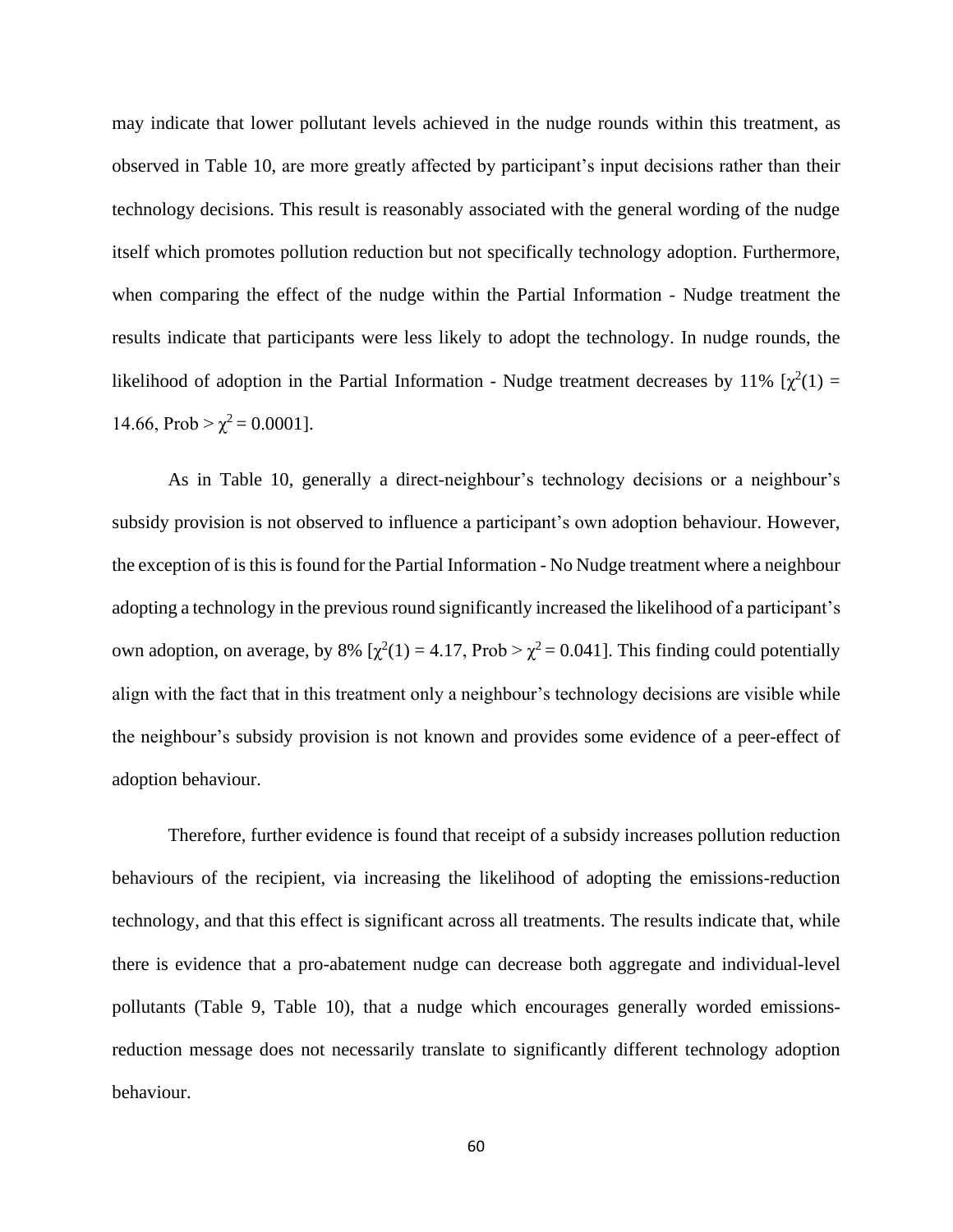may indicate that lower pollutant levels achieved in the nudge rounds within this treatment, as observed in Table 10, are more greatly affected by participant's input decisions rather than their technology decisions. This result is reasonably associated with the general wording of the nudge itself which promotes pollution reduction but not specifically technology adoption. Furthermore, when comparing the effect of the nudge within the Partial Information - Nudge treatment the results indicate that participants were less likely to adopt the technology. In nudge rounds, the likelihood of adoption in the Partial Information - Nudge treatment decreases by 11% [$\chi^2(1) = 14.66$, Prob > $\chi^2 = 0.0001$].

As in Table 10, generally a direct-neighbour's technology decisions or a neighbour's subsidy provision is not observed to influence a participant's own adoption behaviour. However, the exception of is this is found for the Partial Information - No Nudge treatment where a neighbour adopting a technology in the previous round significantly increased the likelihood of a participant's own adoption, on average, by 8% [$\chi^2(1) = 4.17$, Prob > $\chi^2 = 0.041$]. This finding could potentially align with the fact that in this treatment only a neighbour's technology decisions are visible while the neighbour's subsidy provision is not known and provides some evidence of a peer-effect of adoption behaviour.

Therefore, further evidence is found that receipt of a subsidy increases pollution reduction behaviours of the recipient, via increasing the likelihood of adopting the emissions-reduction technology, and that this effect is significant across all treatments. The results indicate that, while there is evidence that a pro-abatement nudge can decrease both aggregate and individual-level pollutants (Table 9, Table 10), that a nudge which encourages generally worded emissions-reduction message does not necessarily translate to significantly different technology adoption behaviour.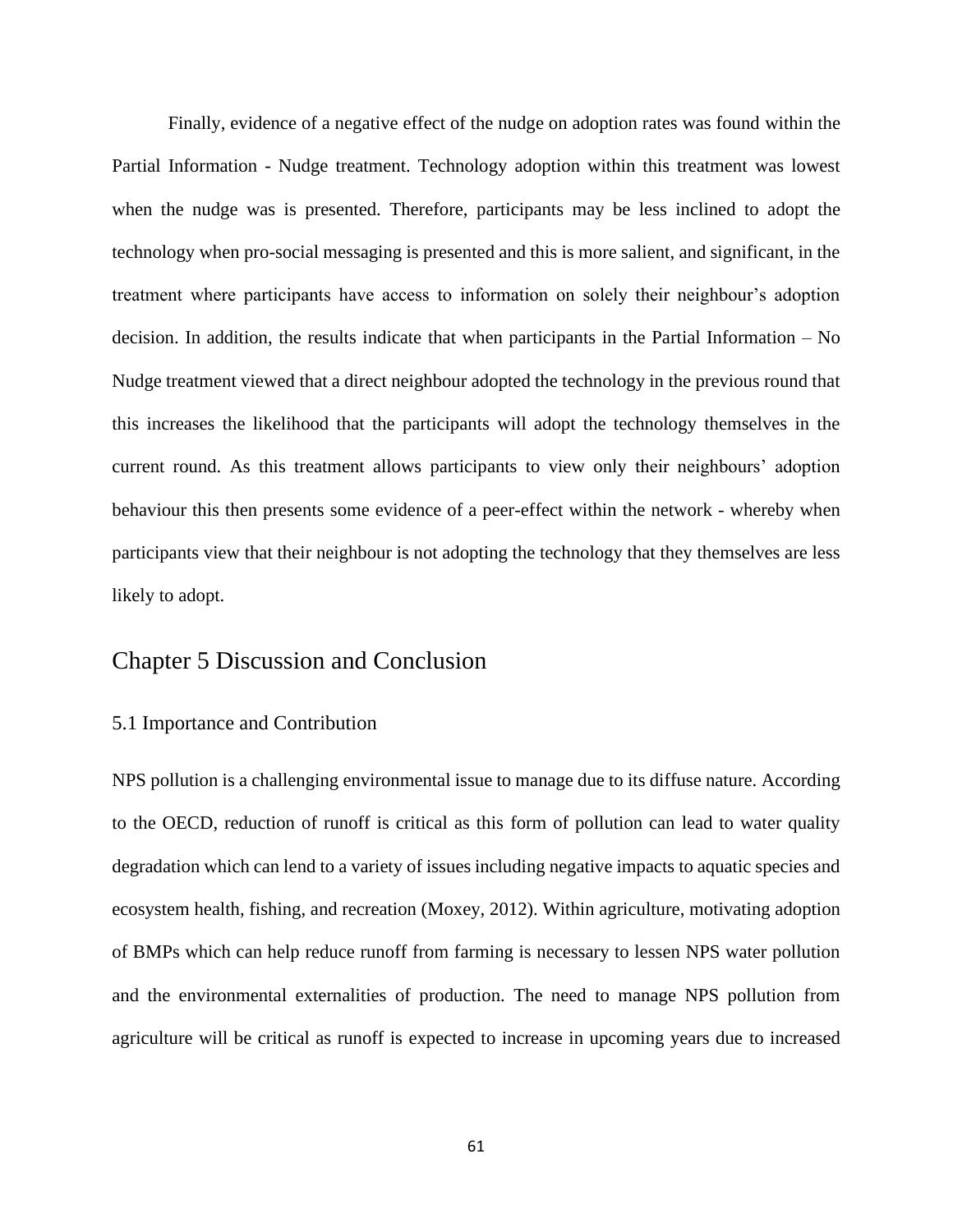Finally, evidence of a negative effect of the nudge on adoption rates was found within the Partial Information - Nudge treatment. Technology adoption within this treatment was lowest when the nudge was is presented. Therefore, participants may be less inclined to adopt the technology when pro-social messaging is presented and this is more salient, and significant, in the treatment where participants have access to information on solely their neighbour's adoption decision. In addition, the results indicate that when participants in the Partial Information – No Nudge treatment viewed that a direct neighbour adopted the technology in the previous round that this increases the likelihood that the participants will adopt the technology themselves in the current round. As this treatment allows participants to view only their neighbours' adoption behaviour this then presents some evidence of a peer-effect within the network - whereby when participants view that their neighbour is not adopting the technology that they themselves are less likely to adopt.

# Chapter 5 Discussion and Conclusion

## 5.1 Importance and Contribution

NPS pollution is a challenging environmental issue to manage due to its diffuse nature. According to the OECD, reduction of runoff is critical as this form of pollution can lead to water quality degradation which can lend to a variety of issues including negative impacts to aquatic species and ecosystem health, fishing, and recreation (Moxey, 2012). Within agriculture, motivating adoption of BMPs which can help reduce runoff from farming is necessary to lessen NPS water pollution and the environmental externalities of production. The need to manage NPS pollution from agriculture will be critical as runoff is expected to increase in upcoming years due to increased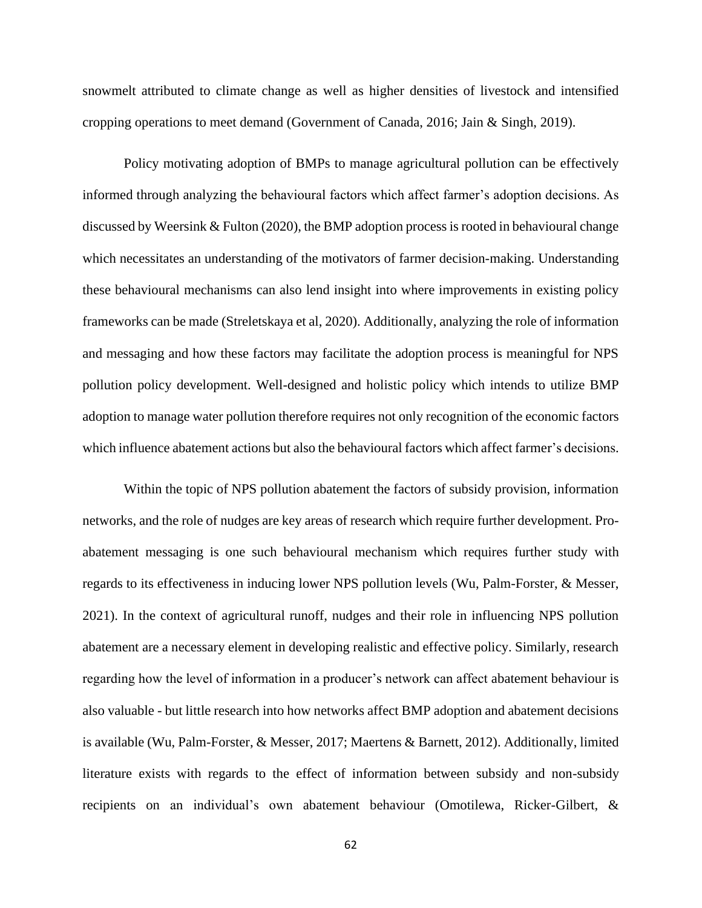snowmelt attributed to climate change as well as higher densities of livestock and intensified cropping operations to meet demand (Government of Canada, 2016; Jain & Singh, 2019).

Policy motivating adoption of BMPs to manage agricultural pollution can be effectively informed through analyzing the behavioural factors which affect farmer's adoption decisions. As discussed by Weersink & Fulton (2020), the BMP adoption process is rooted in behavioural change which necessitates an understanding of the motivators of farmer decision-making. Understanding these behavioural mechanisms can also lend insight into where improvements in existing policy frameworks can be made (Streletskaya et al, 2020). Additionally, analyzing the role of information and messaging and how these factors may facilitate the adoption process is meaningful for NPS pollution policy development. Well-designed and holistic policy which intends to utilize BMP adoption to manage water pollution therefore requires not only recognition of the economic factors which influence abatement actions but also the behavioural factors which affect farmer's decisions.

Within the topic of NPS pollution abatement the factors of subsidy provision, information networks, and the role of nudges are key areas of research which require further development. Pro-abatement messaging is one such behavioural mechanism which requires further study with regards to its effectiveness in inducing lower NPS pollution levels (Wu, Palm-Forster, & Messer, 2021). In the context of agricultural runoff, nudges and their role in influencing NPS pollution abatement are a necessary element in developing realistic and effective policy. Similarly, research regarding how the level of information in a producer's network can affect abatement behaviour is also valuable - but little research into how networks affect BMP adoption and abatement decisions is available (Wu, Palm-Forster, & Messer, 2017; Maertens & Barnett, 2012). Additionally, limited literature exists with regards to the effect of information between subsidy and non-subsidy recipients on an individual's own abatement behaviour (Omotilewa, Ricker-Gilbert, &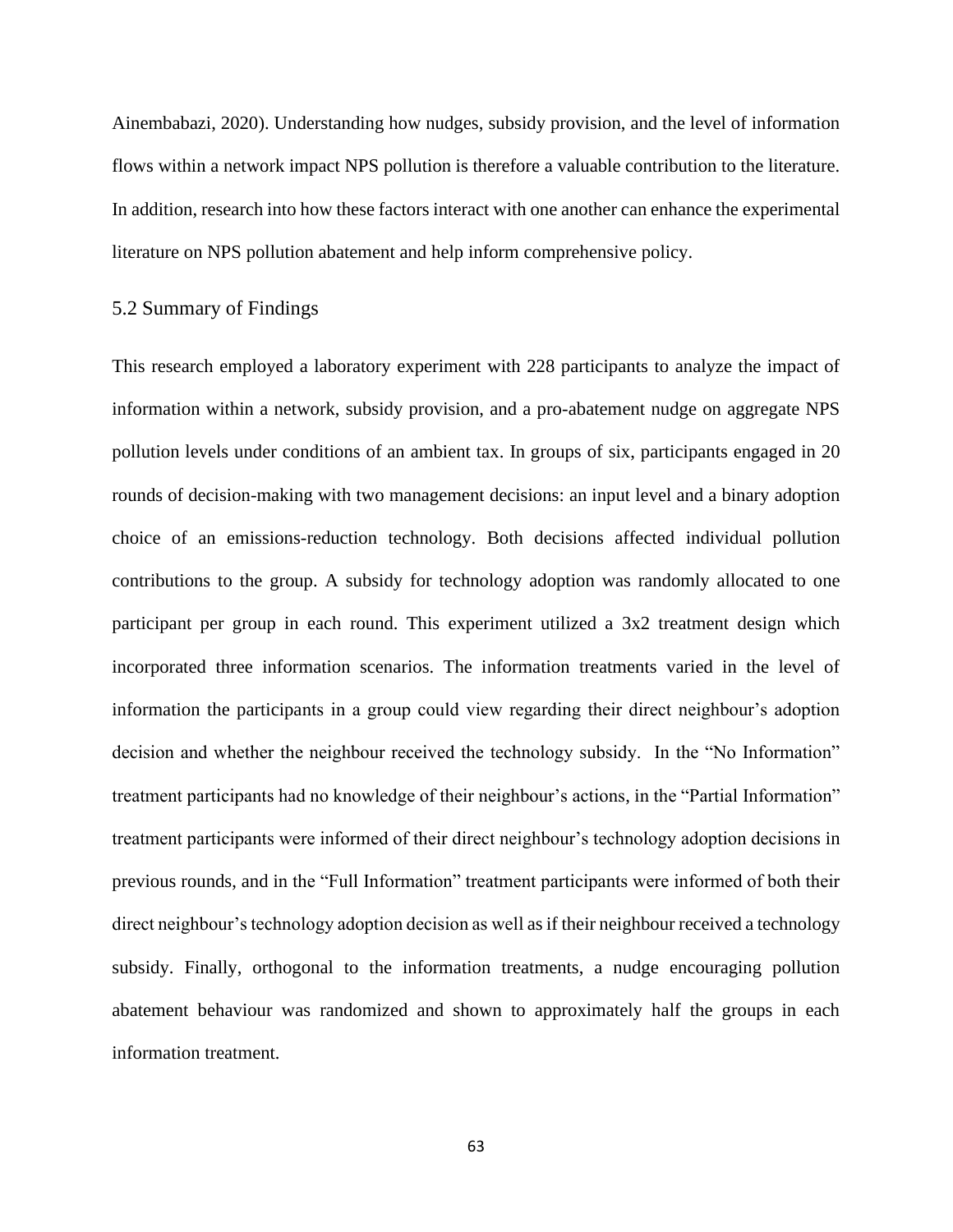Ainembabazi, 2020). Understanding how nudges, subsidy provision, and the level of information flows within a network impact NPS pollution is therefore a valuable contribution to the literature. In addition, research into how these factors interact with one another can enhance the experimental literature on NPS pollution abatement and help inform comprehensive policy.

## 5.2 Summary of Findings

This research employed a laboratory experiment with 228 participants to analyze the impact of information within a network, subsidy provision, and a pro-abatement nudge on aggregate NPS pollution levels under conditions of an ambient tax. In groups of six, participants engaged in 20 rounds of decision-making with two management decisions: an input level and a binary adoption choice of an emissions-reduction technology. Both decisions affected individual pollution contributions to the group. A subsidy for technology adoption was randomly allocated to one participant per group in each round. This experiment utilized a 3x2 treatment design which incorporated three information scenarios. The information treatments varied in the level of information the participants in a group could view regarding their direct neighbour's adoption decision and whether the neighbour received the technology subsidy. In the "No Information" treatment participants had no knowledge of their neighbour's actions, in the "Partial Information" treatment participants were informed of their direct neighbour's technology adoption decisions in previous rounds, and in the "Full Information" treatment participants were informed of both their direct neighbour's technology adoption decision as well as if their neighbour received a technology subsidy. Finally, orthogonal to the information treatments, a nudge encouraging pollution abatement behaviour was randomized and shown to approximately half the groups in each information treatment.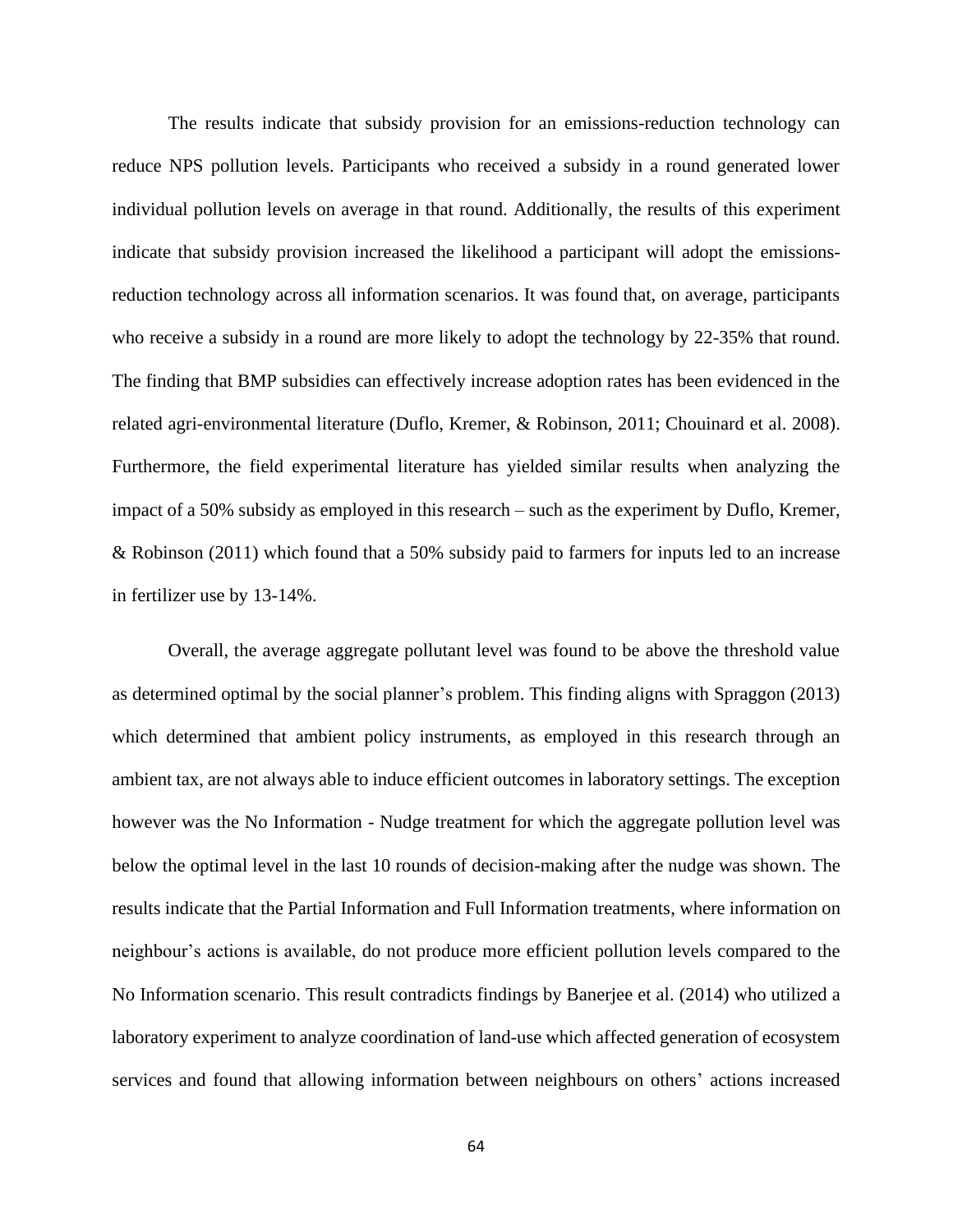The results indicate that subsidy provision for an emissions-reduction technology can reduce NPS pollution levels. Participants who received a subsidy in a round generated lower individual pollution levels on average in that round. Additionally, the results of this experiment indicate that subsidy provision increased the likelihood a participant will adopt the emissions-reduction technology across all information scenarios. It was found that, on average, participants who receive a subsidy in a round are more likely to adopt the technology by 22-35% that round. The finding that BMP subsidies can effectively increase adoption rates has been evidenced in the related agri-environmental literature (Duflo, Kremer, & Robinson, 2011; Chouinard et al. 2008). Furthermore, the field experimental literature has yielded similar results when analyzing the impact of a 50% subsidy as employed in this research – such as the experiment by Duflo, Kremer, & Robinson (2011) which found that a 50% subsidy paid to farmers for inputs led to an increase in fertilizer use by 13-14%.

Overall, the average aggregate pollutant level was found to be above the threshold value as determined optimal by the social planner's problem. This finding aligns with Spraggon (2013) which determined that ambient policy instruments, as employed in this research through an ambient tax, are not always able to induce efficient outcomes in laboratory settings. The exception however was the No Information - Nudge treatment for which the aggregate pollution level was below the optimal level in the last 10 rounds of decision-making after the nudge was shown. The results indicate that the Partial Information and Full Information treatments, where information on neighbour's actions is available, do not produce more efficient pollution levels compared to the No Information scenario. This result contradicts findings by Banerjee et al. (2014) who utilized a laboratory experiment to analyze coordination of land-use which affected generation of ecosystem services and found that allowing information between neighbours on others' actions increased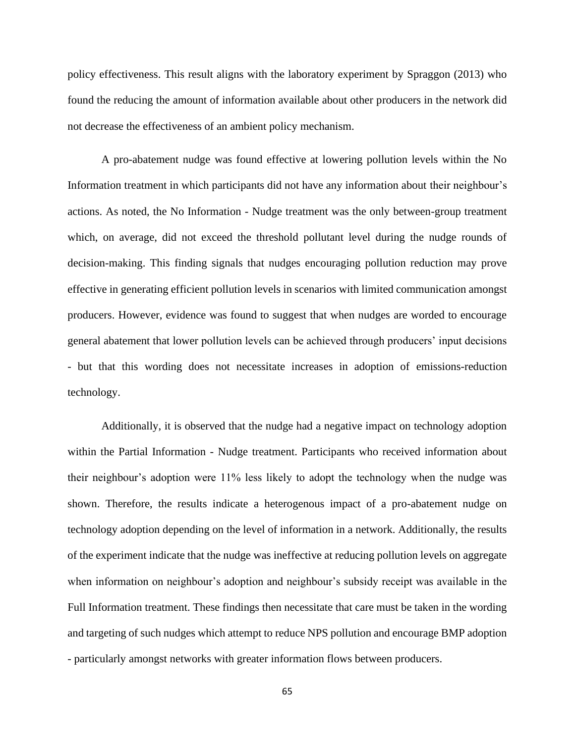policy effectiveness. This result aligns with the laboratory experiment by Spraggon (2013) who found the reducing the amount of information available about other producers in the network did not decrease the effectiveness of an ambient policy mechanism.

A pro-abatement nudge was found effective at lowering pollution levels within the No Information treatment in which participants did not have any information about their neighbour's actions. As noted, the No Information - Nudge treatment was the only between-group treatment which, on average, did not exceed the threshold pollutant level during the nudge rounds of decision-making. This finding signals that nudges encouraging pollution reduction may prove effective in generating efficient pollution levels in scenarios with limited communication amongst producers. However, evidence was found to suggest that when nudges are worded to encourage general abatement that lower pollution levels can be achieved through producers' input decisions - but that this wording does not necessitate increases in adoption of emissions-reduction technology.

Additionally, it is observed that the nudge had a negative impact on technology adoption within the Partial Information - Nudge treatment. Participants who received information about their neighbour's adoption were 11% less likely to adopt the technology when the nudge was shown. Therefore, the results indicate a heterogenous impact of a pro-abatement nudge on technology adoption depending on the level of information in a network. Additionally, the results of the experiment indicate that the nudge was ineffective at reducing pollution levels on aggregate when information on neighbour's adoption and neighbour's subsidy receipt was available in the Full Information treatment. These findings then necessitate that care must be taken in the wording and targeting of such nudges which attempt to reduce NPS pollution and encourage BMP adoption - particularly amongst networks with greater information flows between producers.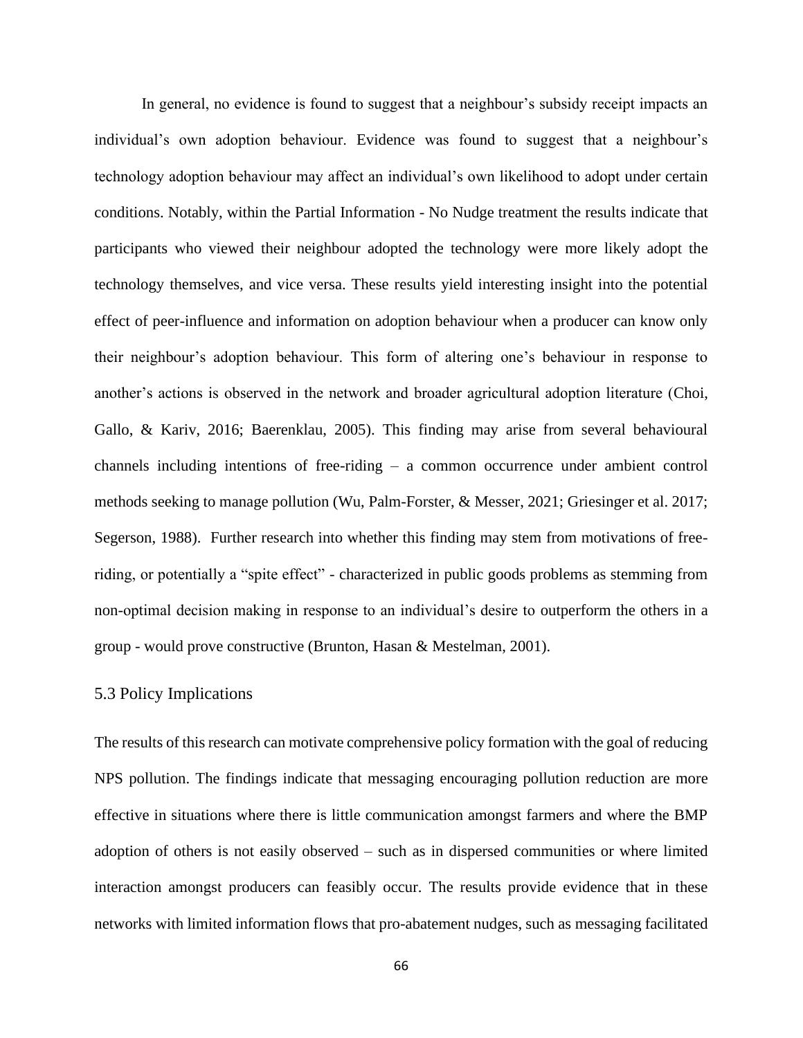In general, no evidence is found to suggest that a neighbour's subsidy receipt impacts an individual's own adoption behaviour. Evidence was found to suggest that a neighbour's technology adoption behaviour may affect an individual's own likelihood to adopt under certain conditions. Notably, within the Partial Information - No Nudge treatment the results indicate that participants who viewed their neighbour adopted the technology were more likely adopt the technology themselves, and vice versa. These results yield interesting insight into the potential effect of peer-influence and information on adoption behaviour when a producer can know only their neighbour's adoption behaviour. This form of altering one's behaviour in response to another's actions is observed in the network and broader agricultural adoption literature (Choi, Gallo, & Kariv, 2016; Baerenklau, 2005). This finding may arise from several behavioural channels including intentions of free-riding – a common occurrence under ambient control methods seeking to manage pollution (Wu, Palm-Forster, & Messer, 2021; Griesinger et al. 2017; Segerson, 1988). Further research into whether this finding may stem from motivations of free-riding, or potentially a "spite effect" - characterized in public goods problems as stemming from non-optimal decision making in response to an individual's desire to outperform the others in a group - would prove constructive (Brunton, Hasan & Mestelman, 2001).

## 5.3 Policy Implications

The results of this research can motivate comprehensive policy formation with the goal of reducing NPS pollution. The findings indicate that messaging encouraging pollution reduction are more effective in situations where there is little communication amongst farmers and where the BMP adoption of others is not easily observed – such as in dispersed communities or where limited interaction amongst producers can feasibly occur. The results provide evidence that in these networks with limited information flows that pro-abatement nudges, such as messaging facilitated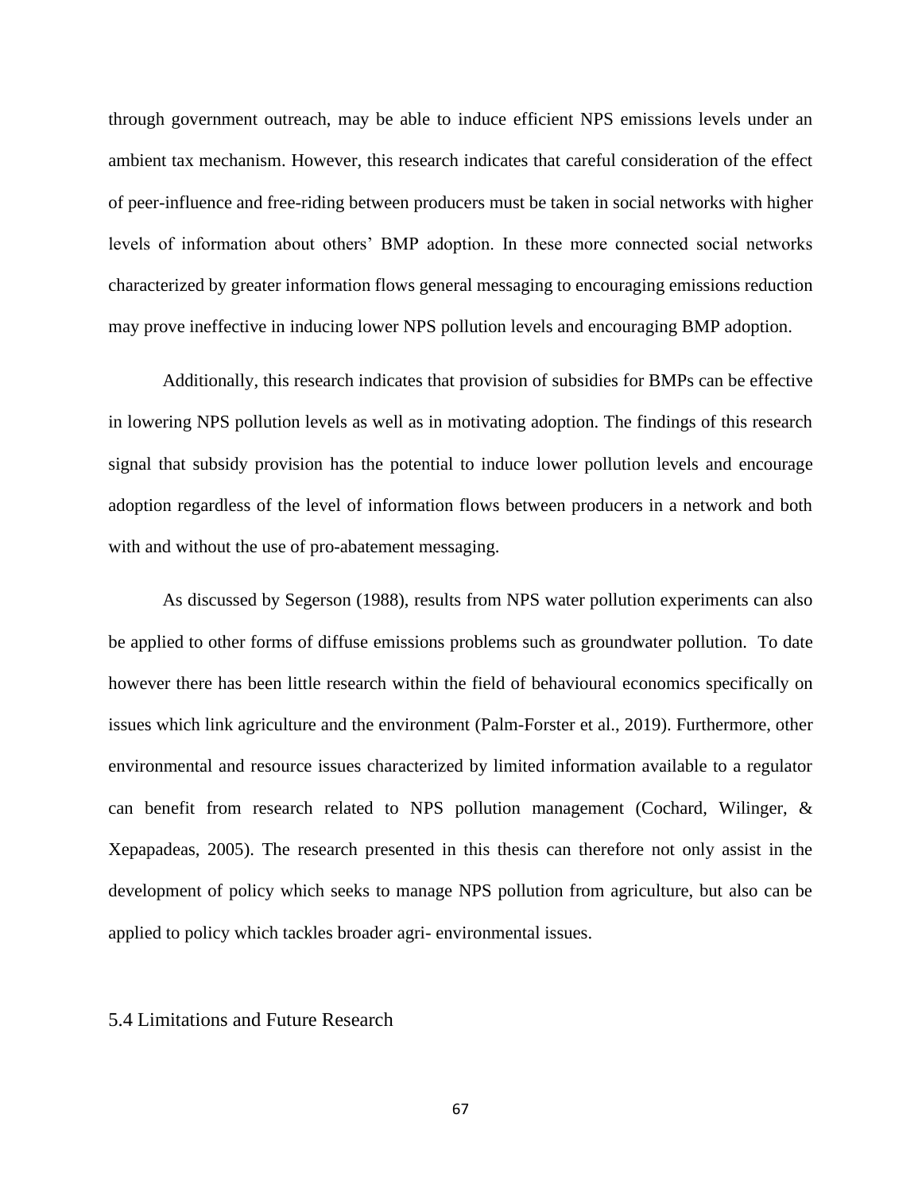through government outreach, may be able to induce efficient NPS emissions levels under an ambient tax mechanism. However, this research indicates that careful consideration of the effect of peer-influence and free-riding between producers must be taken in social networks with higher levels of information about others' BMP adoption. In these more connected social networks characterized by greater information flows general messaging to encouraging emissions reduction may prove ineffective in inducing lower NPS pollution levels and encouraging BMP adoption.

Additionally, this research indicates that provision of subsidies for BMPs can be effective in lowering NPS pollution levels as well as in motivating adoption. The findings of this research signal that subsidy provision has the potential to induce lower pollution levels and encourage adoption regardless of the level of information flows between producers in a network and both with and without the use of pro-abatement messaging.

As discussed by Segerson (1988), results from NPS water pollution experiments can also be applied to other forms of diffuse emissions problems such as groundwater pollution. To date however there has been little research within the field of behavioural economics specifically on issues which link agriculture and the environment (Palm-Forster et al., 2019). Furthermore, other environmental and resource issues characterized by limited information available to a regulator can benefit from research related to NPS pollution management (Cochard, Wilinger, & Xepapadeas, 2005). The research presented in this thesis can therefore not only assist in the development of policy which seeks to manage NPS pollution from agriculture, but also can be applied to policy which tackles broader agri- environmental issues.

## 5.4 Limitations and Future Research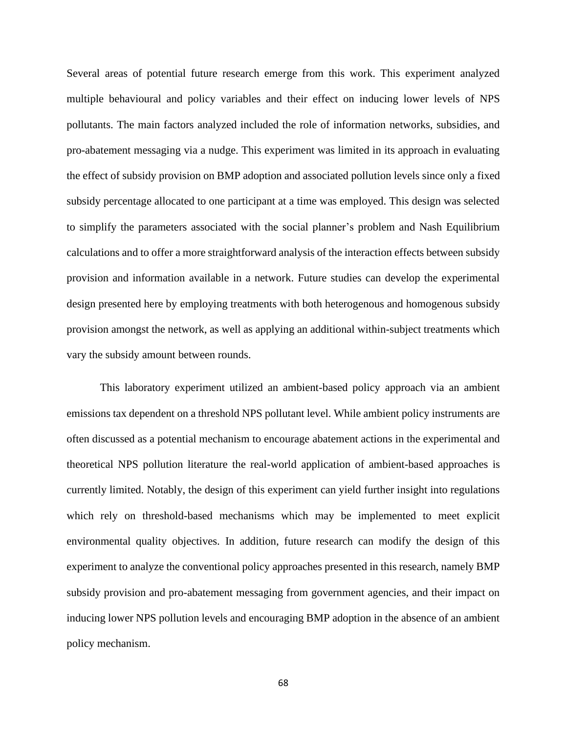Several areas of potential future research emerge from this work. This experiment analyzed multiple behavioural and policy variables and their effect on inducing lower levels of NPS pollutants. The main factors analyzed included the role of information networks, subsidies, and pro-abatement messaging via a nudge. This experiment was limited in its approach in evaluating the effect of subsidy provision on BMP adoption and associated pollution levels since only a fixed subsidy percentage allocated to one participant at a time was employed. This design was selected to simplify the parameters associated with the social planner's problem and Nash Equilibrium calculations and to offer a more straightforward analysis of the interaction effects between subsidy provision and information available in a network. Future studies can develop the experimental design presented here by employing treatments with both heterogenous and homogenous subsidy provision amongst the network, as well as applying an additional within-subject treatments which vary the subsidy amount between rounds.

This laboratory experiment utilized an ambient-based policy approach via an ambient emissions tax dependent on a threshold NPS pollutant level. While ambient policy instruments are often discussed as a potential mechanism to encourage abatement actions in the experimental and theoretical NPS pollution literature the real-world application of ambient-based approaches is currently limited. Notably, the design of this experiment can yield further insight into regulations which rely on threshold-based mechanisms which may be implemented to meet explicit environmental quality objectives. In addition, future research can modify the design of this experiment to analyze the conventional policy approaches presented in this research, namely BMP subsidy provision and pro-abatement messaging from government agencies, and their impact on inducing lower NPS pollution levels and encouraging BMP adoption in the absence of an ambient policy mechanism.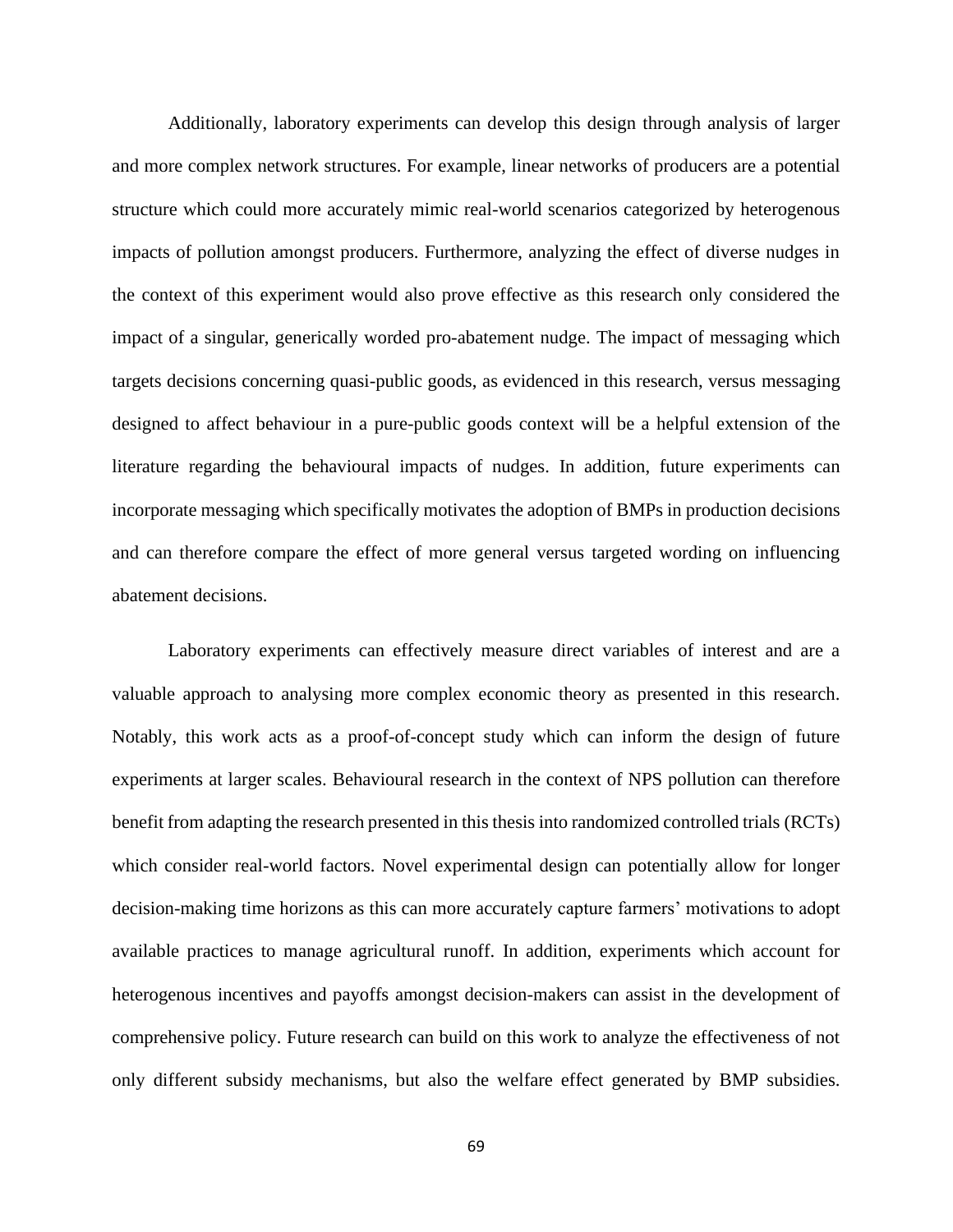Additionally, laboratory experiments can develop this design through analysis of larger and more complex network structures. For example, linear networks of producers are a potential structure which could more accurately mimic real-world scenarios categorized by heterogenous impacts of pollution amongst producers. Furthermore, analyzing the effect of diverse nudges in the context of this experiment would also prove effective as this research only considered the impact of a singular, generically worded pro-abatement nudge. The impact of messaging which targets decisions concerning quasi-public goods, as evidenced in this research, versus messaging designed to affect behaviour in a pure-public goods context will be a helpful extension of the literature regarding the behavioural impacts of nudges. In addition, future experiments can incorporate messaging which specifically motivates the adoption of BMPs in production decisions and can therefore compare the effect of more general versus targeted wording on influencing abatement decisions.

Laboratory experiments can effectively measure direct variables of interest and are a valuable approach to analysing more complex economic theory as presented in this research. Notably, this work acts as a proof-of-concept study which can inform the design of future experiments at larger scales. Behavioural research in the context of NPS pollution can therefore benefit from adapting the research presented in this thesis into randomized controlled trials (RCTs) which consider real-world factors. Novel experimental design can potentially allow for longer decision-making time horizons as this can more accurately capture farmers' motivations to adopt available practices to manage agricultural runoff. In addition, experiments which account for heterogenous incentives and payoffs amongst decision-makers can assist in the development of comprehensive policy. Future research can build on this work to analyze the effectiveness of not only different subsidy mechanisms, but also the welfare effect generated by BMP subsidies.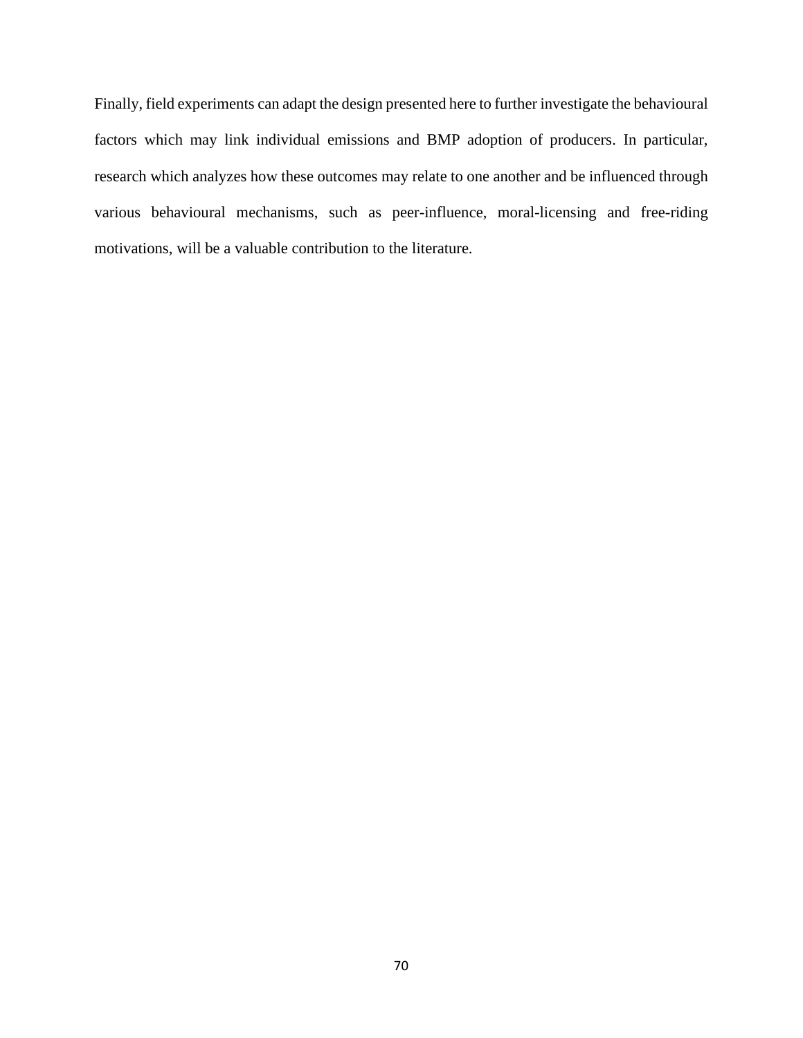Finally, field experiments can adapt the design presented here to further investigate the behavioural factors which may link individual emissions and BMP adoption of producers. In particular, research which analyzes how these outcomes may relate to one another and be influenced through various behavioural mechanisms, such as peer-influence, moral-licensing and free-riding motivations, will be a valuable contribution to the literature.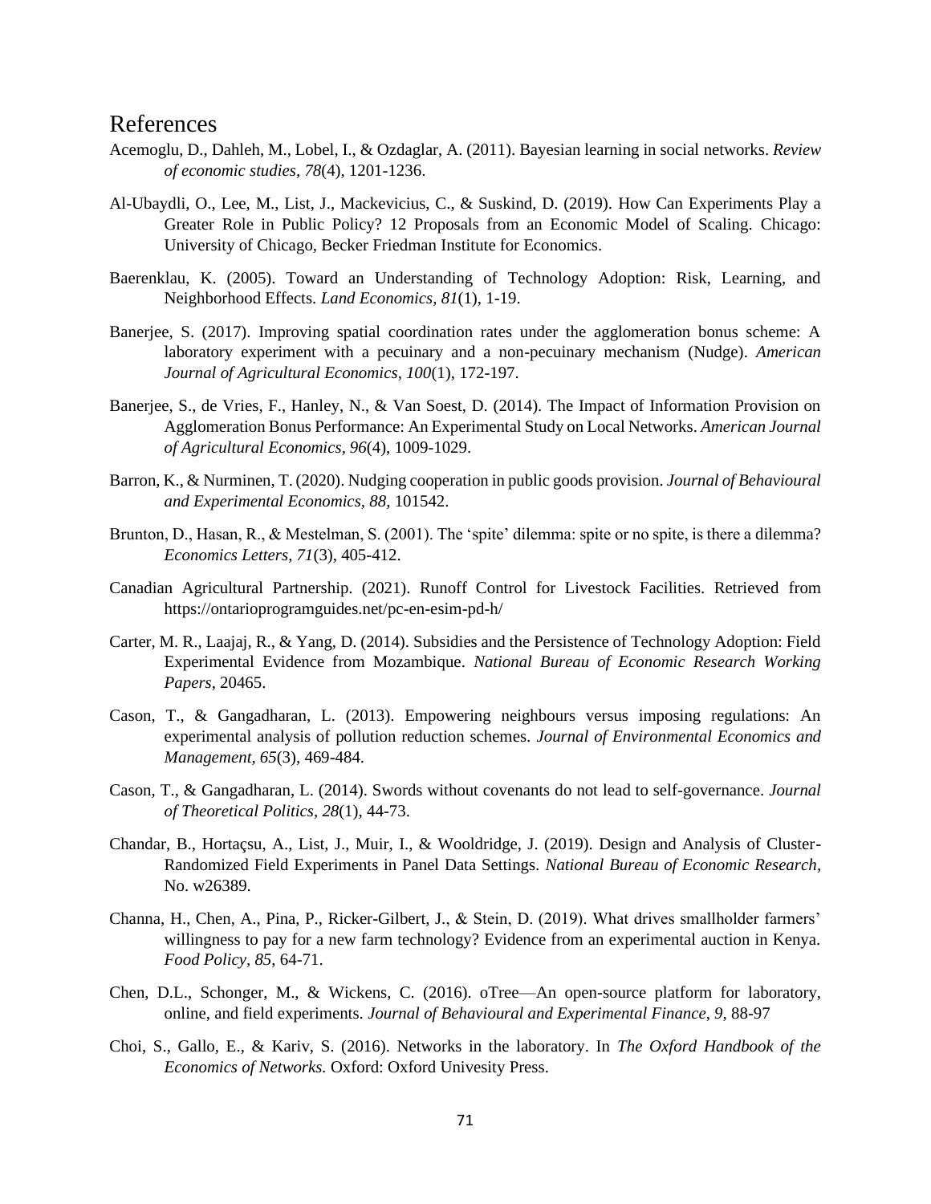# References

Acemoglu, D., Dahleh, M., Lobel, I., & Ozdaglar, A. (2011). Bayesian learning in social networks. *Review of economic studies, 78*(4), 1201-1236.

Al-Ubaydli, O., Lee, M., List, J., Mackevicius, C., & Suskind, D. (2019). How Can Experiments Play a Greater Role in Public Policy? 12 Proposals from an Economic Model of Scaling. Chicago: University of Chicago, Becker Friedman Institute for Economics.

Baerenklau, K. (2005). Toward an Understanding of Technology Adoption: Risk, Learning, and Neighborhood Effects. *Land Economics, 81*(1), 1-19.

Banerjee, S. (2017). Improving spatial coordination rates under the agglomeration bonus scheme: A laboratory experiment with a pecuniary and a non-pecuinary mechanism (Nudge). *American Journal of Agricultural Economics, 100*(1), 172-197.

Banerjee, S., de Vries, F., Hanley, N., & Van Soest, D. (2014). The Impact of Information Provision on Agglomeration Bonus Performance: An Experimental Study on Local Networks. *American Journal of Agricultural Economics, 96*(4), 1009-1029.

Barron, K., & Nurminen, T. (2020). Nudging cooperation in public goods provision. *Journal of Behavioural and Experimental Economics, 88*, 101542.

Brunton, D., Hasan, R., & Mestelman, S. (2001). The 'spite' dilemma: spite or no spite, is there a dilemma? *Economics Letters, 71*(3), 405-412.

Canadian Agricultural Partnership. (2021). Runoff Control for Livestock Facilities. Retrieved from https://ontarioprogramguides.net/pc-en-esim-pd-h/

Carter, M. R., Laajaj, R., & Yang, D. (2014). Subsidies and the Persistence of Technology Adoption: Field Experimental Evidence from Mozambique. *National Bureau of Economic Research Working Papers*, 20465.

Cason, T., & Gangadharan, L. (2013). Empowering neighbours versus imposing regulations: An experimental analysis of pollution reduction schemes. *Journal of Environmental Economics and Management, 65*(3), 469-484.

Cason, T., & Gangadharan, L. (2014). Swords without covenants do not lead to self-governance. *Journal of Theoretical Politics, 28*(1), 44-73.

Chandar, B., Hortaçsu, A., List, J., Muir, I., & Wooldridge, J. (2019). Design and Analysis of Cluster-Randomized Field Experiments in Panel Data Settings. *National Bureau of Economic Research*, No. w26389.

Channa, H., Chen, A., Pina, P., Ricker-Gilbert, J., & Stein, D. (2019). What drives smallholder farmers' willingness to pay for a new farm technology? Evidence from an experimental auction in Kenya. *Food Policy, 85*, 64-71.

Chen, D.L., Schonger, M., & Wickens, C. (2016). oTree—An open-source platform for laboratory, online, and field experiments. *Journal of Behavioural and Experimental Finance*, *9*, 88-97

Choi, S., Gallo, E., & Kariv, S. (2016). Networks in the laboratory. In *The Oxford Handbook of the Economics of Networks.* Oxford: Oxford Univesity Press.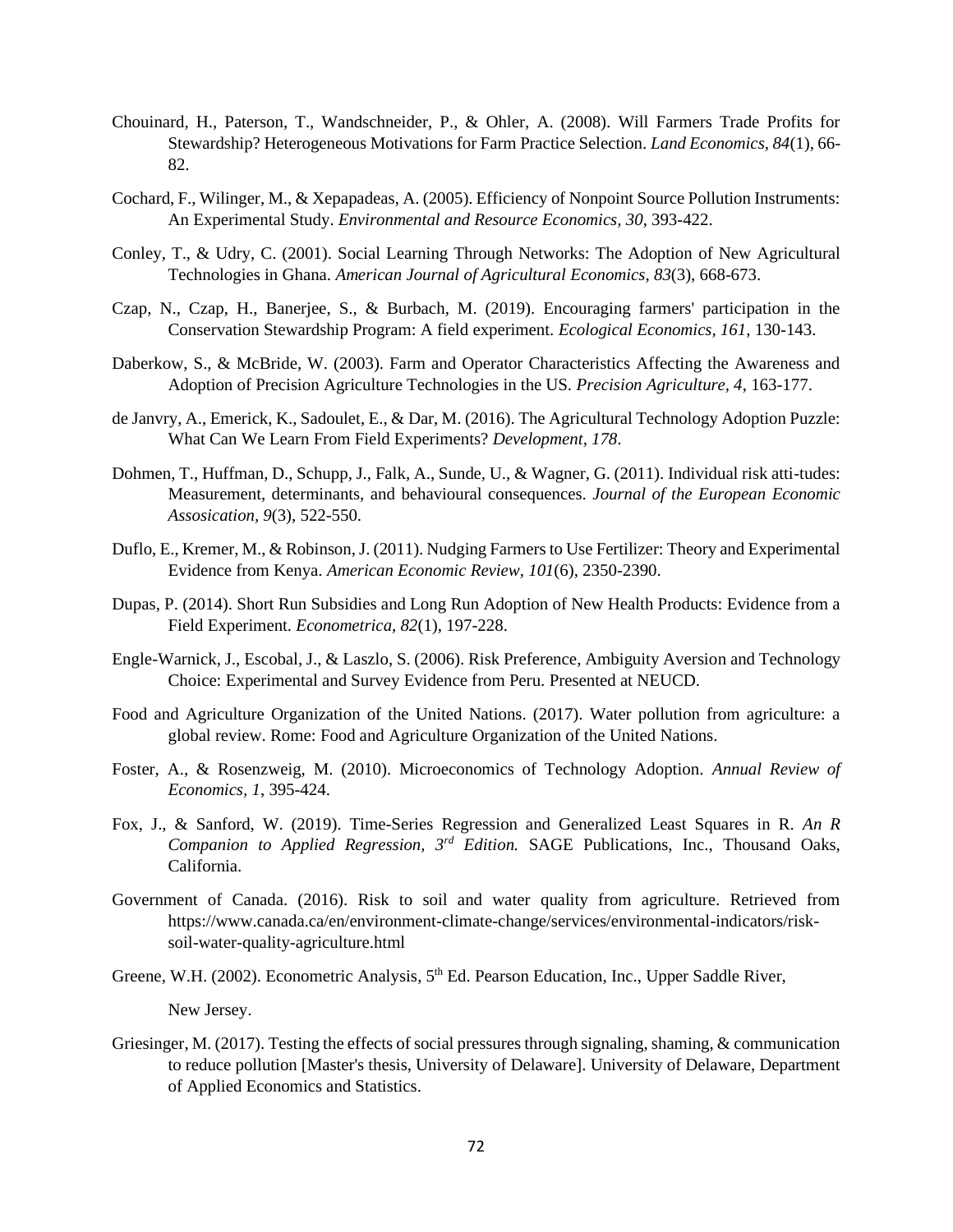Chouinard, H., Paterson, T., Wandschneider, P., & Ohler, A. (2008). Will Farmers Trade Profits for Stewardship? Heterogeneous Motivations for Farm Practice Selection. *Land Economics, 84*(1), 66-82.

Cochard, F., Wilinger, M., & Xepapadeas, A. (2005). Efficiency of Nonpoint Source Pollution Instruments: An Experimental Study. *Environmental and Resource Economics, 30*, 393-422.

Conley, T., & Udry, C. (2001). Social Learning Through Networks: The Adoption of New Agricultural Technologies in Ghana. *American Journal of Agricultural Economics, 83*(3), 668-673.

Czap, N., Czap, H., Banerjee, S., & Burbach, M. (2019). Encouraging farmers' participation in the Conservation Stewardship Program: A field experiment. *Ecological Economics, 161*, 130-143.

Daberkow, S., & McBride, W. (2003). Farm and Operator Characteristics Affecting the Awareness and Adoption of Precision Agriculture Technologies in the US. *Precision Agriculture, 4*, 163-177.

de Janvry, A., Emerick, K., Sadoulet, E., & Dar, M. (2016). The Agricultural Technology Adoption Puzzle: What Can We Learn From Field Experiments? *Development, 178*.

Dohmen, T., Huffman, D., Schupp, J., Falk, A., Sunde, U., & Wagner, G. (2011). Individual risk atti-tudes: Measurement, determinants, and behavioural consequences. *Journal of the European Economic Assosication, 9*(3), 522-550.

Duflo, E., Kremer, M., & Robinson, J. (2011). Nudging Farmers to Use Fertilizer: Theory and Experimental Evidence from Kenya. *American Economic Review, 101*(6), 2350-2390.

Dupas, P. (2014). Short Run Subsidies and Long Run Adoption of New Health Products: Evidence from a Field Experiment. *Econometrica, 82*(1), 197-228.

Engle-Warnick, J., Escobal, J., & Laszlo, S. (2006). Risk Preference, Ambiguity Aversion and Technology Choice: Experimental and Survey Evidence from Peru. Presented at NEUCD.

Food and Agriculture Organization of the United Nations. (2017). Water pollution from agriculture: a global review. Rome: Food and Agriculture Organization of the United Nations.

Foster, A., & Rosenzweig, M. (2010). Microeconomics of Technology Adoption. *Annual Review of Economics, 1*, 395-424.

Fox, J., & Sanford, W. (2019). Time-Series Regression and Generalized Least Squares in R. *An R Companion to Applied Regression, 3rd Edition.* SAGE Publications, Inc., Thousand Oaks, California.

Government of Canada. (2016). Risk to soil and water quality from agriculture. Retrieved from https://www.canada.ca/en/environment-climate-change/services/environmental-indicators/risk-soil-water-quality-agriculture.html

Greene, W.H. (2002). Econometric Analysis, 5th Ed. Pearson Education, Inc., Upper Saddle River, New Jersey.

Griesinger, M. (2017). Testing the effects of social pressures through signaling, shaming, & communication to reduce pollution [Master's thesis, University of Delaware]. University of Delaware, Department of Applied Economics and Statistics.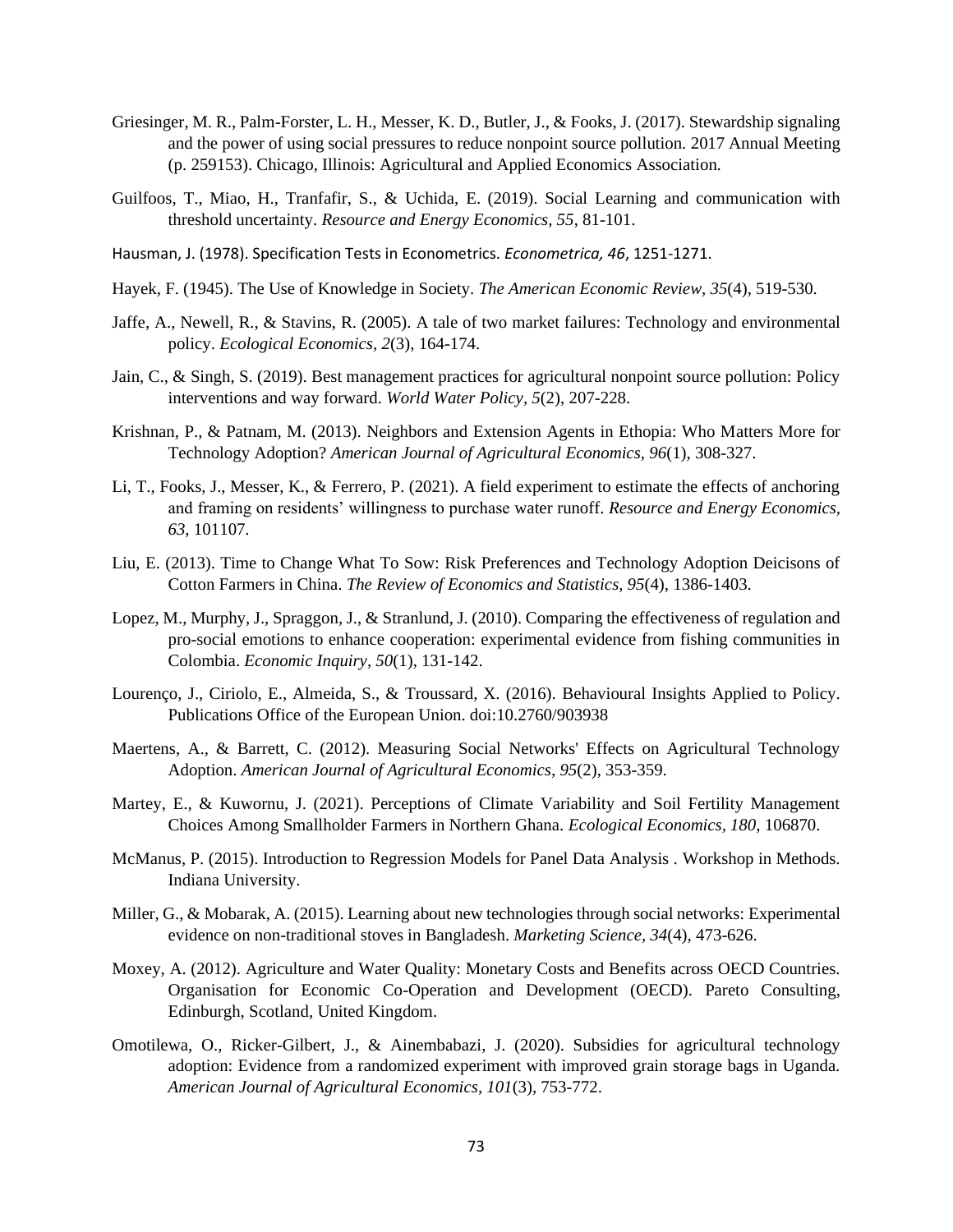Griesinger, M. R., Palm-Forster, L. H., Messer, K. D., Butler, J., & Fooks, J. (2017). Stewardship signaling and the power of using social pressures to reduce nonpoint source pollution. 2017 Annual Meeting (p. 259153). Chicago, Illinois: Agricultural and Applied Economics Association.

Guilfoos, T., Miao, H., Tranfafir, S., & Uchida, E. (2019). Social Learning and communication with threshold uncertainty. *Resource and Energy Economics*, *55*, 81-101.

Hausman, J. (1978). Specification Tests in Econometrics. *Econometrica, 46*, 1251-1271.

Hayek, F. (1945). The Use of Knowledge in Society. *The American Economic Review*, *35*(4), 519-530.

Jaffe, A., Newell, R., & Stavins, R. (2005). A tale of two market failures: Technology and environmental policy. *Ecological Economics, 2*(3), 164-174.

Jain, C., & Singh, S. (2019). Best management practices for agricultural nonpoint source pollution: Policy interventions and way forward. *World Water Policy, 5*(2), 207-228.

Krishnan, P., & Patnam, M. (2013). Neighbors and Extension Agents in Ethopia: Who Matters More for Technology Adoption? *American Journal of Agricultural Economics*, *96*(1), 308-327.

Li, T., Fooks, J., Messer, K., & Ferrero, P. (2021). A field experiment to estimate the effects of anchoring and framing on residents' willingness to purchase water runoff. *Resource and Energy Economics*, *63*, 101107.

Liu, E. (2013). Time to Change What To Sow: Risk Preferences and Technology Adoption Deicisons of Cotton Farmers in China. *The Review of Economics and Statistics, 95*(4), 1386-1403.

Lopez, M., Murphy, J., Spraggon, J., & Stranlund, J. (2010). Comparing the effectiveness of regulation and pro-social emotions to enhance cooperation: experimental evidence from fishing communities in Colombia. *Economic Inquiry, 50*(1), 131-142.

Lourenço, J., Ciriolo, E., Almeida, S., & Troussard, X. (2016). Behavioural Insights Applied to Policy. Publications Office of the European Union. doi:10.2760/903938

Maertens, A., & Barrett, C. (2012). Measuring Social Networks' Effects on Agricultural Technology Adoption. *American Journal of Agricultural Economics*, *95*(2), 353-359.

Martey, E., & Kuwornu, J. (2021). Perceptions of Climate Variability and Soil Fertility Management Choices Among Smallholder Farmers in Northern Ghana. *Ecological Economics, 180*, 106870.

McManus, P. (2015). Introduction to Regression Models for Panel Data Analysis . Workshop in Methods. Indiana University.

Miller, G., & Mobarak, A. (2015). Learning about new technologies through social networks: Experimental evidence on non-traditional stoves in Bangladesh. *Marketing Science, 34*(4), 473-626.

Moxey, A. (2012). Agriculture and Water Quality: Monetary Costs and Benefits across OECD Countries. Organisation for Economic Co-Operation and Development (OECD). Pareto Consulting, Edinburgh, Scotland, United Kingdom.

Omotilewa, O., Ricker-Gilbert, J., & Ainembabazi, J. (2020). Subsidies for agricultural technology adoption: Evidence from a randomized experiment with improved grain storage bags in Uganda. *American Journal of Agricultural Economics*, *101*(3), 753-772.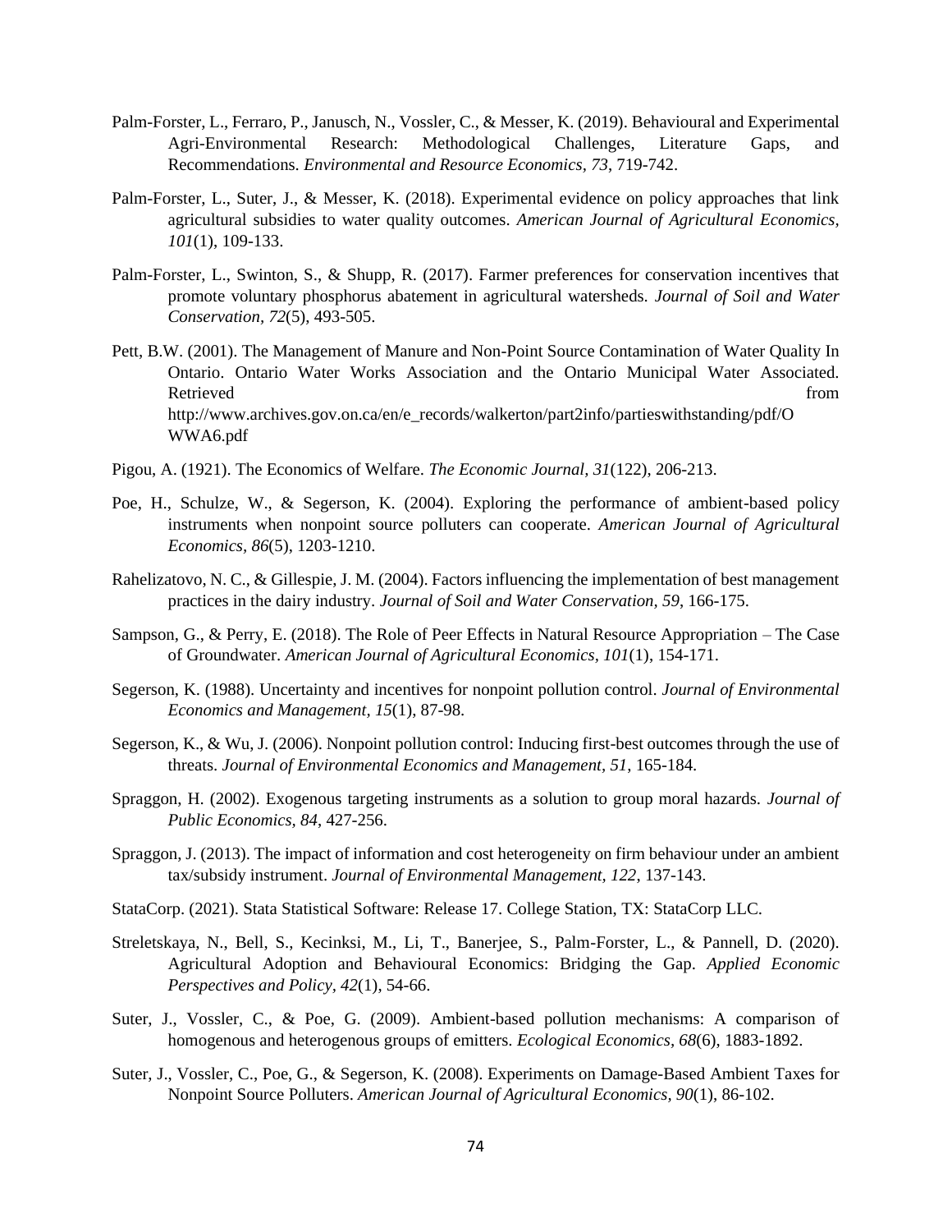Palm-Forster, L., Ferraro, P., Janusch, N., Vossler, C., & Messer, K. (2019). Behavioural and Experimental Agri-Environmental Research: Methodological Challenges, Literature Gaps, and Recommendations. *Environmental and Resource Economics, 73*, 719-742.

Palm-Forster, L., Suter, J., & Messer, K. (2018). Experimental evidence on policy approaches that link agricultural subsidies to water quality outcomes. *American Journal of Agricultural Economics, 101*(1), 109-133.

Palm-Forster, L., Swinton, S., & Shupp, R. (2017). Farmer preferences for conservation incentives that promote voluntary phosphorus abatement in agricultural watersheds. *Journal of Soil and Water Conservation, 72*(5), 493-505.

Pett, B.W. (2001). The Management of Manure and Non-Point Source Contamination of Water Quality In Ontario. Ontario Water Works Association and the Ontario Municipal Water Associated. Retrieved from http://www.archives.gov.on.ca/en/e_records/walkerton/part2info/partieswithstanding/pdf/OWWA6.pdf

Pigou, A. (1921). The Economics of Welfare. *The Economic Journal, 31*(122), 206-213.

Poe, H., Schulze, W., & Segerson, K. (2004). Exploring the performance of ambient-based policy instruments when nonpoint source polluters can cooperate. *American Journal of Agricultural Economics, 86*(5), 1203-1210.

Rahelizatovo, N. C., & Gillespie, J. M. (2004). Factors influencing the implementation of best management practices in the dairy industry. *Journal of Soil and Water Conservation, 59*, 166-175.

Sampson, G., & Perry, E. (2018). The Role of Peer Effects in Natural Resource Appropriation – The Case of Groundwater. *American Journal of Agricultural Economics, 101*(1), 154-171.

Segerson, K. (1988). Uncertainty and incentives for nonpoint pollution control. *Journal of Environmental Economics and Management, 15*(1), 87-98.

Segerson, K., & Wu, J. (2006). Nonpoint pollution control: Inducing first-best outcomes through the use of threats. *Journal of Environmental Economics and Management, 51*, 165-184.

Spraggon, H. (2002). Exogenous targeting instruments as a solution to group moral hazards. *Journal of Public Economics, 84*, 427-256.

Spraggon, J. (2013). The impact of information and cost heterogeneity on firm behaviour under an ambient tax/subsidy instrument. *Journal of Environmental Management, 122*, 137-143.

StataCorp. (2021). Stata Statistical Software: Release 17. College Station, TX: StataCorp LLC.

Streletskaya, N., Bell, S., Kecinksi, M., Li, T., Banerjee, S., Palm-Forster, L., & Pannell, D. (2020). Agricultural Adoption and Behavioural Economics: Bridging the Gap. *Applied Economic Perspectives and Policy, 42*(1), 54-66.

Suter, J., Vossler, C., & Poe, G. (2009). Ambient-based pollution mechanisms: A comparison of homogenous and heterogenous groups of emitters. *Ecological Economics, 68*(6), 1883-1892.

Suter, J., Vossler, C., Poe, G., & Segerson, K. (2008). Experiments on Damage-Based Ambient Taxes for Nonpoint Source Polluters. *American Journal of Agricultural Economics, 90*(1), 86-102.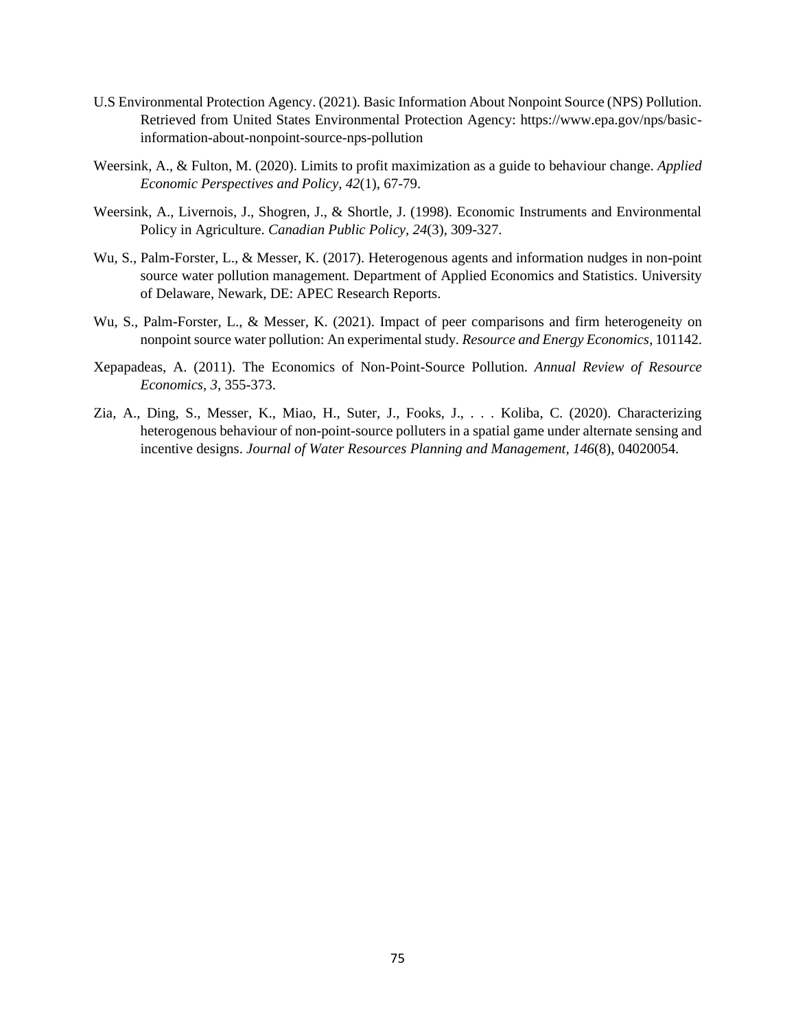U.S Environmental Protection Agency. (2021). Basic Information About Nonpoint Source (NPS) Pollution. Retrieved from United States Environmental Protection Agency: https://www.epa.gov/nps/basic-information-about-nonpoint-source-nps-pollution

Weersink, A., & Fulton, M. (2020). Limits to profit maximization as a guide to behaviour change. *Applied Economic Perspectives and Policy, 42*(1), 67-79.

Weersink, A., Livernois, J., Shogren, J., & Shortle, J. (1998). Economic Instruments and Environmental Policy in Agriculture. *Canadian Public Policy, 24*(3), 309-327.

Wu, S., Palm-Forster, L., & Messer, K. (2017). Heterogenous agents and information nudges in non-point source water pollution management. Department of Applied Economics and Statistics. University of Delaware, Newark, DE: APEC Research Reports.

Wu, S., Palm-Forster, L., & Messer, K. (2021). Impact of peer comparisons and firm heterogeneity on nonpoint source water pollution: An experimental study. *Resource and Energy Economics*, 101142.

Xepapadeas, A. (2011). The Economics of Non-Point-Source Pollution. *Annual Review of Resource Economics, 3*, 355-373.

Zia, A., Ding, S., Messer, K., Miao, H., Suter, J., Fooks, J., . . . Koliba, C. (2020). Characterizing heterogenous behaviour of non-point-source polluters in a spatial game under alternate sensing and incentive designs. *Journal of Water Resources Planning and Management, 146*(8), 04020054.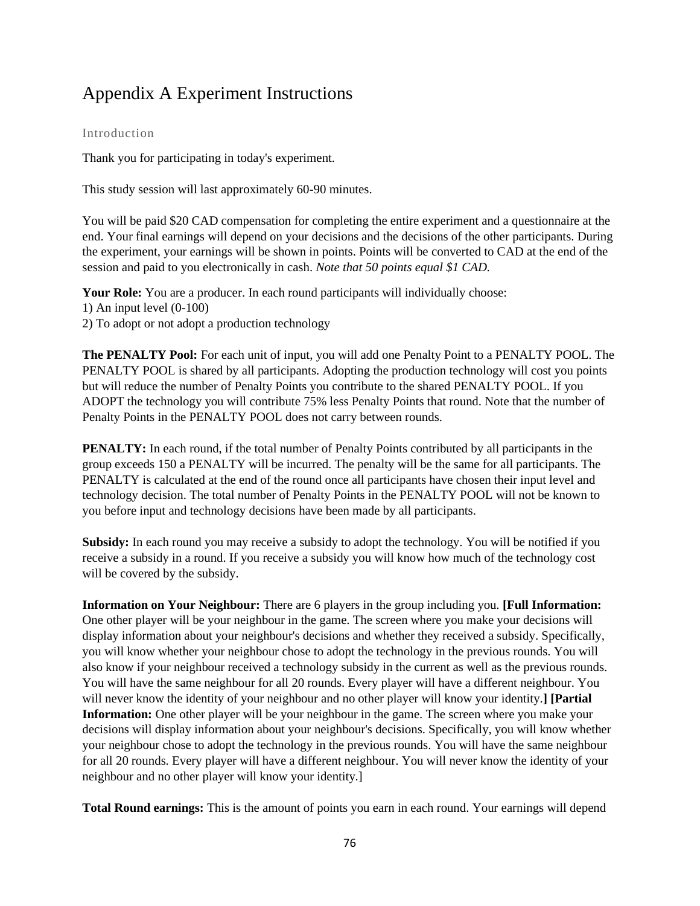# Appendix A Experiment Instructions

## Introduction

Thank you for participating in today's experiment.

This study session will last approximately 60-90 minutes.

You will be paid $20 CAD compensation for completing the entire experiment and a questionnaire at the end. Your final earnings will depend on your decisions and the decisions of the other participants. During the experiment, your earnings will be shown in points. Points will be converted to CAD at the end of the session and paid to you electronically in cash. *Note that 50 points equal $1 CAD.*

**Your Role:** You are a producer. In each round participants will individually choose:
1) An input level (0-100)
2) To adopt or not adopt a production technology

**The PENALTY Pool:** For each unit of input, you will add one Penalty Point to a PENALTY POOL. The PENALTY POOL is shared by all participants. Adopting the production technology will cost you points but will reduce the number of Penalty Points you contribute to the shared PENALTY POOL. If you ADOPT the technology you will contribute 75% less Penalty Points that round. Note that the number of Penalty Points in the PENALTY POOL does not carry between rounds.

**PENALTY:** In each round, if the total number of Penalty Points contributed by all participants in the group exceeds 150 a PENALTY will be incurred. The penalty will be the same for all participants. The PENALTY is calculated at the end of the round once all participants have chosen their input level and technology decision. The total number of Penalty Points in the PENALTY POOL will not be known to you before input and technology decisions have been made by all participants.

**Subsidy:** In each round you may receive a subsidy to adopt the technology. You will be notified if you receive a subsidy in a round. If you receive a subsidy you will know how much of the technology cost will be covered by the subsidy.

**Information on Your Neighbour:** There are 6 players in the group including you. **[Full Information:** One other player will be your neighbour in the game. The screen where you make your decisions will display information about your neighbour's decisions and whether they received a subsidy. Specifically, you will know whether your neighbour chose to adopt the technology in the previous rounds. You will also know if your neighbour received a technology subsidy in the current as well as the previous rounds. You will have the same neighbour for all 20 rounds. Every player will have a different neighbour. You will never know the identity of your neighbour and no other player will know your identity.**] [Partial Information:** One other player will be your neighbour in the game. The screen where you make your decisions will display information about your neighbour's decisions. Specifically, you will know whether your neighbour chose to adopt the technology in the previous rounds. You will have the same neighbour for all 20 rounds. Every player will have a different neighbour. You will never know the identity of your neighbour and no other player will know your identity.]

**Total Round earnings:** This is the amount of points you earn in each round. Your earnings will depend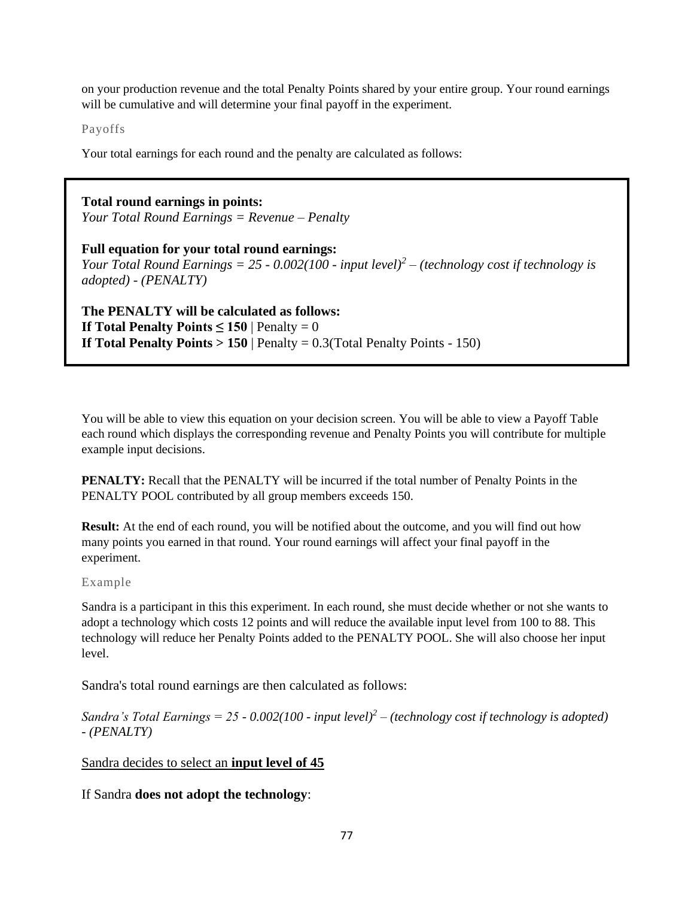on your production revenue and the total Penalty Points shared by your entire group. Your round earnings will be cumulative and will determine your final payoff in the experiment.

### Payoffs

Your total earnings for each round and the penalty are calculated as follows:

**Total round earnings in points:**
*Your Total Round Earnings = Revenue – Penalty*

**Full equation for your total round earnings:**
*Your Total Round Earnings =* $25 - 0.002(100 - \text{input level})^2$ *– (technology cost if technology is adopted) - (PENALTY)*

**The PENALTY will be calculated as follows:**
**If Total Penalty Points ≤ 150** | Penalty = 0
**If Total Penalty Points > 150** | Penalty = 0.3(Total Penalty Points - 150)

You will be able to view this equation on your decision screen. You will be able to view a Payoff Table each round which displays the corresponding revenue and Penalty Points you will contribute for multiple example input decisions.

**PENALTY:** Recall that the PENALTY will be incurred if the total number of Penalty Points in the PENALTY POOL contributed by all group members exceeds 150.

**Result:** At the end of each round, you will be notified about the outcome, and you will find out how many points you earned in that round. Your round earnings will affect your final payoff in the experiment.

### Example

Sandra is a participant in this this experiment. In each round, she must decide whether or not she wants to adopt a technology which costs 12 points and will reduce the available input level from 100 to 88. This technology will reduce her Penalty Points added to the PENALTY POOL. She will also choose her input level.

Sandra's total round earnings are then calculated as follows:

*Sandra's Total Earnings =* $25 - 0.002(100 - \text{input level})^2$ *– (technology cost if technology is adopted) - (PENALTY)*

Sandra decides to select an **input level of 45**

If Sandra **does not adopt the technology**: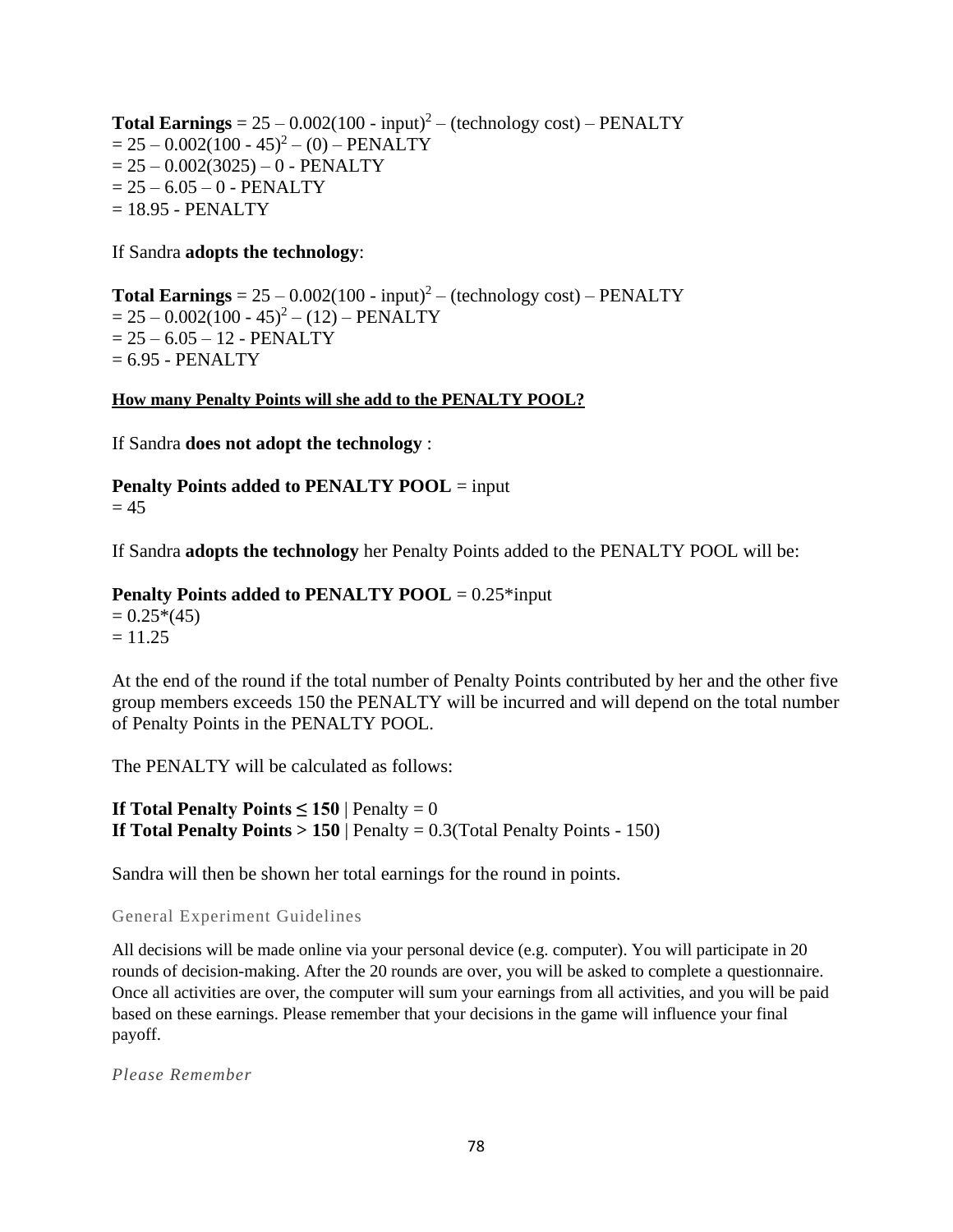**Total Earnings** = $25 – 0.002(100 - \text{input})^2$ – (technology cost) – PENALTY
$= 25 – 0.002(100 - 45)^2 – (0)$ – PENALTY
$= 25 – 0.002(3025) – 0$ - PENALTY
$= 25 – 6.05 – 0$ - PENALTY
$= 18.95$ - PENALTY

If Sandra **adopts the technology**:

**Total Earnings** = $25 – 0.002(100 - \text{input})^2$ – (technology cost) – PENALTY
$= 25 – 0.002(100 - 45)^2 – (12)$ – PENALTY
$= 25 – 6.05 – 12$ - PENALTY
$= 6.95$ - PENALTY

**How many Penalty Points will she add to the PENALTY POOL?**

If Sandra **does not adopt the technology** :

**Penalty Points added to PENALTY POOL** = input
= 45

If Sandra **adopts the technology** her Penalty Points added to the PENALTY POOL will be:

**Penalty Points added to PENALTY POOL** = 0.25*input
= 0.25*(45)
= 11.25

At the end of the round if the total number of Penalty Points contributed by her and the other five group members exceeds 150 the PENALTY will be incurred and will depend on the total number of Penalty Points in the PENALTY POOL.

The PENALTY will be calculated as follows:

**If Total Penalty Points ≤ 150** | Penalty = 0
**If Total Penalty Points > 150** | Penalty = 0.3(Total Penalty Points - 150)

Sandra will then be shown her total earnings for the round in points.

### General Experiment Guidelines

All decisions will be made online via your personal device (e.g. computer). You will participate in 20 rounds of decision-making. After the 20 rounds are over, you will be asked to complete a questionnaire. Once all activities are over, the computer will sum your earnings from all activities, and you will be paid based on these earnings. Please remember that your decisions in the game will influence your final payoff.

*Please Remember*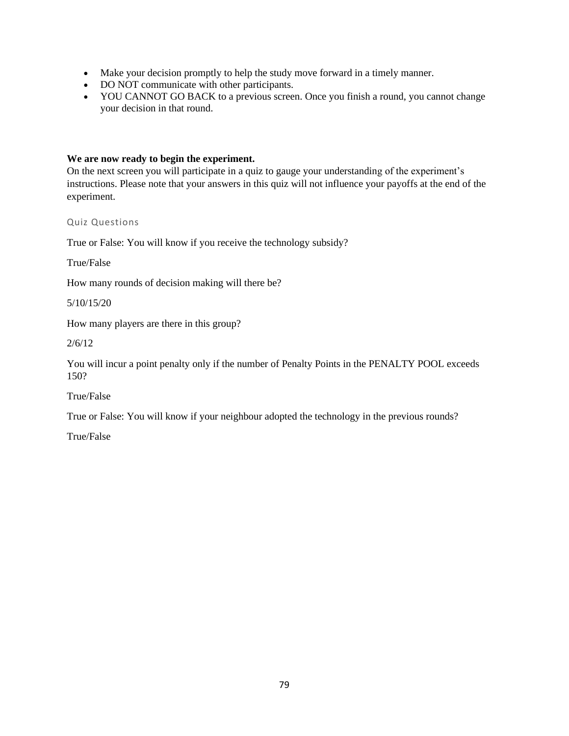- Make your decision promptly to help the study move forward in a timely manner.
- DO NOT communicate with other participants.
- YOU CANNOT GO BACK to a previous screen. Once you finish a round, you cannot change your decision in that round.

**We are now ready to begin the experiment.**
On the next screen you will participate in a quiz to gauge your understanding of the experiment's instructions. Please note that your answers in this quiz will not influence your payoffs at the end of the experiment.

### Quiz Questions

True or False: You will know if you receive the technology subsidy?

True/False

How many rounds of decision making will there be?

5/10/15/20

How many players are there in this group?

2/6/12

You will incur a point penalty only if the number of Penalty Points in the PENALTY POOL exceeds 150?

True/False

True or False: You will know if your neighbour adopted the technology in the previous rounds?

True/False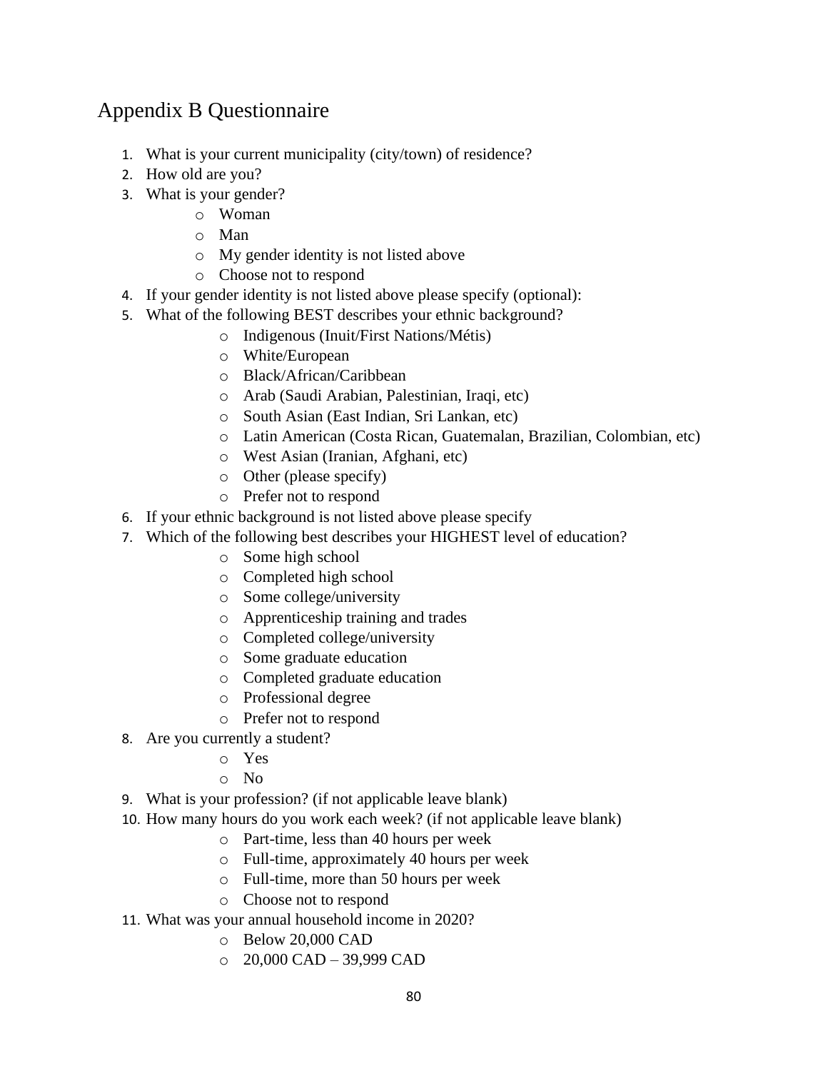# Appendix B Questionnaire

1. What is your current municipality (city/town) of residence?
2. How old are you?
3. What is your gender?
    - Woman
    - Man
    - My gender identity is not listed above
    - Choose not to respond
4. If your gender identity is not listed above please specify (optional):
5. What of the following BEST describes your ethnic background?
    - Indigenous (Inuit/First Nations/Métis)
    - White/European
    - Black/African/Caribbean
    - Arab (Saudi Arabian, Palestinian, Iraqi, etc)
    - South Asian (East Indian, Sri Lankan, etc)
    - Latin American (Costa Rican, Guatemalan, Brazilian, Colombian, etc)
    - West Asian (Iranian, Afghani, etc)
    - Other (please specify)
    - Prefer not to respond
6. If your ethnic background is not listed above please specify
7. Which of the following best describes your HIGHEST level of education?
    - Some high school
    - Completed high school
    - Some college/university
    - Apprenticeship training and trades
    - Completed college/university
    - Some graduate education
    - Completed graduate education
    - Professional degree
    - Prefer not to respond
8. Are you currently a student?
    - Yes
    - No
9. What is your profession? (if not applicable leave blank)
10. How many hours do you work each week? (if not applicable leave blank)
    - Part-time, less than 40 hours per week
    - Full-time, approximately 40 hours per week
    - Full-time, more than 50 hours per week
    - Choose not to respond
11. What was your annual household income in 2020?
    - Below 20,000 CAD
    - 20,000 CAD – 39,999 CAD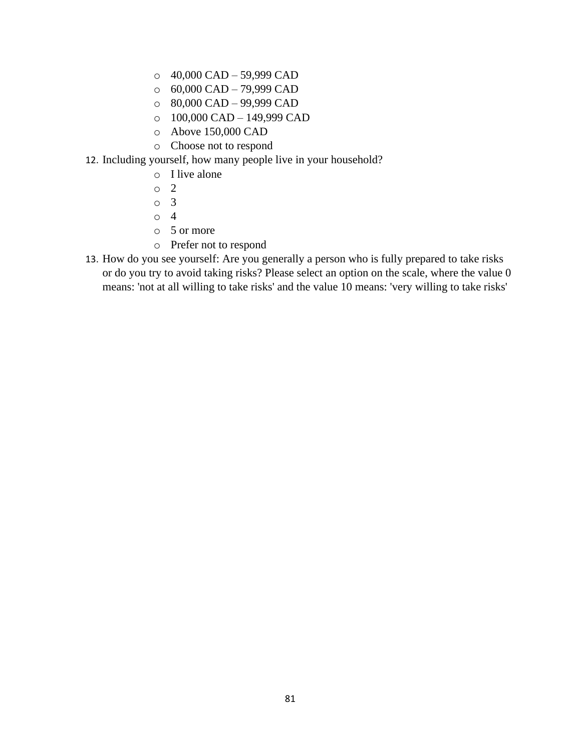- 40,000 CAD – 59,999 CAD
- 60,000 CAD – 79,999 CAD
- 80,000 CAD – 99,999 CAD
- 100,000 CAD – 149,999 CAD
- Above 150,000 CAD
- Choose not to respond

12. Including yourself, how many people live in your household?
    - I live alone
    - 2
    - 3
    - 4
    - 5 or more
    - Prefer not to respond
13. How do you see yourself: Are you generally a person who is fully prepared to take risks or do you try to avoid taking risks? Please select an option on the scale, where the value 0 means: 'not at all willing to take risks' and the value 10 means: 'very willing to take risks'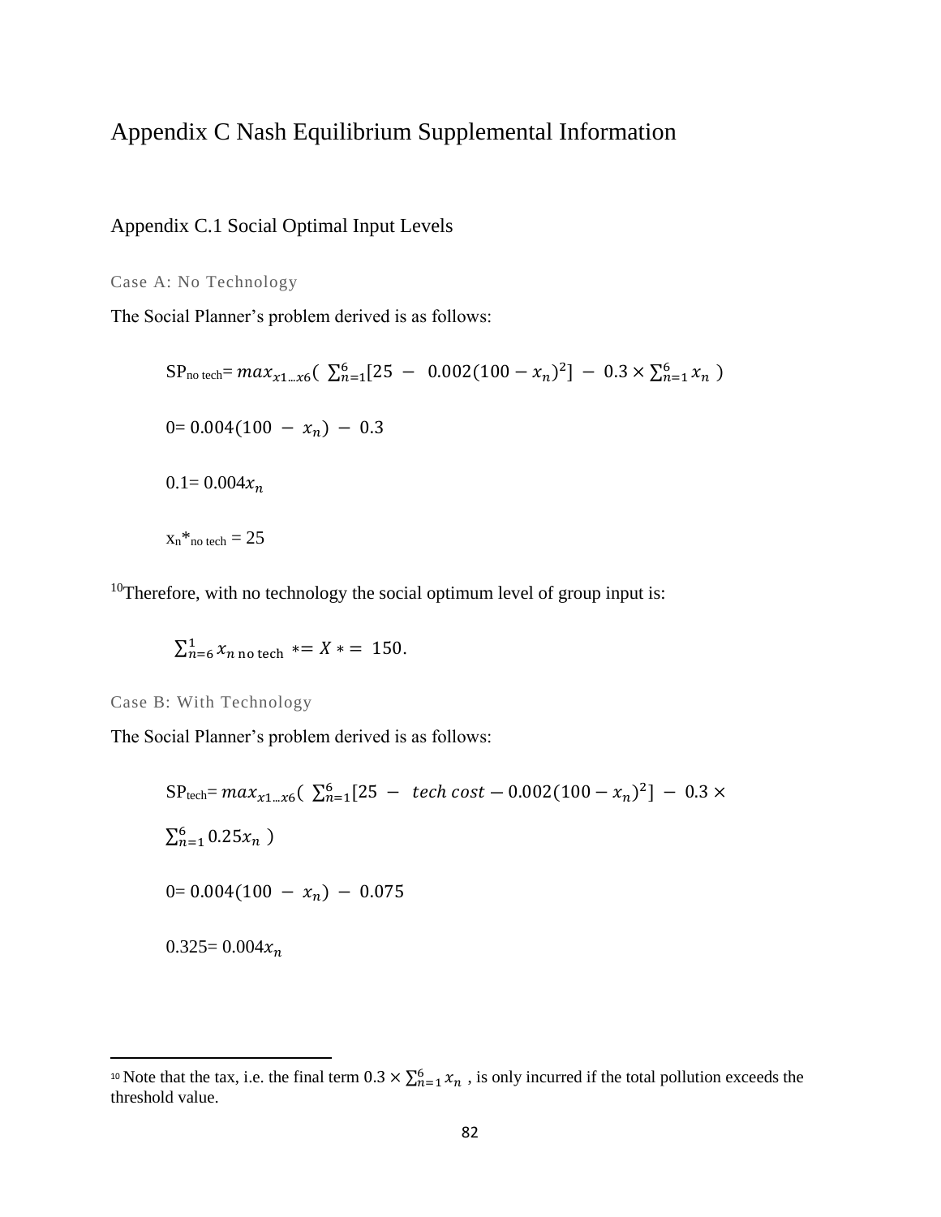# Appendix C Nash Equilibrium Supplemental Information

## Appendix C.1 Social Optimal Input Levels

### Case A: No Technology

The Social Planner's problem derived is as follows:

$$SP_{\text{no tech}} = max_{x1\ldots x6}\left( \sum_{n=1}^{6}[25 - 0.002(100 - x_n)^2] - 0.3 \times \sum_{n=1}^{6} x_n \right)$$

$$0 = 0.004(100 - x_n) - 0.3$$

$$0.1 = 0.004x_n$$

$$x_n*_{\text{no tech}} = 25$$

[10]Therefore, with no technology the social optimum level of group input is:

$$\sum_{n=6}^{1} x_{n\text{ no tech}} * = X * = 150.$$

### Case B: With Technology

The Social Planner's problem derived is as follows:

$$SP_{\text{tech}} = max_{x1\ldots x6}\left( \sum_{n=1}^{6}[25 - \textit{tech cost} - 0.002(100 - x_n)^2] - 0.3 \times \sum_{n=1}^{6} 0.25x_n \right)$$

$$0 = 0.004(100 - x_n) - 0.075$$

$$0.325 = 0.004x_n$$

---

[10] Note that the tax, i.e. the final term $0.3 \times \sum_{n=1}^{6} x_n$ , is only incurred if the total pollution exceeds the threshold value.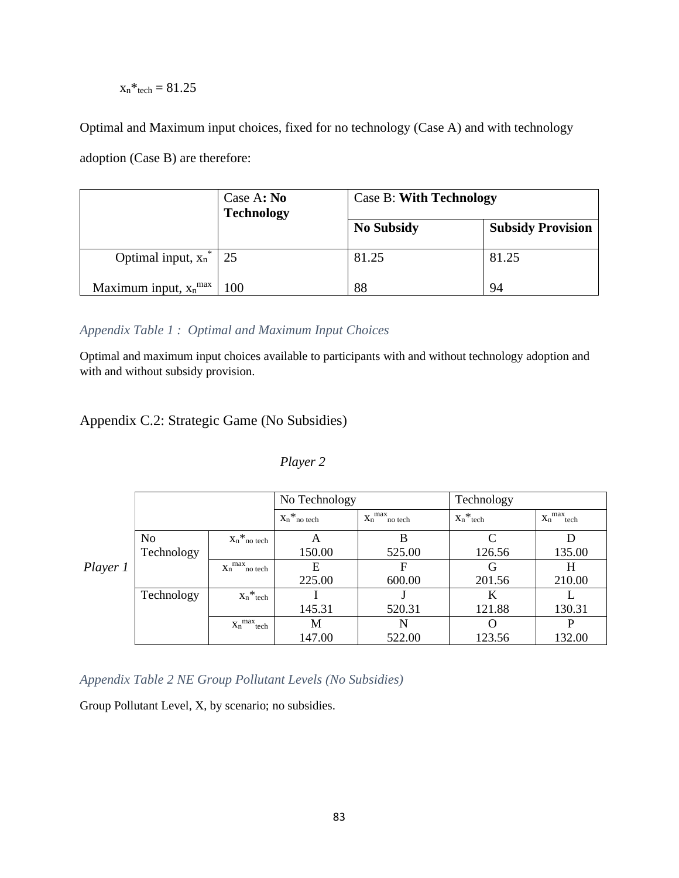$x_n{*}_{tech} = 81.25$

Optimal and Maximum input choices, fixed for no technology (Case A) and with technology adoption (Case B) are therefore:

| | Case A**: No Technology** | Case B: **With Technology** | |
|---|---|---|---|
| | | **No Subsidy** | **Subsidy Provision** |
| Optimal input, $x_n^*$ | 25 | 81.25 | 81.25 |
| Maximum input, $x_n^{max}$ | 100 | 88 | 94 |

*Appendix Table 1 : Optimal and Maximum Input Choices*

Optimal and maximum input choices available to participants with and without technology adoption and with and without subsidy provision.

## Appendix C.2: Strategic Game (No Subsidies)

*Player 2*

| | | | No Technology | | Technology | |
|---|---|---|---|---|---|---|
| | | | $x_n{*}_{no\ tech}$ | $x_n{}^{max}{}_{no\ tech}$ | $x_n{*}_{tech}$ | $x_n{}^{max}{}_{tech}$ |
| *Player 1* | No Technology | $x_n{*}_{no\ tech}$ | A 150.00 | B 525.00 | C 126.56 | D 135.00 |
| | | $x_n{}^{max}{}_{no\ tech}$ | E 225.00 | F 600.00 | G 201.56 | H 210.00 |
| | Technology | $x_n{*}_{tech}$ | I 145.31 | J 520.31 | K 121.88 | L 130.31 |
| | | $x_n{}^{max}{}_{tech}$ | M 147.00 | N 522.00 | O 123.56 | P 132.00 |

*Appendix Table 2 NE Group Pollutant Levels (No Subsidies)*

Group Pollutant Level, X, by scenario; no subsidies.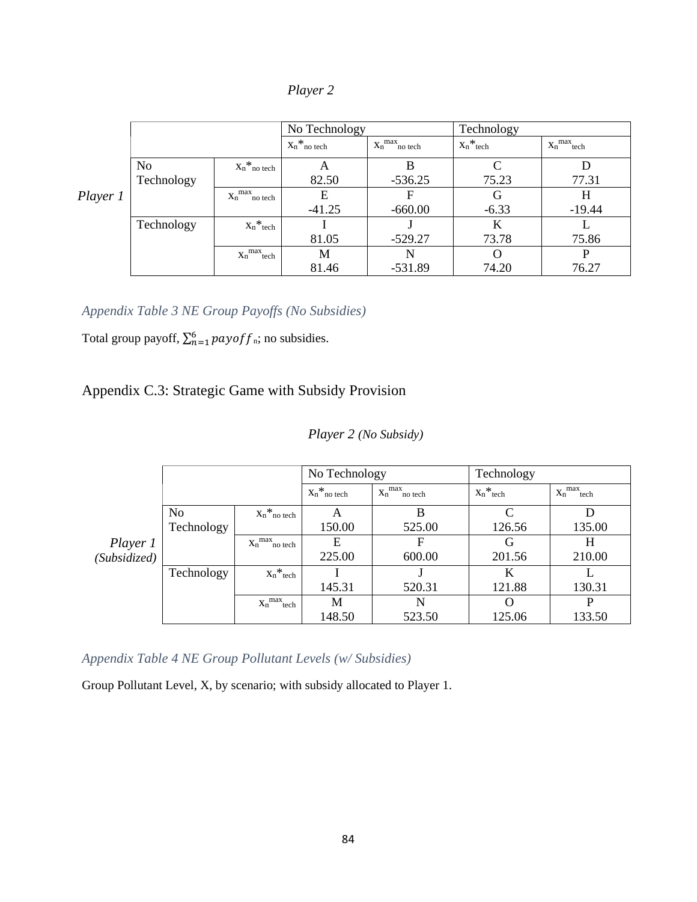*Player 2*

| | | No Technology | | Technology | |
|---|---|---|---|---|---|
| | | $x_n{}^*_{no\ tech}$ | $x_n{}^{max}{}_{no\ tech}$ | $x_n{}^*_{tech}$ | $x_n{}^{max}{}_{tech}$ |
| *Player 1* No Technology | $x_n{}^*_{no\ tech}$ | A 82.50 | B -536.25 | C 75.23 | D 77.31 |
| | $x_n{}^{max}{}_{no\ tech}$ | E -41.25 | F -660.00 | G -6.33 | H -19.44 |
| Technology | $x_n{}^*_{tech}$ | I 81.05 | J -529.27 | K 73.78 | L 75.86 |
| | $x_n{}^{max}{}_{tech}$ | M 81.46 | N -531.89 | O 74.20 | P 76.27 |

*Appendix Table 3 NE Group Payoffs (No Subsidies)*

Total group payoff, $\sum_{n=1}^{6} payoff_n$; no subsidies.

## Appendix C.3: Strategic Game with Subsidy Provision

*Player 2 (No Subsidy)*

| | | No Technology | | Technology | |
|---|---|---|---|---|---|
| | | $x_n{}^*_{no\ tech}$ | $x_n{}^{max}{}_{no\ tech}$ | $x_n{}^*_{tech}$ | $x_n{}^{max}{}_{tech}$ |
| *Player 1 (Subsidized)* No Technology | $x_n{}^*_{no\ tech}$ | A 150.00 | B 525.00 | C 126.56 | D 135.00 |
| | $x_n{}^{max}{}_{no\ tech}$ | E 225.00 | F 600.00 | G 201.56 | H 210.00 |
| Technology | $x_n{}^*_{tech}$ | I 145.31 | J 520.31 | K 121.88 | L 130.31 |
| | $x_n{}^{max}{}_{tech}$ | M 148.50 | N 523.50 | O 125.06 | P 133.50 |

*Appendix Table 4 NE Group Pollutant Levels (w/ Subsidies)*

Group Pollutant Level, X, by scenario; with subsidy allocated to Player 1.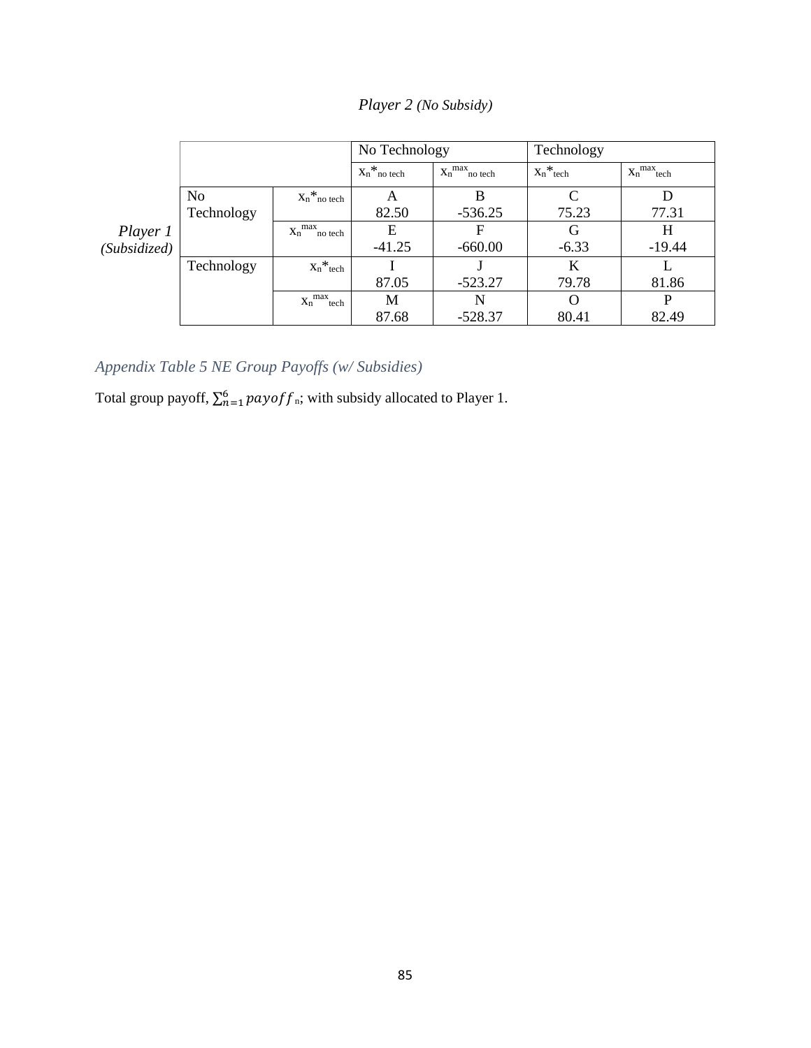*Player 2 (No Subsidy)*

| | | | No Technology | | Technology | |
|---|---|---|---|---|---|---|
| | | | $x_n{*}_{no\ tech}$ | $x_n^{max}{}_{no\ tech}$ | $x_n{*}_{tech}$ | $x_n^{max}{}_{tech}$ |
| *Player 1 (Subsidized)* | No Technology | $x_n{*}_{no\ tech}$ | A 82.50 | B -536.25 | C 75.23 | D 77.31 |
| | | $x_n^{max}{}_{no\ tech}$ | E -41.25 | F -660.00 | G -6.33 | H -19.44 |
| | Technology | $x_n{*}_{tech}$ | I 87.05 | J -523.27 | K 79.78 | L 81.86 |
| | | $x_n^{max}{}_{tech}$ | M 87.68 | N -528.37 | O 80.41 | P 82.49 |

*Appendix Table 5 NE Group Payoffs (w/ Subsidies)*

Total group payoff, $\sum_{n=1}^{6} payoff_n$; with subsidy allocated to Player 1.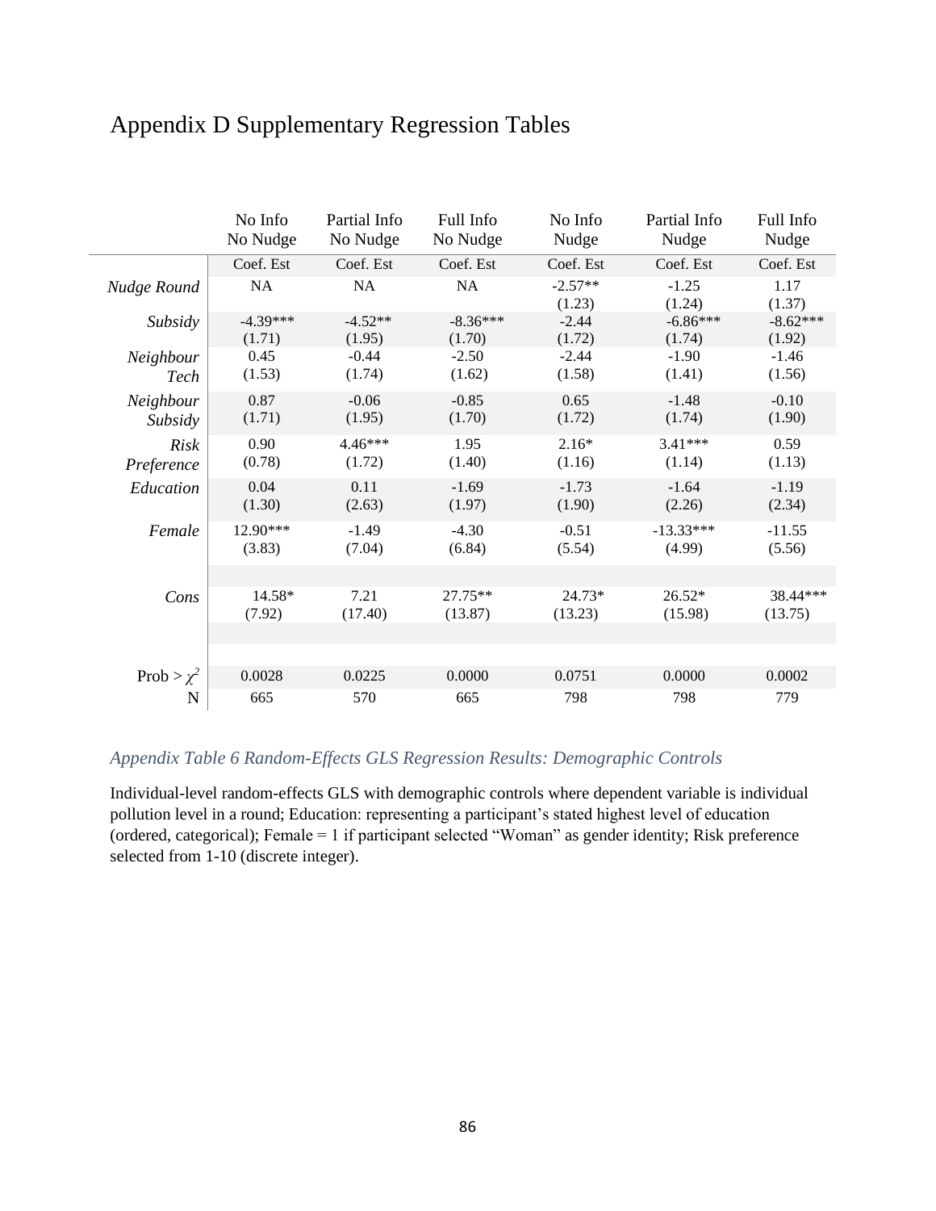# Appendix D Supplementary Regression Tables

| | No Info No Nudge | Partial Info No Nudge | Full Info No Nudge | No Info Nudge | Partial Info Nudge | Full Info Nudge |
|---|---|---|---|---|---|---|
| | Coef. Est | Coef. Est | Coef. Est | Coef. Est | Coef. Est | Coef. Est |
| *Nudge Round* | NA | NA | NA | -2.57** (1.23) | -1.25 (1.24) | 1.17 (1.37) |
| *Subsidy* | -4.39*** (1.71) | -4.52** (1.95) | -8.36*** (1.70) | -2.44 (1.72) | -6.86*** (1.74) | -8.62*** (1.92) |
| *Neighbour Tech* | 0.45 (1.53) | -0.44 (1.74) | -2.50 (1.62) | -2.44 (1.58) | -1.90 (1.41) | -1.46 (1.56) |
| *Neighbour Subsidy* | 0.87 (1.71) | -0.06 (1.95) | -0.85 (1.70) | 0.65 (1.72) | -1.48 (1.74) | -0.10 (1.90) |
| *Risk Preference* | 0.90 (0.78) | 4.46*** (1.72) | 1.95 (1.40) | 2.16* (1.16) | 3.41*** (1.14) | 0.59 (1.13) |
| *Education* | 0.04 (1.30) | 0.11 (2.63) | -1.69 (1.97) | -1.73 (1.90) | -1.64 (2.26) | -1.19 (2.34) |
| *Female* | 12.90*** (3.83) | -1.49 (7.04) | -4.30 (6.84) | -0.51 (5.54) | -13.33*** (4.99) | -11.55 (5.56) |
| *Cons* | 14.58* (7.92) | 7.21 (17.40) | 27.75** (13.87) | 24.73* (13.23) | 26.52* (15.98) | 38.44*** (13.75) |
| Prob > $\chi^2$ | 0.0028 | 0.0225 | 0.0000 | 0.0751 | 0.0000 | 0.0002 |
| N | 665 | 570 | 665 | 798 | 798 | 779 |

*Appendix Table 6 Random-Effects GLS Regression Results: Demographic Controls*

Individual-level random-effects GLS with demographic controls where dependent variable is individual pollution level in a round; Education: representing a participant's stated highest level of education (ordered, categorical); Female = 1 if participant selected "Woman" as gender identity; Risk preference selected from 1-10 (discrete integer).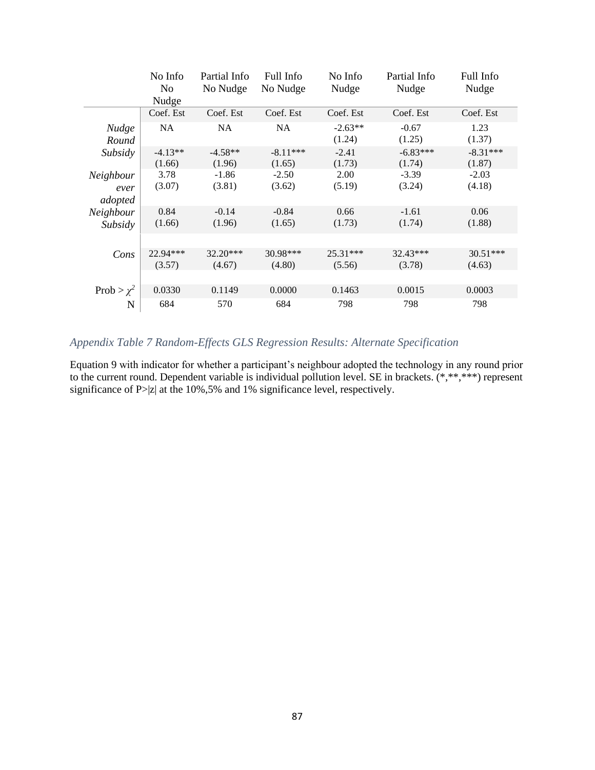| | No Info No Nudge | Partial Info No Nudge | Full Info No Nudge | No Info Nudge | Partial Info Nudge | Full Info Nudge |
|---|---|---|---|---|---|---|
| | Coef. Est | Coef. Est | Coef. Est | Coef. Est | Coef. Est | Coef. Est |
| *Nudge Round* | NA | NA | NA | -2.63** (1.24) | -0.67 (1.25) | 1.23 (1.37) |
| *Subsidy* | -4.13** (1.66) | -4.58** (1.96) | -8.11*** (1.65) | -2.41 (1.73) | -6.83*** (1.74) | -8.31*** (1.87) |
| *Neighbour ever adopted* | 3.78 (3.07) | -1.86 (3.81) | -2.50 (3.62) | 2.00 (5.19) | -3.39 (3.24) | -2.03 (4.18) |
| *Neighbour Subsidy* | 0.84 (1.66) | -0.14 (1.96) | -0.84 (1.65) | 0.66 (1.73) | -1.61 (1.74) | 0.06 (1.88) |
| *Cons* | 22.94*** (3.57) | 32.20*** (4.67) | 30.98*** (4.80) | 25.31*** (5.56) | 32.43*** (3.78) | 30.51*** (4.63) |
| Prob > $\chi^2$ | 0.0330 | 0.1149 | 0.0000 | 0.1463 | 0.0015 | 0.0003 |
| N | 684 | 570 | 684 | 798 | 798 | 798 |

*Appendix Table 7 Random-Effects GLS Regression Results: Alternate Specification*

Equation 9 with indicator for whether a participant's neighbour adopted the technology in any round prior to the current round. Dependent variable is individual pollution level. SE in brackets. (*,**,***) represent significance of P>|z| at the 10%,5% and 1% significance level, respectively.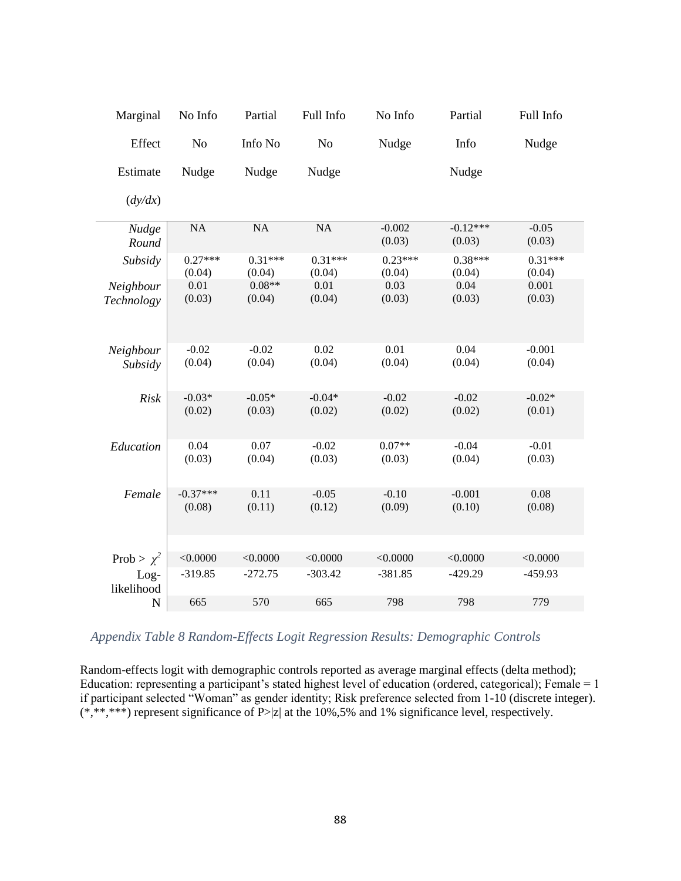| Marginal Effect Estimate (*dy/dx*) | No Info No Nudge | Partial Info No Nudge | Full Info No Nudge | No Info Nudge | Partial Info Nudge | Full Info Nudge |
|---|---|---|---|---|---|---|
| *Nudge Round* | NA | NA | NA | -0.002 (0.03) | -0.12*** (0.03) | -0.05 (0.03) |
| *Subsidy* | 0.27*** (0.04) | 0.31*** (0.04) | 0.31*** (0.04) | 0.23*** (0.04) | 0.38*** (0.04) | 0.31*** (0.04) |
| *Neighbour Technology* | 0.01 (0.03) | 0.08** (0.04) | 0.01 (0.04) | 0.03 (0.03) | 0.04 (0.03) | 0.001 (0.03) |
| *Neighbour Subsidy* | -0.02 (0.04) | -0.02 (0.04) | 0.02 (0.04) | 0.01 (0.04) | 0.04 (0.04) | -0.001 (0.04) |
| *Risk* | -0.03* (0.02) | -0.05* (0.03) | -0.04* (0.02) | -0.02 (0.02) | -0.02 (0.02) | -0.02* (0.01) |
| *Education* | 0.04 (0.03) | 0.07 (0.04) | -0.02 (0.03) | 0.07** (0.03) | -0.04 (0.04) | -0.01 (0.03) |
| *Female* | -0.37*** (0.08) | 0.11 (0.11) | -0.05 (0.12) | -0.10 (0.09) | -0.001 (0.10) | 0.08 (0.08) |
| Prob > $\chi^2$ | <0.0000 | <0.0000 | <0.0000 | <0.0000 | <0.0000 | <0.0000 |
| Log-likelihood | -319.85 | -272.75 | -303.42 | -381.85 | -429.29 | -459.93 |
| N | 665 | 570 | 665 | 798 | 798 | 779 |

*Appendix Table 8 Random-Effects Logit Regression Results: Demographic Controls*

Random-effects logit with demographic controls reported as average marginal effects (delta method); Education: representing a participant's stated highest level of education (ordered, categorical); Female = 1 if participant selected "Woman" as gender identity; Risk preference selected from 1-10 (discrete integer). (*,**,***) represent significance of P>|z| at the 10%,5% and 1% significance level, respectively.